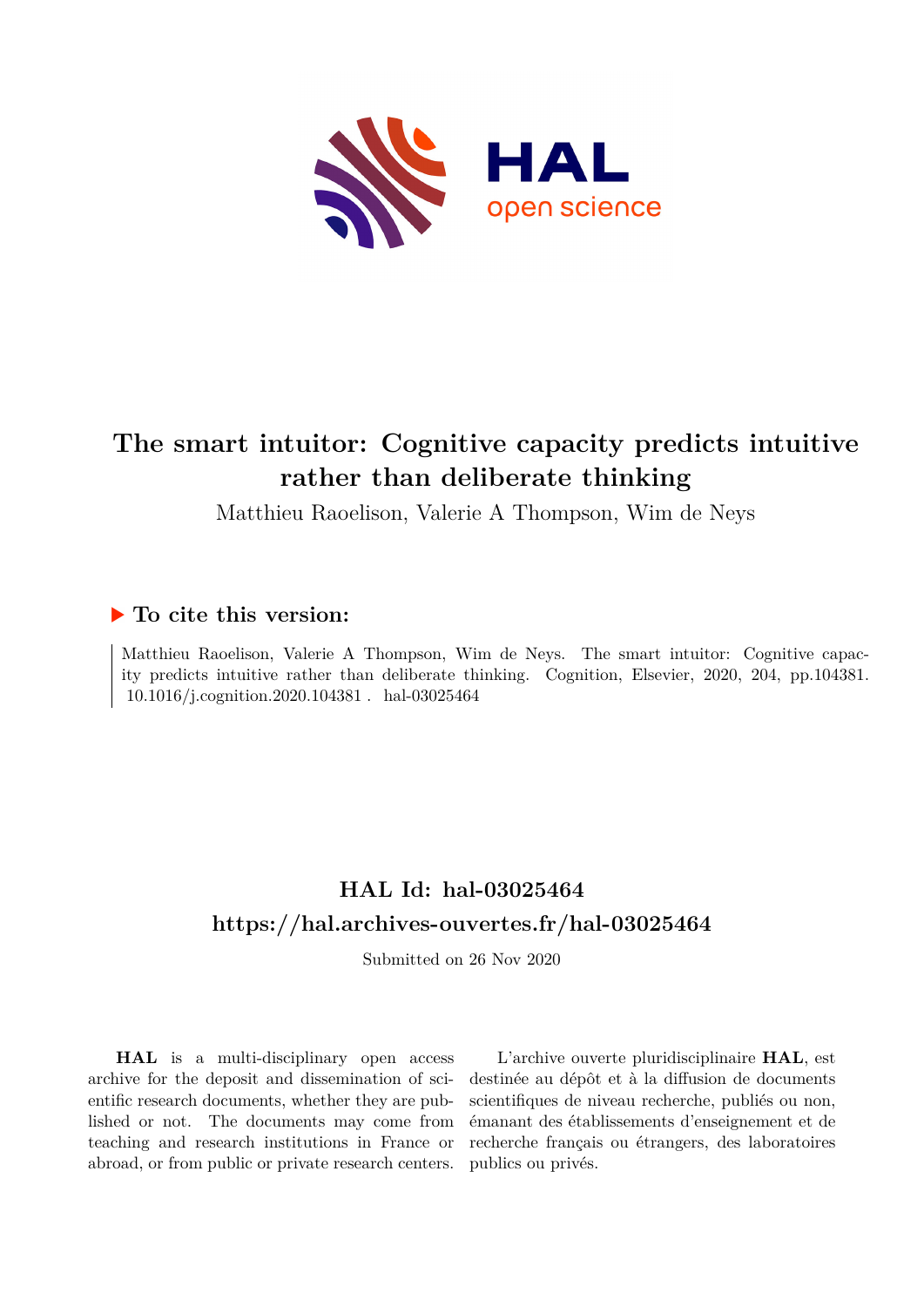# The smart intuitor: Cognitive capacity predicts intuitive rather than deliberate thinking

Matthieu Raoelison, Valerie A Thompson, Wim de Neys

## ▶ To cite this version:

Matthieu Raoelison, Valerie A Thompson, Wim de Neys. The smart intuitor: Cognitive capacity predicts intuitive rather than deliberate thinking. Cognition, Elsevier, 2020, 204, pp.104381. 10.1016/j.cognition.2020.104381 . hal-03025464

## HAL Id: hal-03025464

## https://hal.archives-ouvertes.fr/hal-03025464

Submitted on 26 Nov 2020

**HAL** is a multi-disciplinary open access archive for the deposit and dissemination of scientific research documents, whether they are published or not. The documents may come from teaching and research institutions in France or abroad, or from public or private research centers.

L'archive ouverte pluridisciplinaire **HAL**, est destinée au dépôt et à la diffusion de documents scientifiques de niveau recherche, publiés ou non, émanant des établissements d'enseignement et de recherche français ou étrangers, des laboratoires publics ou privés.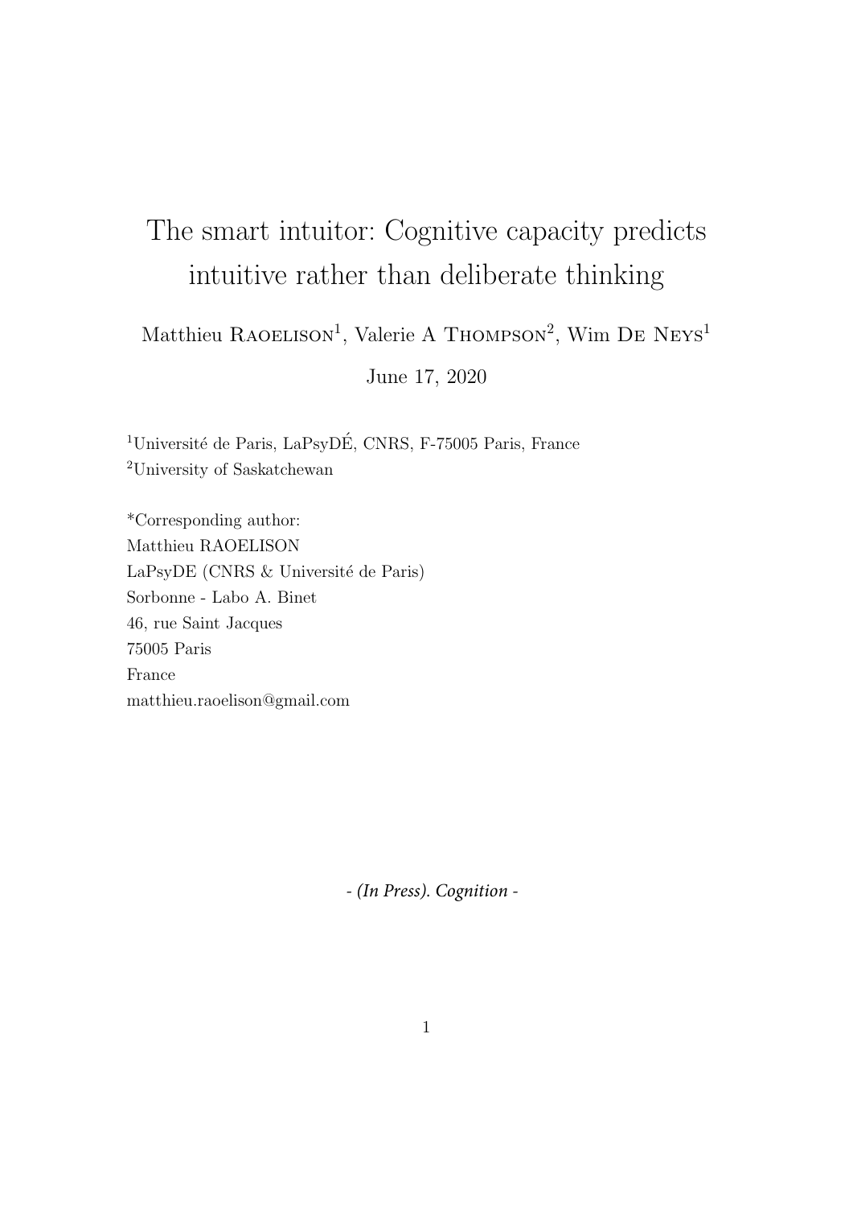# The smart intuitor: Cognitive capacity predicts intuitive rather than deliberate thinking

Matthieu Raoelison[1], Valerie A Thompson[2], Wim De Neys[1]

June 17, 2020

[1]Université de Paris, LaPsyDÉ, CNRS, F-75005 Paris, France
[2]University of Saskatchewan

*Corresponding author:
Matthieu RAOELISON
LaPsyDE (CNRS & Université de Paris)
Sorbonne - Labo A. Binet
46, rue Saint Jacques
75005 Paris
France
matthieu.raoelison@gmail.com

*- (In Press). Cognition -*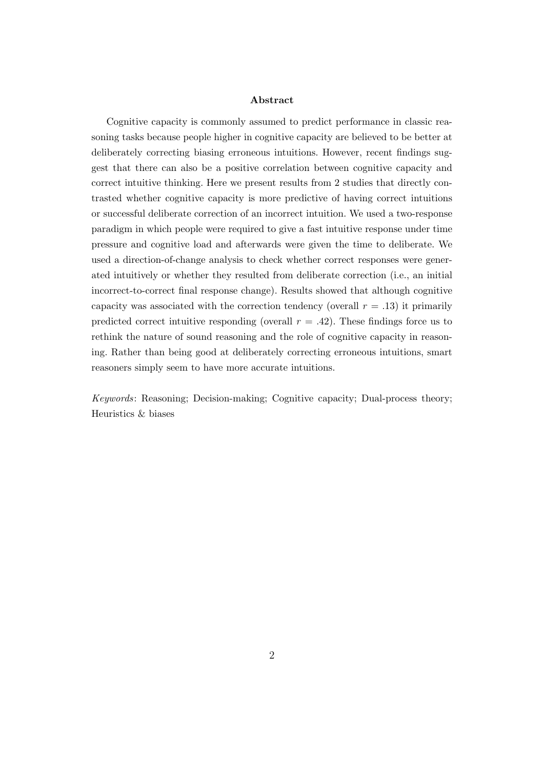## Abstract

Cognitive capacity is commonly assumed to predict performance in classic reasoning tasks because people higher in cognitive capacity are believed to be better at deliberately correcting biasing erroneous intuitions. However, recent findings suggest that there can also be a positive correlation between cognitive capacity and correct intuitive thinking. Here we present results from 2 studies that directly contrasted whether cognitive capacity is more predictive of having correct intuitions or successful deliberate correction of an incorrect intuition. We used a two-response paradigm in which people were required to give a fast intuitive response under time pressure and cognitive load and afterwards were given the time to deliberate. We used a direction-of-change analysis to check whether correct responses were generated intuitively or whether they resulted from deliberate correction (i.e., an initial incorrect-to-correct final response change). Results showed that although cognitive capacity was associated with the correction tendency (overall $r = .13$) it primarily predicted correct intuitive responding (overall $r = .42$). These findings force us to rethink the nature of sound reasoning and the role of cognitive capacity in reasoning. Rather than being good at deliberately correcting erroneous intuitions, smart reasoners simply seem to have more accurate intuitions.

*Keywords*: Reasoning; Decision-making; Cognitive capacity; Dual-process theory; Heuristics & biases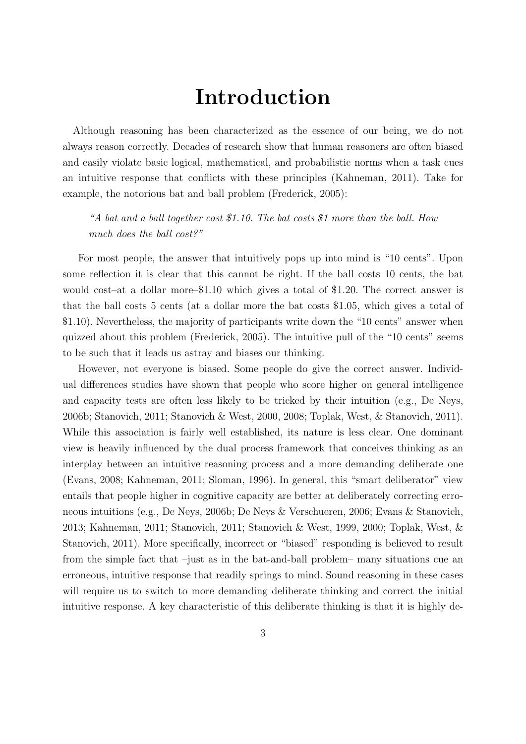# Introduction

Although reasoning has been characterized as the essence of our being, we do not always reason correctly. Decades of research show that human reasoners are often biased and easily violate basic logical, mathematical, and probabilistic norms when a task cues an intuitive response that conflicts with these principles (Kahneman, 2011). Take for example, the notorious bat and ball problem (Frederick, 2005):

> *"A bat and a ball together cost $1.10. The bat costs $1 more than the ball. How much does the ball cost?"*

For most people, the answer that intuitively pops up into mind is "10 cents". Upon some reflection it is clear that this cannot be right. If the ball costs 10 cents, the bat would cost–at a dollar more–$1.10 which gives a total of $1.20. The correct answer is that the ball costs 5 cents (at a dollar more the bat costs $1.05, which gives a total of $1.10). Nevertheless, the majority of participants write down the "10 cents" answer when quizzed about this problem (Frederick, 2005). The intuitive pull of the "10 cents" seems to be such that it leads us astray and biases our thinking.

However, not everyone is biased. Some people do give the correct answer. Individual differences studies have shown that people who score higher on general intelligence and capacity tests are often less likely to be tricked by their intuition (e.g., De Neys, 2006b; Stanovich, 2011; Stanovich & West, 2000, 2008; Toplak, West, & Stanovich, 2011). While this association is fairly well established, its nature is less clear. One dominant view is heavily influenced by the dual process framework that conceives thinking as an interplay between an intuitive reasoning process and a more demanding deliberate one (Evans, 2008; Kahneman, 2011; Sloman, 1996). In general, this "smart deliberator" view entails that people higher in cognitive capacity are better at deliberately correcting erroneous intuitions (e.g., De Neys, 2006b; De Neys & Verschueren, 2006; Evans & Stanovich, 2013; Kahneman, 2011; Stanovich, 2011; Stanovich & West, 1999, 2000; Toplak, West, & Stanovich, 2011). More specifically, incorrect or "biased" responding is believed to result from the simple fact that –just as in the bat-and-ball problem– many situations cue an erroneous, intuitive response that readily springs to mind. Sound reasoning in these cases will require us to switch to more demanding deliberate thinking and correct the initial intuitive response. A key characteristic of this deliberate thinking is that it is highly de-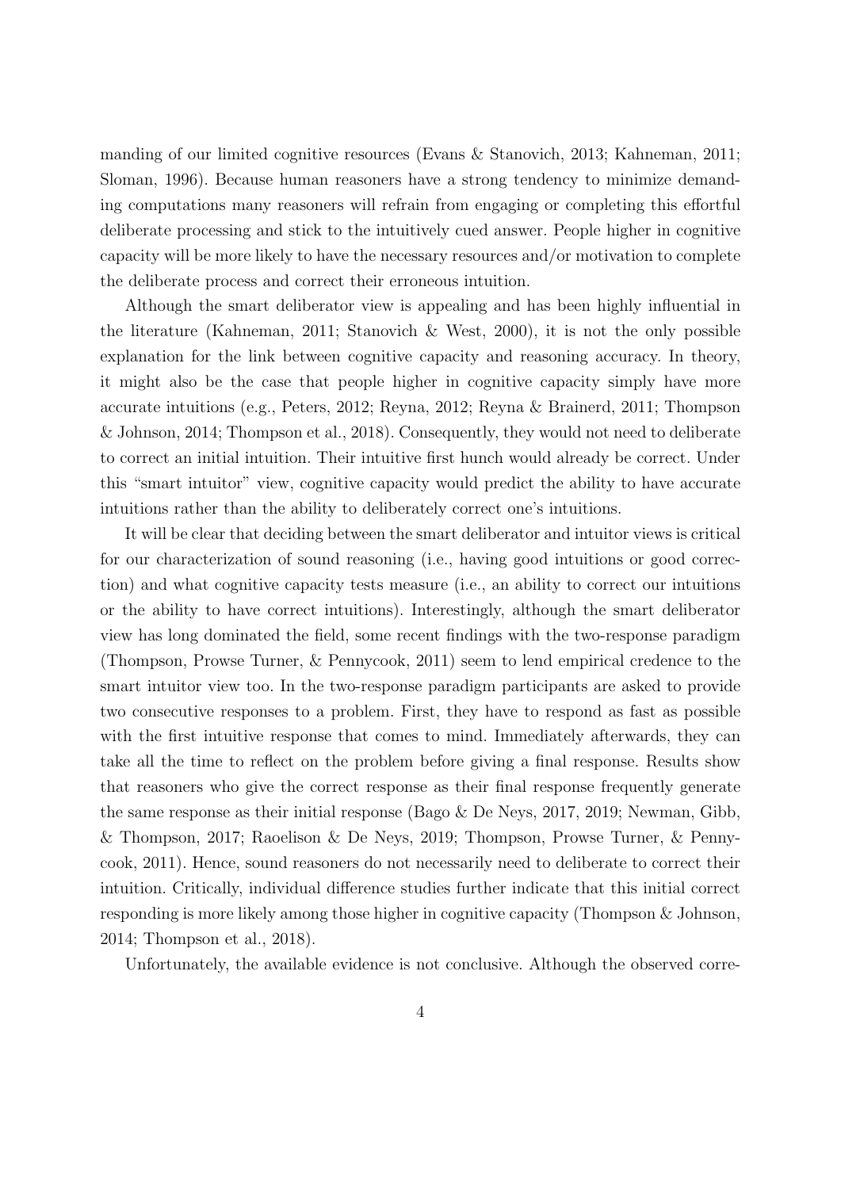manding of our limited cognitive resources (Evans & Stanovich, 2013; Kahneman, 2011; Sloman, 1996). Because human reasoners have a strong tendency to minimize demanding computations many reasoners will refrain from engaging or completing this effortful deliberate processing and stick to the intuitively cued answer. People higher in cognitive capacity will be more likely to have the necessary resources and/or motivation to complete the deliberate process and correct their erroneous intuition.

Although the smart deliberator view is appealing and has been highly influential in the literature (Kahneman, 2011; Stanovich & West, 2000), it is not the only possible explanation for the link between cognitive capacity and reasoning accuracy. In theory, it might also be the case that people higher in cognitive capacity simply have more accurate intuitions (e.g., Peters, 2012; Reyna, 2012; Reyna & Brainerd, 2011; Thompson & Johnson, 2014; Thompson et al., 2018). Consequently, they would not need to deliberate to correct an initial intuition. Their intuitive first hunch would already be correct. Under this "smart intuitor" view, cognitive capacity would predict the ability to have accurate intuitions rather than the ability to deliberately correct one's intuitions.

It will be clear that deciding between the smart deliberator and intuitor views is critical for our characterization of sound reasoning (i.e., having good intuitions or good correction) and what cognitive capacity tests measure (i.e., an ability to correct our intuitions or the ability to have correct intuitions). Interestingly, although the smart deliberator view has long dominated the field, some recent findings with the two-response paradigm (Thompson, Prowse Turner, & Pennycook, 2011) seem to lend empirical credence to the smart intuitor view too. In the two-response paradigm participants are asked to provide two consecutive responses to a problem. First, they have to respond as fast as possible with the first intuitive response that comes to mind. Immediately afterwards, they can take all the time to reflect on the problem before giving a final response. Results show that reasoners who give the correct response as their final response frequently generate the same response as their initial response (Bago & De Neys, 2017, 2019; Newman, Gibb, & Thompson, 2017; Raoelison & De Neys, 2019; Thompson, Prowse Turner, & Pennycook, 2011). Hence, sound reasoners do not necessarily need to deliberate to correct their intuition. Critically, individual difference studies further indicate that this initial correct responding is more likely among those higher in cognitive capacity (Thompson & Johnson, 2014; Thompson et al., 2018).

Unfortunately, the available evidence is not conclusive. Although the observed corre-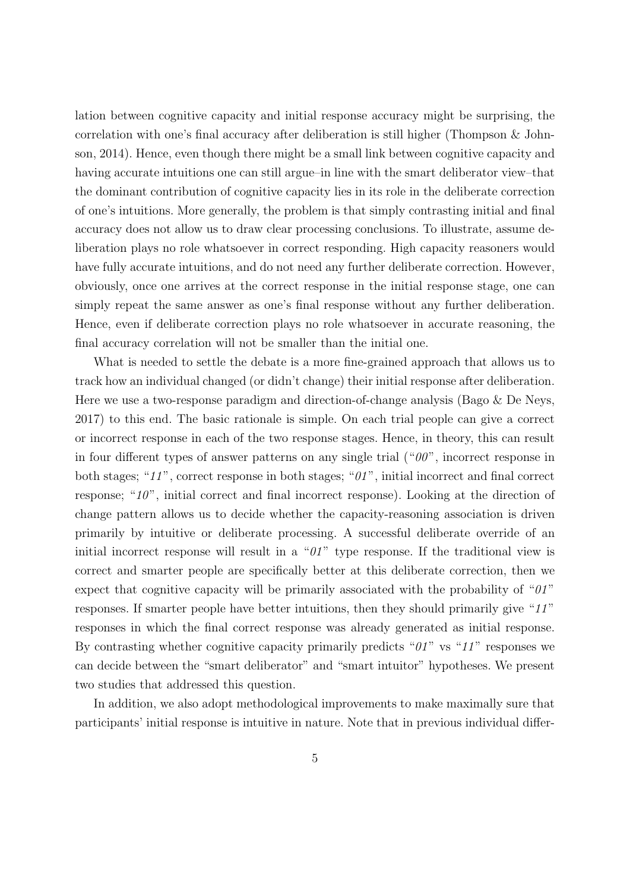lation between cognitive capacity and initial response accuracy might be surprising, the correlation with one's final accuracy after deliberation is still higher (Thompson & Johnson, 2014). Hence, even though there might be a small link between cognitive capacity and having accurate intuitions one can still argue–in line with the smart deliberator view–that the dominant contribution of cognitive capacity lies in its role in the deliberate correction of one's intuitions. More generally, the problem is that simply contrasting initial and final accuracy does not allow us to draw clear processing conclusions. To illustrate, assume deliberation plays no role whatsoever in correct responding. High capacity reasoners would have fully accurate intuitions, and do not need any further deliberate correction. However, obviously, once one arrives at the correct response in the initial response stage, one can simply repeat the same answer as one's final response without any further deliberation. Hence, even if deliberate correction plays no role whatsoever in accurate reasoning, the final accuracy correlation will not be smaller than the initial one.

What is needed to settle the debate is a more fine-grained approach that allows us to track how an individual changed (or didn't change) their initial response after deliberation. Here we use a two-response paradigm and direction-of-change analysis (Bago & De Neys, 2017) to this end. The basic rationale is simple. On each trial people can give a correct or incorrect response in each of the two response stages. Hence, in theory, this can result in four different types of answer patterns on any single trial ("*00*", incorrect response in both stages; "*11*", correct response in both stages; "*01*", initial incorrect and final correct response; "*10*", initial correct and final incorrect response). Looking at the direction of change pattern allows us to decide whether the capacity-reasoning association is driven primarily by intuitive or deliberate processing. A successful deliberate override of an initial incorrect response will result in a "*01*" type response. If the traditional view is correct and smarter people are specifically better at this deliberate correction, then we expect that cognitive capacity will be primarily associated with the probability of "*01*" responses. If smarter people have better intuitions, then they should primarily give "*11*" responses in which the final correct response was already generated as initial response. By contrasting whether cognitive capacity primarily predicts "*01*" vs "*11*" responses we can decide between the "smart deliberator" and "smart intuitor" hypotheses. We present two studies that addressed this question.

In addition, we also adopt methodological improvements to make maximally sure that participants' initial response is intuitive in nature. Note that in previous individual differ-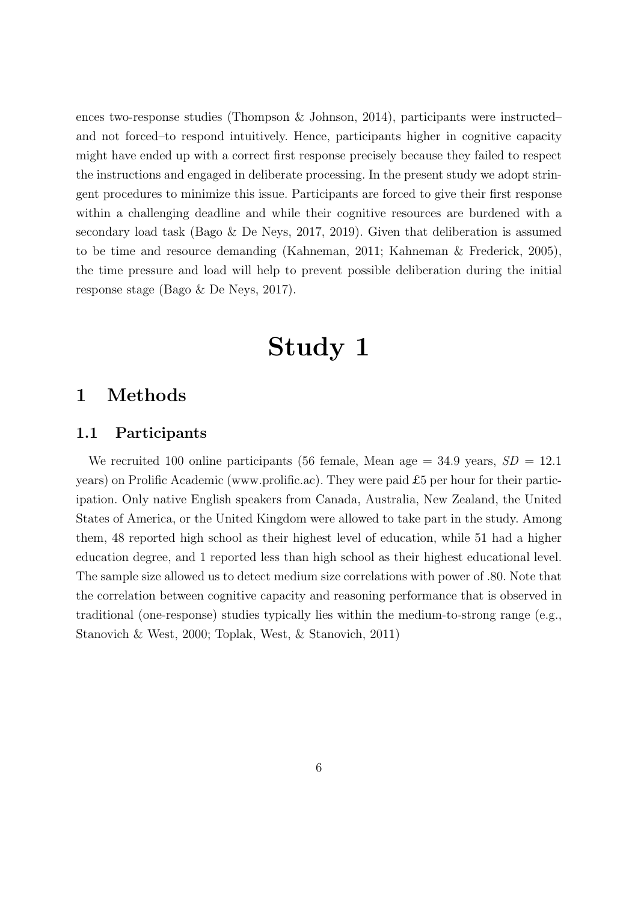ences two-response studies (Thompson & Johnson, 2014), participants were instructed–and not forced–to respond intuitively. Hence, participants higher in cognitive capacity might have ended up with a correct first response precisely because they failed to respect the instructions and engaged in deliberate processing. In the present study we adopt stringent procedures to minimize this issue. Participants are forced to give their first response within a challenging deadline and while their cognitive resources are burdened with a secondary load task (Bago & De Neys, 2017, 2019). Given that deliberation is assumed to be time and resource demanding (Kahneman, 2011; Kahneman & Frederick, 2005), the time pressure and load will help to prevent possible deliberation during the initial response stage (Bago & De Neys, 2017).

# Study 1

## 1 Methods

### 1.1 Participants

We recruited 100 online participants (56 female, Mean age = 34.9 years, *SD* = 12.1 years) on Prolific Academic (www.prolific.ac). They were paid £5 per hour for their participation. Only native English speakers from Canada, Australia, New Zealand, the United States of America, or the United Kingdom were allowed to take part in the study. Among them, 48 reported high school as their highest level of education, while 51 had a higher education degree, and 1 reported less than high school as their highest educational level. The sample size allowed us to detect medium size correlations with power of .80. Note that the correlation between cognitive capacity and reasoning performance that is observed in traditional (one-response) studies typically lies within the medium-to-strong range (e.g., Stanovich & West, 2000; Toplak, West, & Stanovich, 2011)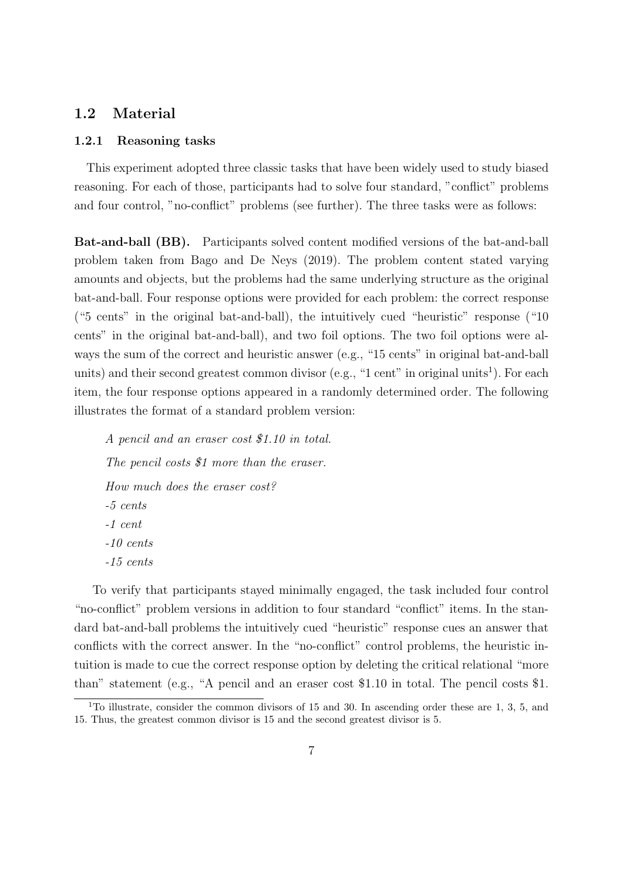## 1.2 Material

### 1.2.1 Reasoning tasks

This experiment adopted three classic tasks that have been widely used to study biased reasoning. For each of those, participants had to solve four standard, "conflict" problems and four control, "no-conflict" problems (see further). The three tasks were as follows:

**Bat-and-ball (BB).** Participants solved content modified versions of the bat-and-ball problem taken from Bago and De Neys (2019). The problem content stated varying amounts and objects, but the problems had the same underlying structure as the original bat-and-ball. Four response options were provided for each problem: the correct response ("5 cents" in the original bat-and-ball), the intuitively cued "heuristic" response ("10 cents" in the original bat-and-ball), and two foil options. The two foil options were always the sum of the correct and heuristic answer (e.g., "15 cents" in original bat-and-ball units) and their second greatest common divisor (e.g., "1 cent" in original units[1]). For each item, the four response options appeared in a randomly determined order. The following illustrates the format of a standard problem version:

*A pencil and an eraser cost $1.10 in total.*

*The pencil costs $1 more than the eraser.*

*How much does the eraser cost?*

*-5 cents*

*-1 cent*

*-10 cents*

*-15 cents*

To verify that participants stayed minimally engaged, the task included four control "no-conflict" problem versions in addition to four standard "conflict" items. In the standard bat-and-ball problems the intuitively cued "heuristic" response cues an answer that conflicts with the correct answer. In the "no-conflict" control problems, the heuristic intuition is made to cue the correct response option by deleting the critical relational "more than" statement (e.g., "A pencil and an eraser cost $1.10 in total. The pencil costs $1.

[1] To illustrate, consider the common divisors of 15 and 30. In ascending order these are 1, 3, 5, and 15. Thus, the greatest common divisor is 15 and the second greatest divisor is 5.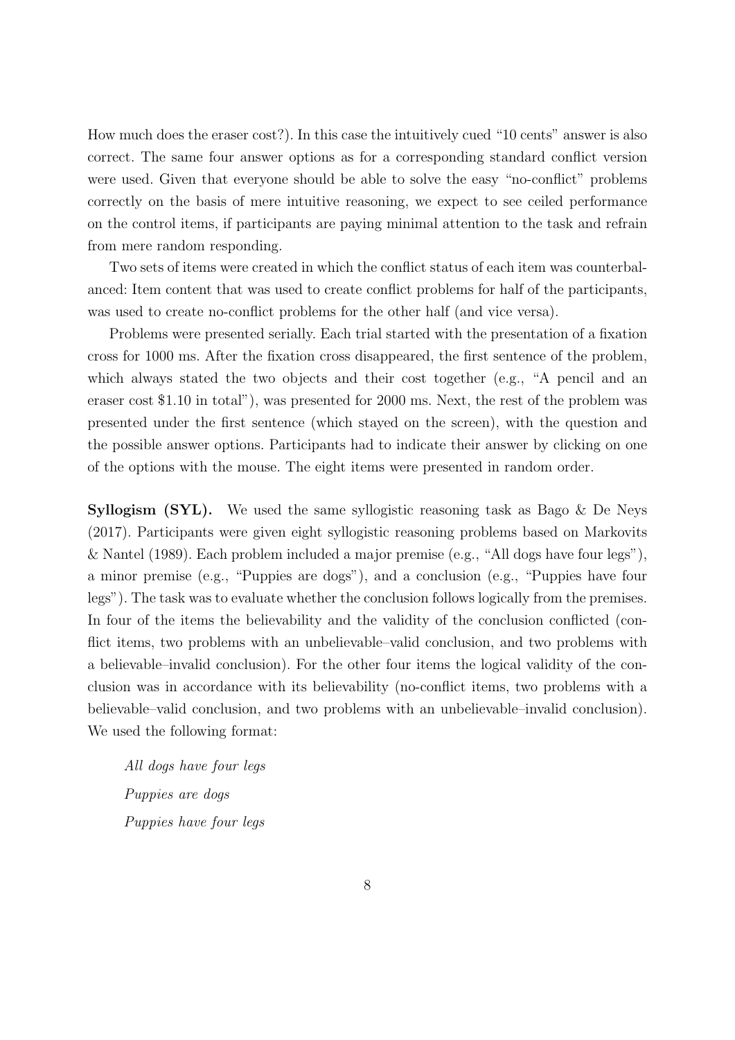How much does the eraser cost?). In this case the intuitively cued "10 cents" answer is also correct. The same four answer options as for a corresponding standard conflict version were used. Given that everyone should be able to solve the easy "no-conflict" problems correctly on the basis of mere intuitive reasoning, we expect to see ceiled performance on the control items, if participants are paying minimal attention to the task and refrain from mere random responding.

Two sets of items were created in which the conflict status of each item was counterbalanced: Item content that was used to create conflict problems for half of the participants, was used to create no-conflict problems for the other half (and vice versa).

Problems were presented serially. Each trial started with the presentation of a fixation cross for 1000 ms. After the fixation cross disappeared, the first sentence of the problem, which always stated the two objects and their cost together (e.g., "A pencil and an eraser cost $1.10 in total"), was presented for 2000 ms. Next, the rest of the problem was presented under the first sentence (which stayed on the screen), with the question and the possible answer options. Participants had to indicate their answer by clicking on one of the options with the mouse. The eight items were presented in random order.

**Syllogism (SYL).** We used the same syllogistic reasoning task as Bago & De Neys (2017). Participants were given eight syllogistic reasoning problems based on Markovits & Nantel (1989). Each problem included a major premise (e.g., "All dogs have four legs"), a minor premise (e.g., "Puppies are dogs"), and a conclusion (e.g., "Puppies have four legs"). The task was to evaluate whether the conclusion follows logically from the premises. In four of the items the believability and the validity of the conclusion conflicted (conflict items, two problems with an unbelievable–valid conclusion, and two problems with a believable–invalid conclusion). For the other four items the logical validity of the conclusion was in accordance with its believability (no-conflict items, two problems with a believable–valid conclusion, and two problems with an unbelievable–invalid conclusion). We used the following format:

*All dogs have four legs*
*Puppies are dogs*
*Puppies have four legs*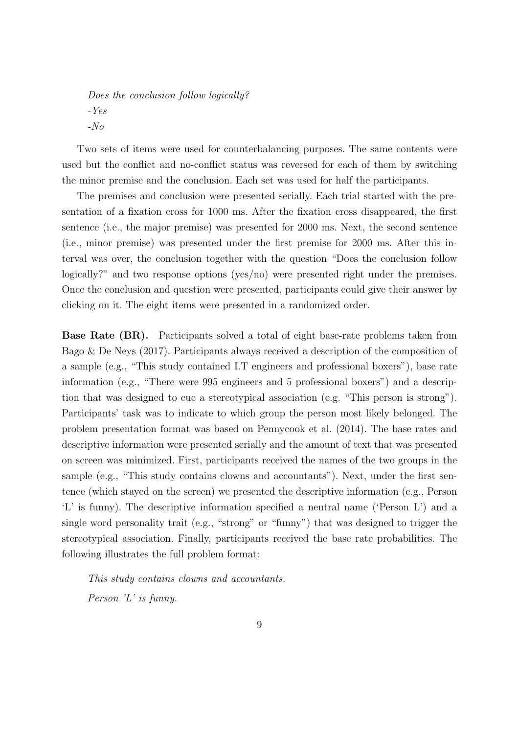*Does the conclusion follow logically?*

*-Yes*

*-No*

Two sets of items were used for counterbalancing purposes. The same contents were used but the conflict and no-conflict status was reversed for each of them by switching the minor premise and the conclusion. Each set was used for half the participants.

The premises and conclusion were presented serially. Each trial started with the presentation of a fixation cross for 1000 ms. After the fixation cross disappeared, the first sentence (i.e., the major premise) was presented for 2000 ms. Next, the second sentence (i.e., minor premise) was presented under the first premise for 2000 ms. After this interval was over, the conclusion together with the question "Does the conclusion follow logically?" and two response options (yes/no) were presented right under the premises. Once the conclusion and question were presented, participants could give their answer by clicking on it. The eight items were presented in a randomized order.

**Base Rate (BR).** Participants solved a total of eight base-rate problems taken from Bago & De Neys (2017). Participants always received a description of the composition of a sample (e.g., "This study contained I.T engineers and professional boxers"), base rate information (e.g., "There were 995 engineers and 5 professional boxers") and a description that was designed to cue a stereotypical association (e.g. "This person is strong"). Participants' task was to indicate to which group the person most likely belonged. The problem presentation format was based on Pennycook et al. (2014). The base rates and descriptive information were presented serially and the amount of text that was presented on screen was minimized. First, participants received the names of the two groups in the sample (e.g., "This study contains clowns and accountants"). Next, under the first sentence (which stayed on the screen) we presented the descriptive information (e.g., Person 'L' is funny). The descriptive information specified a neutral name ('Person L') and a single word personality trait (e.g., "strong" or "funny") that was designed to trigger the stereotypical association. Finally, participants received the base rate probabilities. The following illustrates the full problem format:

*This study contains clowns and accountants.*

*Person 'L' is funny.*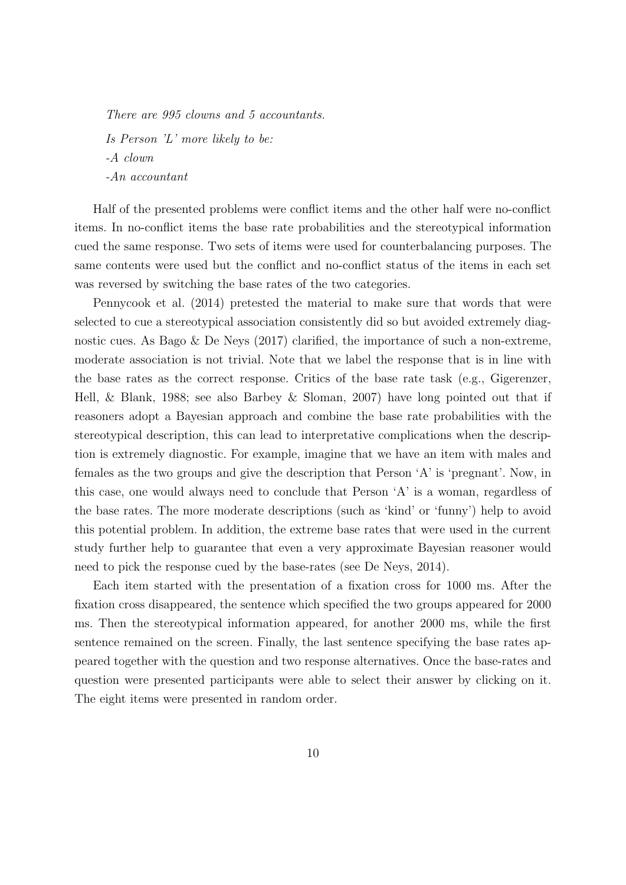*There are 995 clowns and 5 accountants.*

*Is Person 'L' more likely to be:*

*-A clown*

*-An accountant*

Half of the presented problems were conflict items and the other half were no-conflict items. In no-conflict items the base rate probabilities and the stereotypical information cued the same response. Two sets of items were used for counterbalancing purposes. The same contents were used but the conflict and no-conflict status of the items in each set was reversed by switching the base rates of the two categories.

Pennycook et al. (2014) pretested the material to make sure that words that were selected to cue a stereotypical association consistently did so but avoided extremely diagnostic cues. As Bago & De Neys (2017) clarified, the importance of such a non-extreme, moderate association is not trivial. Note that we label the response that is in line with the base rates as the correct response. Critics of the base rate task (e.g., Gigerenzer, Hell, & Blank, 1988; see also Barbey & Sloman, 2007) have long pointed out that if reasoners adopt a Bayesian approach and combine the base rate probabilities with the stereotypical description, this can lead to interpretative complications when the description is extremely diagnostic. For example, imagine that we have an item with males and females as the two groups and give the description that Person 'A' is 'pregnant'. Now, in this case, one would always need to conclude that Person 'A' is a woman, regardless of the base rates. The more moderate descriptions (such as 'kind' or 'funny') help to avoid this potential problem. In addition, the extreme base rates that were used in the current study further help to guarantee that even a very approximate Bayesian reasoner would need to pick the response cued by the base-rates (see De Neys, 2014).

Each item started with the presentation of a fixation cross for 1000 ms. After the fixation cross disappeared, the sentence which specified the two groups appeared for 2000 ms. Then the stereotypical information appeared, for another 2000 ms, while the first sentence remained on the screen. Finally, the last sentence specifying the base rates appeared together with the question and two response alternatives. Once the base-rates and question were presented participants were able to select their answer by clicking on it. The eight items were presented in random order.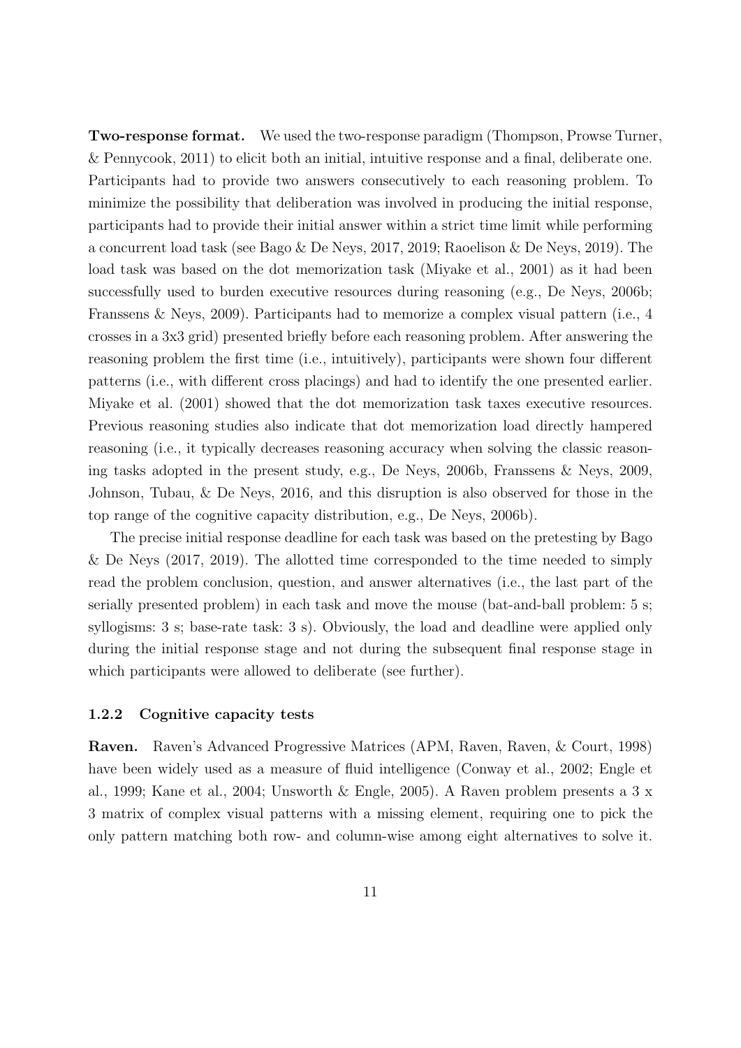**Two-response format.** We used the two-response paradigm (Thompson, Prowse Turner, & Pennycook, 2011) to elicit both an initial, intuitive response and a final, deliberate one. Participants had to provide two answers consecutively to each reasoning problem. To minimize the possibility that deliberation was involved in producing the initial response, participants had to provide their initial answer within a strict time limit while performing a concurrent load task (see Bago & De Neys, 2017, 2019; Raoelison & De Neys, 2019). The load task was based on the dot memorization task (Miyake et al., 2001) as it had been successfully used to burden executive resources during reasoning (e.g., De Neys, 2006b; Franssens & Neys, 2009). Participants had to memorize a complex visual pattern (i.e., 4 crosses in a 3x3 grid) presented briefly before each reasoning problem. After answering the reasoning problem the first time (i.e., intuitively), participants were shown four different patterns (i.e., with different cross placings) and had to identify the one presented earlier. Miyake et al. (2001) showed that the dot memorization task taxes executive resources. Previous reasoning studies also indicate that dot memorization load directly hampered reasoning (i.e., it typically decreases reasoning accuracy when solving the classic reasoning tasks adopted in the present study, e.g., De Neys, 2006b, Franssens & Neys, 2009, Johnson, Tubau, & De Neys, 2016, and this disruption is also observed for those in the top range of the cognitive capacity distribution, e.g., De Neys, 2006b).

The precise initial response deadline for each task was based on the pretesting by Bago & De Neys (2017, 2019). The allotted time corresponded to the time needed to simply read the problem conclusion, question, and answer alternatives (i.e., the last part of the serially presented problem) in each task and move the mouse (bat-and-ball problem: 5 s; syllogisms: 3 s; base-rate task: 3 s). Obviously, the load and deadline were applied only during the initial response stage and not during the subsequent final response stage in which participants were allowed to deliberate (see further).

### 1.2.2 Cognitive capacity tests

**Raven.** Raven's Advanced Progressive Matrices (APM, Raven, Raven, & Court, 1998) have been widely used as a measure of fluid intelligence (Conway et al., 2002; Engle et al., 1999; Kane et al., 2004; Unsworth & Engle, 2005). A Raven problem presents a 3 x 3 matrix of complex visual patterns with a missing element, requiring one to pick the only pattern matching both row- and column-wise among eight alternatives to solve it.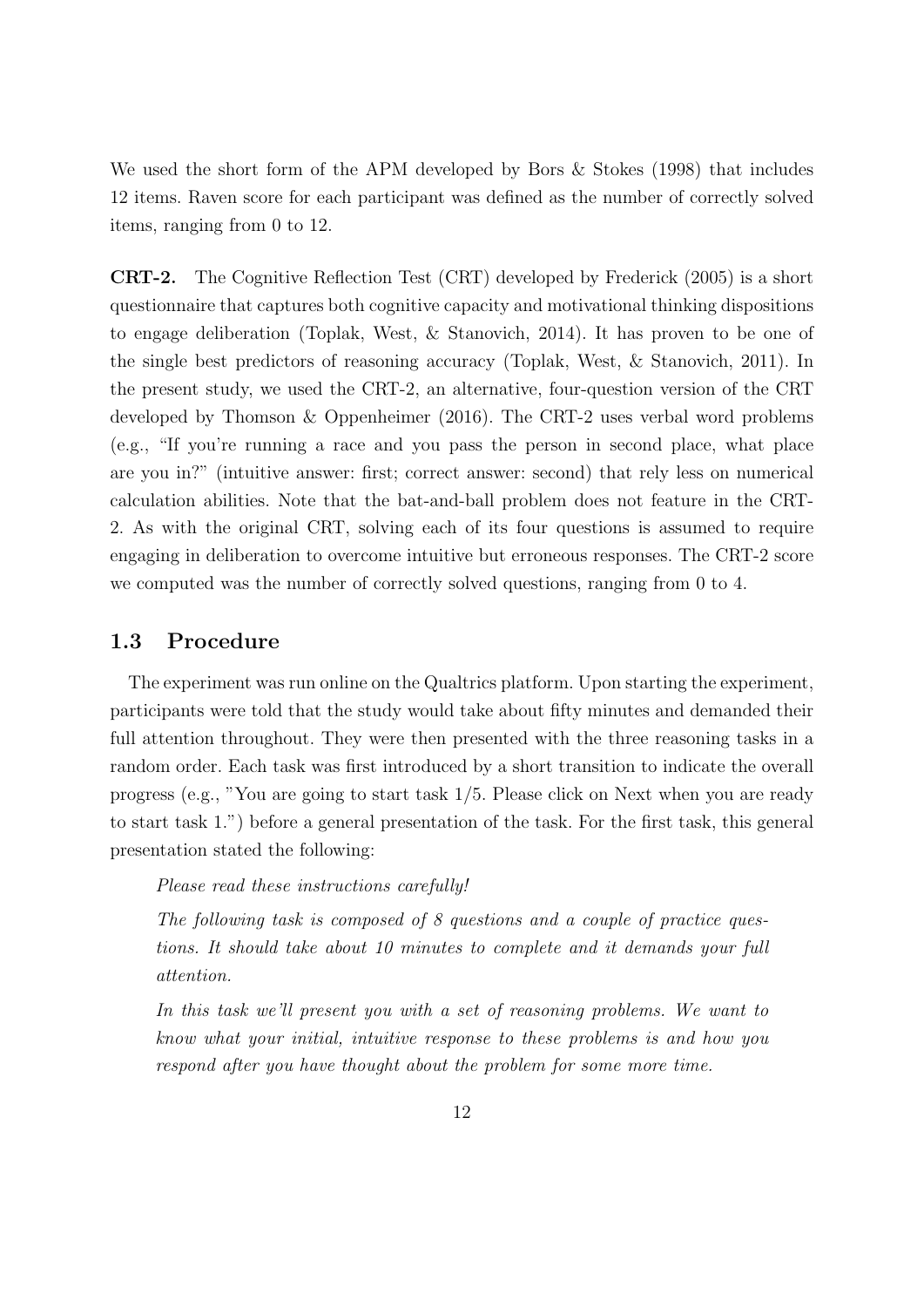We used the short form of the APM developed by Bors & Stokes (1998) that includes 12 items. Raven score for each participant was defined as the number of correctly solved items, ranging from 0 to 12.

**CRT-2.** The Cognitive Reflection Test (CRT) developed by Frederick (2005) is a short questionnaire that captures both cognitive capacity and motivational thinking dispositions to engage deliberation (Toplak, West, & Stanovich, 2014). It has proven to be one of the single best predictors of reasoning accuracy (Toplak, West, & Stanovich, 2011). In the present study, we used the CRT-2, an alternative, four-question version of the CRT developed by Thomson & Oppenheimer (2016). The CRT-2 uses verbal word problems (e.g., "If you're running a race and you pass the person in second place, what place are you in?" (intuitive answer: first; correct answer: second) that rely less on numerical calculation abilities. Note that the bat-and-ball problem does not feature in the CRT-2. As with the original CRT, solving each of its four questions is assumed to require engaging in deliberation to overcome intuitive but erroneous responses. The CRT-2 score we computed was the number of correctly solved questions, ranging from 0 to 4.

## 1.3 Procedure

The experiment was run online on the Qualtrics platform. Upon starting the experiment, participants were told that the study would take about fifty minutes and demanded their full attention throughout. They were then presented with the three reasoning tasks in a random order. Each task was first introduced by a short transition to indicate the overall progress (e.g., "You are going to start task 1/5. Please click on Next when you are ready to start task 1.") before a general presentation of the task. For the first task, this general presentation stated the following:

> *Please read these instructions carefully!*
>
> *The following task is composed of 8 questions and a couple of practice questions. It should take about 10 minutes to complete and it demands your full attention.*
>
> *In this task we'll present you with a set of reasoning problems. We want to know what your initial, intuitive response to these problems is and how you respond after you have thought about the problem for some more time.*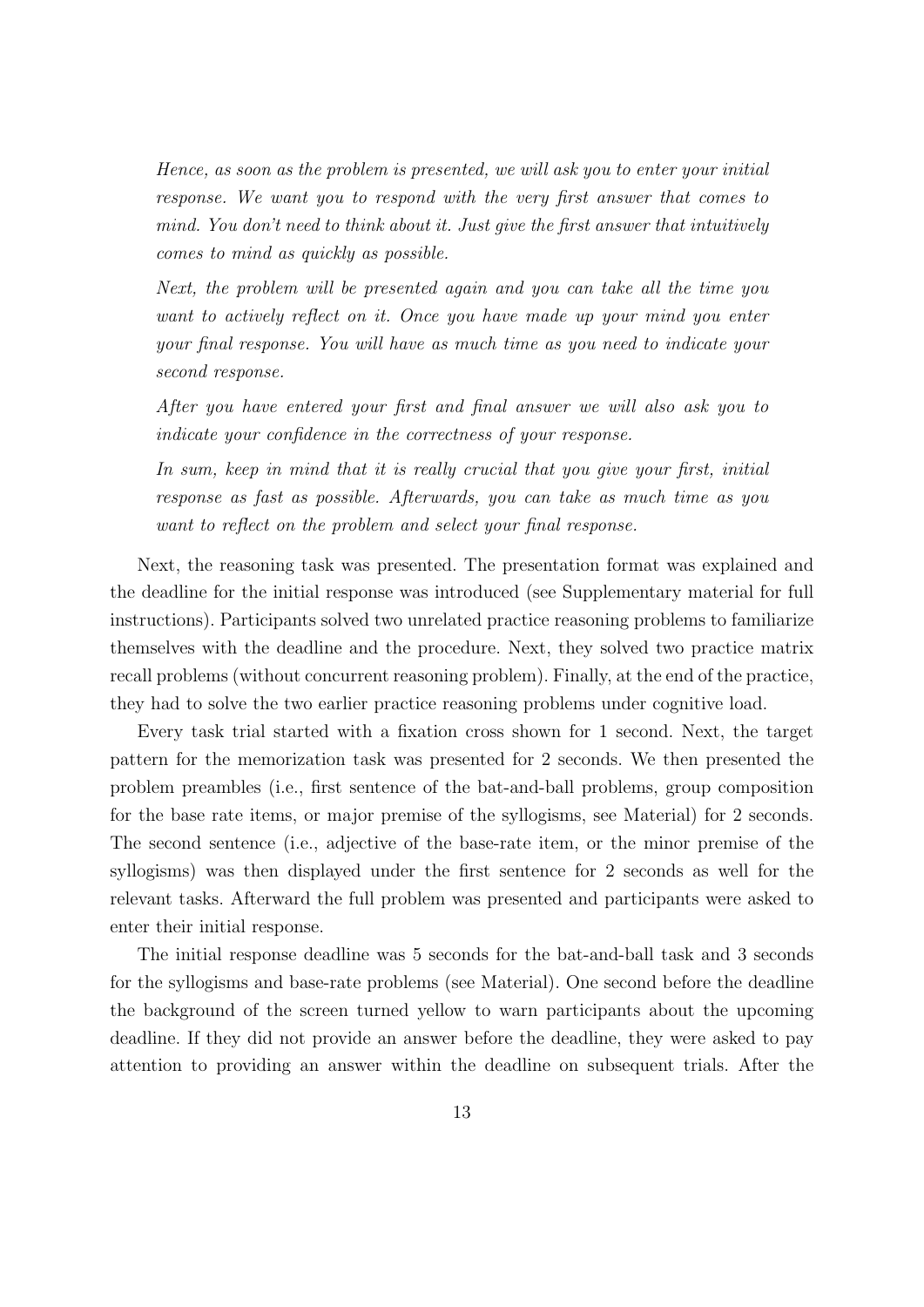*Hence, as soon as the problem is presented, we will ask you to enter your initial response. We want you to respond with the very first answer that comes to mind. You don't need to think about it. Just give the first answer that intuitively comes to mind as quickly as possible.*

*Next, the problem will be presented again and you can take all the time you want to actively reflect on it. Once you have made up your mind you enter your final response. You will have as much time as you need to indicate your second response.*

*After you have entered your first and final answer we will also ask you to indicate your confidence in the correctness of your response.*

*In sum, keep in mind that it is really crucial that you give your first, initial response as fast as possible. Afterwards, you can take as much time as you want to reflect on the problem and select your final response.*

Next, the reasoning task was presented. The presentation format was explained and the deadline for the initial response was introduced (see Supplementary material for full instructions). Participants solved two unrelated practice reasoning problems to familiarize themselves with the deadline and the procedure. Next, they solved two practice matrix recall problems (without concurrent reasoning problem). Finally, at the end of the practice, they had to solve the two earlier practice reasoning problems under cognitive load.

Every task trial started with a fixation cross shown for 1 second. Next, the target pattern for the memorization task was presented for 2 seconds. We then presented the problem preambles (i.e., first sentence of the bat-and-ball problems, group composition for the base rate items, or major premise of the syllogisms, see Material) for 2 seconds. The second sentence (i.e., adjective of the base-rate item, or the minor premise of the syllogisms) was then displayed under the first sentence for 2 seconds as well for the relevant tasks. Afterward the full problem was presented and participants were asked to enter their initial response.

The initial response deadline was 5 seconds for the bat-and-ball task and 3 seconds for the syllogisms and base-rate problems (see Material). One second before the deadline the background of the screen turned yellow to warn participants about the upcoming deadline. If they did not provide an answer before the deadline, they were asked to pay attention to providing an answer within the deadline on subsequent trials. After the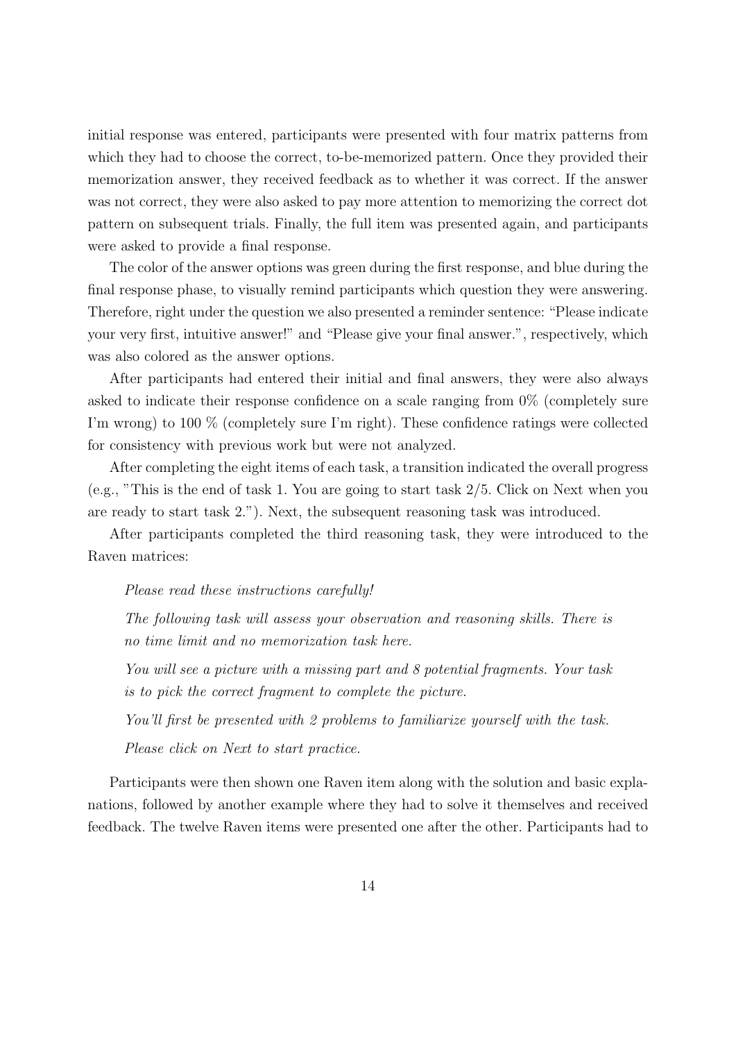initial response was entered, participants were presented with four matrix patterns from which they had to choose the correct, to-be-memorized pattern. Once they provided their memorization answer, they received feedback as to whether it was correct. If the answer was not correct, they were also asked to pay more attention to memorizing the correct dot pattern on subsequent trials. Finally, the full item was presented again, and participants were asked to provide a final response.

The color of the answer options was green during the first response, and blue during the final response phase, to visually remind participants which question they were answering. Therefore, right under the question we also presented a reminder sentence: "Please indicate your very first, intuitive answer!" and "Please give your final answer.", respectively, which was also colored as the answer options.

After participants had entered their initial and final answers, they were also always asked to indicate their response confidence on a scale ranging from 0% (completely sure I'm wrong) to 100 % (completely sure I'm right). These confidence ratings were collected for consistency with previous work but were not analyzed.

After completing the eight items of each task, a transition indicated the overall progress (e.g., "This is the end of task 1. You are going to start task 2/5. Click on Next when you are ready to start task 2."). Next, the subsequent reasoning task was introduced.

After participants completed the third reasoning task, they were introduced to the Raven matrices:

> *Please read these instructions carefully!*
>
> *The following task will assess your observation and reasoning skills. There is no time limit and no memorization task here.*
>
> *You will see a picture with a missing part and 8 potential fragments. Your task is to pick the correct fragment to complete the picture.*
>
> *You'll first be presented with 2 problems to familiarize yourself with the task.*
>
> *Please click on Next to start practice.*

Participants were then shown one Raven item along with the solution and basic explanations, followed by another example where they had to solve it themselves and received feedback. The twelve Raven items were presented one after the other. Participants had to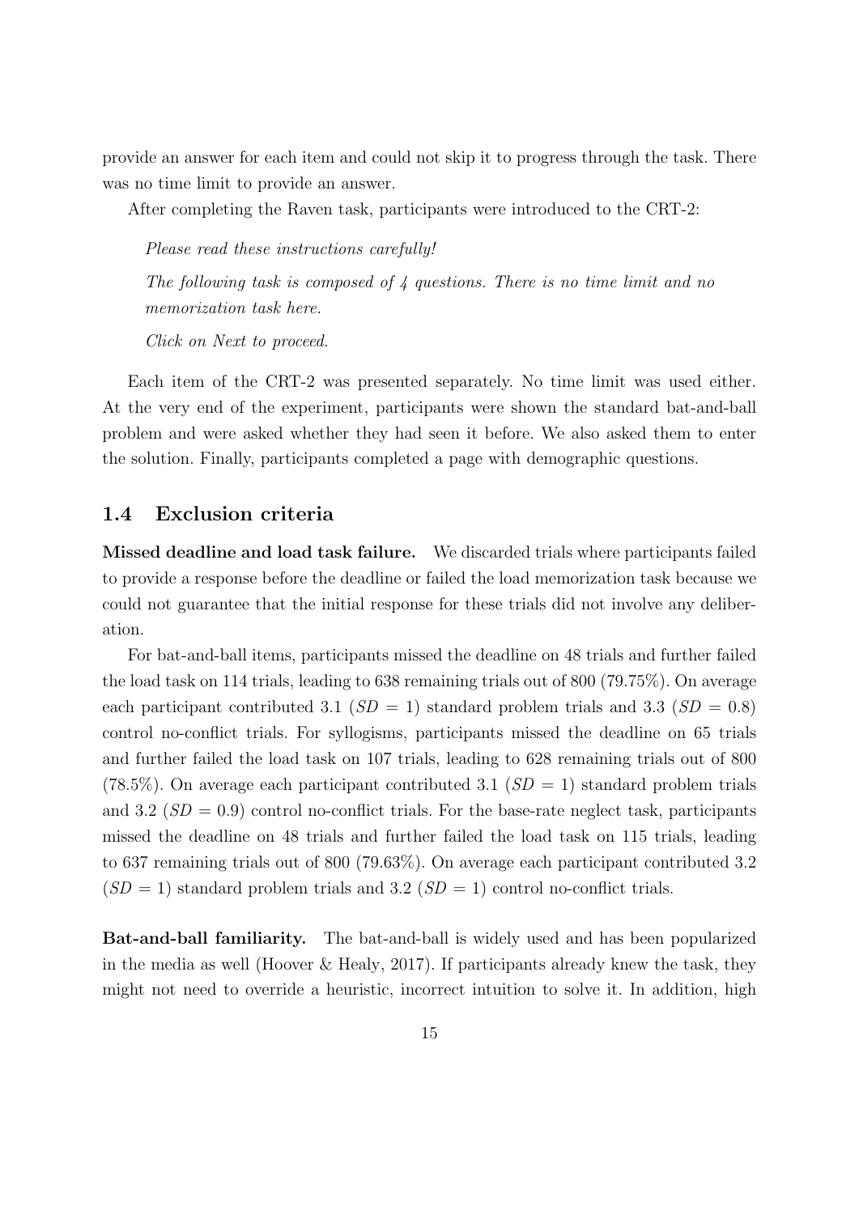provide an answer for each item and could not skip it to progress through the task. There was no time limit to provide an answer.

After completing the Raven task, participants were introduced to the CRT-2:

> *Please read these instructions carefully!*
>
> *The following task is composed of 4 questions. There is no time limit and no memorization task here.*
>
> *Click on Next to proceed.*

Each item of the CRT-2 was presented separately. No time limit was used either. At the very end of the experiment, participants were shown the standard bat-and-ball problem and were asked whether they had seen it before. We also asked them to enter the solution. Finally, participants completed a page with demographic questions.

## 1.4 Exclusion criteria

**Missed deadline and load task failure.** We discarded trials where participants failed to provide a response before the deadline or failed the load memorization task because we could not guarantee that the initial response for these trials did not involve any deliberation.

For bat-and-ball items, participants missed the deadline on 48 trials and further failed the load task on 114 trials, leading to 638 remaining trials out of 800 (79.75%). On average each participant contributed 3.1 ($SD = 1$) standard problem trials and 3.3 ($SD = 0.8$) control no-conflict trials. For syllogisms, participants missed the deadline on 65 trials and further failed the load task on 107 trials, leading to 628 remaining trials out of 800 (78.5%). On average each participant contributed 3.1 ($SD = 1$) standard problem trials and 3.2 ($SD = 0.9$) control no-conflict trials. For the base-rate neglect task, participants missed the deadline on 48 trials and further failed the load task on 115 trials, leading to 637 remaining trials out of 800 (79.63%). On average each participant contributed 3.2 ($SD = 1$) standard problem trials and 3.2 ($SD = 1$) control no-conflict trials.

**Bat-and-ball familiarity.** The bat-and-ball is widely used and has been popularized in the media as well (Hoover & Healy, 2017). If participants already knew the task, they might not need to override a heuristic, incorrect intuition to solve it. In addition, high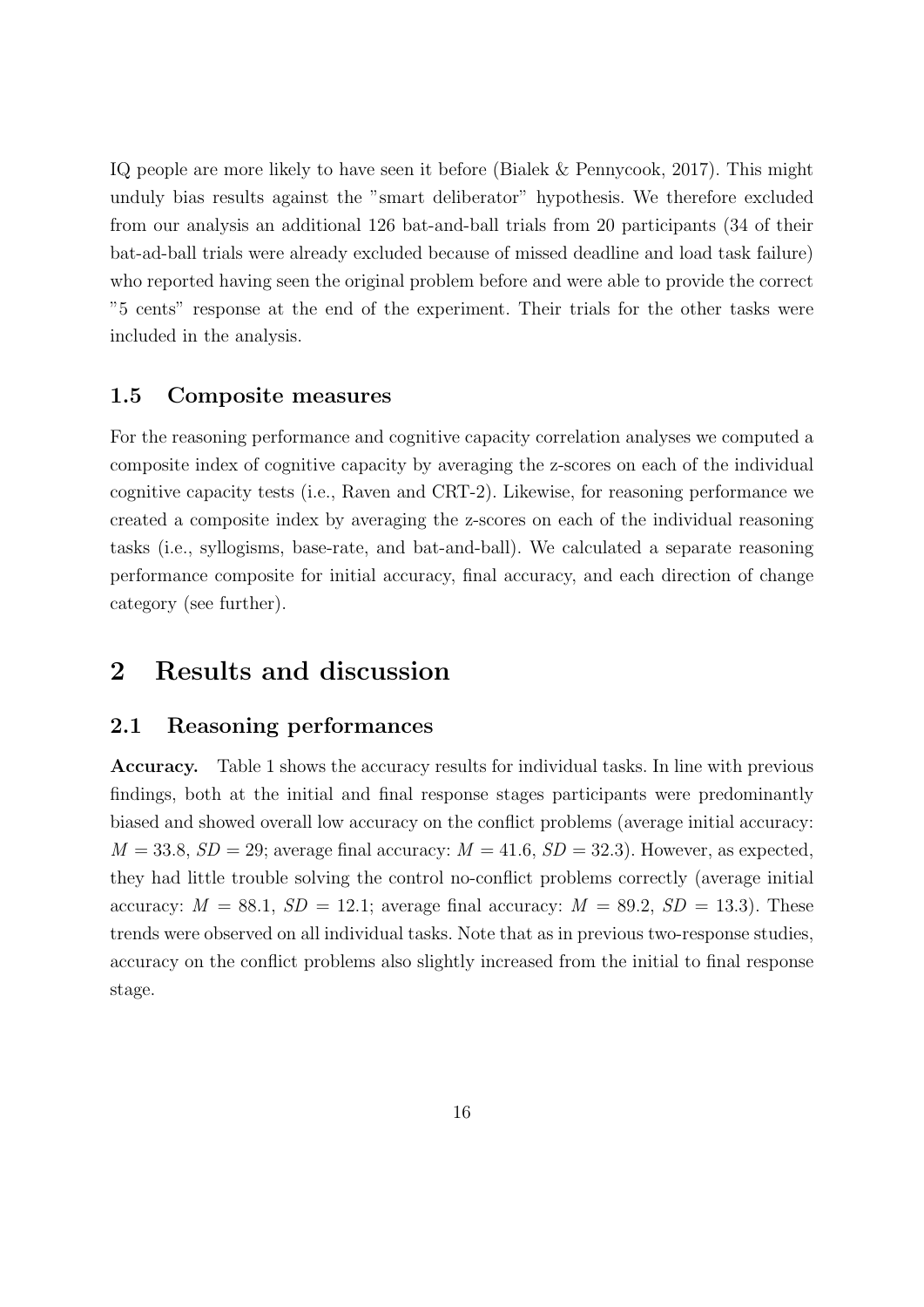IQ people are more likely to have seen it before (Bialek & Pennycook, 2017). This might unduly bias results against the "smart deliberator" hypothesis. We therefore excluded from our analysis an additional 126 bat-and-ball trials from 20 participants (34 of their bat-ad-ball trials were already excluded because of missed deadline and load task failure) who reported having seen the original problem before and were able to provide the correct "5 cents" response at the end of the experiment. Their trials for the other tasks were included in the analysis.

### 1.5 Composite measures

For the reasoning performance and cognitive capacity correlation analyses we computed a composite index of cognitive capacity by averaging the z-scores on each of the individual cognitive capacity tests (i.e., Raven and CRT-2). Likewise, for reasoning performance we created a composite index by averaging the z-scores on each of the individual reasoning tasks (i.e., syllogisms, base-rate, and bat-and-ball). We calculated a separate reasoning performance composite for initial accuracy, final accuracy, and each direction of change category (see further).

## 2 Results and discussion

### 2.1 Reasoning performances

**Accuracy.** Table 1 shows the accuracy results for individual tasks. In line with previous findings, both at the initial and final response stages participants were predominantly biased and showed overall low accuracy on the conflict problems (average initial accuracy: $M = 33.8$, $SD = 29$; average final accuracy: $M = 41.6$, $SD = 32.3$). However, as expected, they had little trouble solving the control no-conflict problems correctly (average initial accuracy: $M = 88.1$, $SD = 12.1$; average final accuracy: $M = 89.2$, $SD = 13.3$). These trends were observed on all individual tasks. Note that as in previous two-response studies, accuracy on the conflict problems also slightly increased from the initial to final response stage.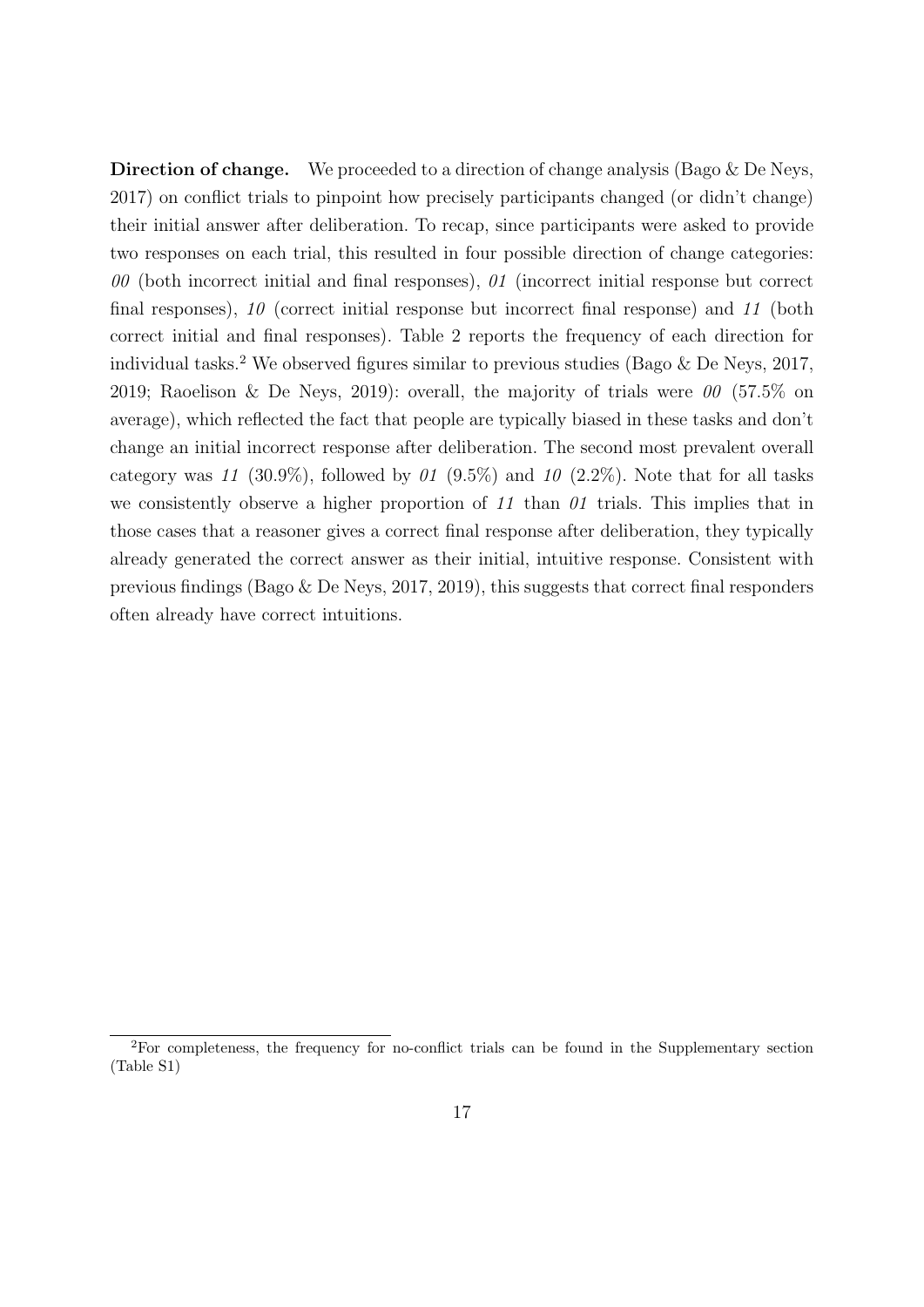**Direction of change.** We proceeded to a direction of change analysis (Bago & De Neys, 2017) on conflict trials to pinpoint how precisely participants changed (or didn't change) their initial answer after deliberation. To recap, since participants were asked to provide two responses on each trial, this resulted in four possible direction of change categories: *00* (both incorrect initial and final responses), *01* (incorrect initial response but correct final responses), *10* (correct initial response but incorrect final response) and *11* (both correct initial and final responses). Table 2 reports the frequency of each direction for individual tasks.[2] We observed figures similar to previous studies (Bago & De Neys, 2017, 2019; Raoelison & De Neys, 2019): overall, the majority of trials were *00* (57.5% on average), which reflected the fact that people are typically biased in these tasks and don't change an initial incorrect response after deliberation. The second most prevalent overall category was *11* (30.9%), followed by *01* (9.5%) and *10* (2.2%). Note that for all tasks we consistently observe a higher proportion of *11* than *01* trials. This implies that in those cases that a reasoner gives a correct final response after deliberation, they typically already generated the correct answer as their initial, intuitive response. Consistent with previous findings (Bago & De Neys, 2017, 2019), this suggests that correct final responders often already have correct intuitions.

[2] For completeness, the frequency for no-conflict trials can be found in the Supplementary section (Table S1)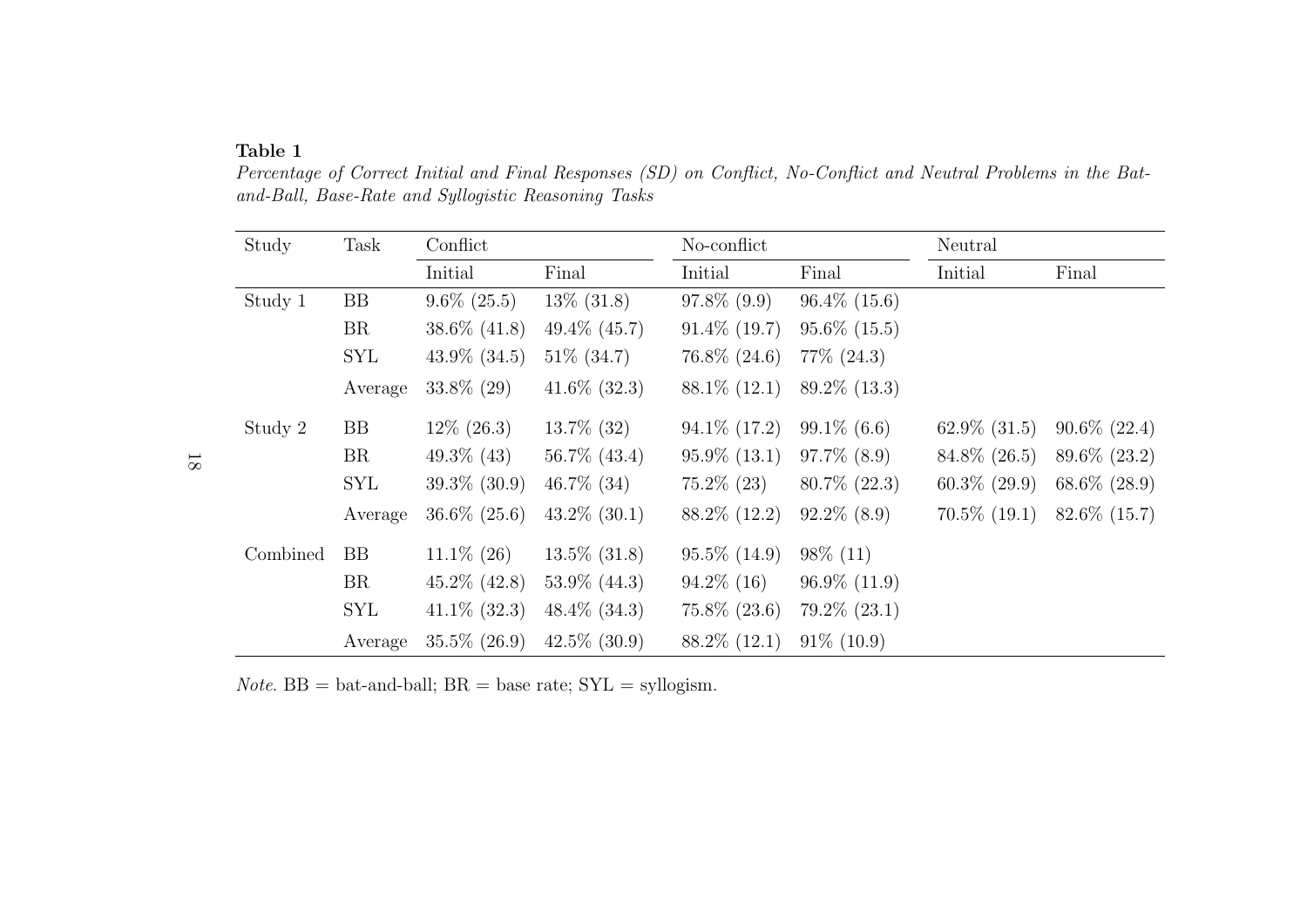**Table 1**

*Percentage of Correct Initial and Final Responses (SD) on Conflict, No-Conflict and Neutral Problems in the Bat-and-Ball, Base-Rate and Syllogistic Reasoning Tasks*

| Study | Task | Conflict | | No-conflict | | Neutral | |
|---|---|---|---|---|---|---|---|
| | | Initial | Final | Initial | Final | Initial | Final |
| Study 1 | BB | 9.6% (25.5) | 13% (31.8) | 97.8% (9.9) | 96.4% (15.6) | | |
| | BR | 38.6% (41.8) | 49.4% (45.7) | 91.4% (19.7) | 95.6% (15.5) | | |
| | SYL | 43.9% (34.5) | 51% (34.7) | 76.8% (24.6) | 77% (24.3) | | |
| | Average | 33.8% (29) | 41.6% (32.3) | 88.1% (12.1) | 89.2% (13.3) | | |
| Study 2 | BB | 12% (26.3) | 13.7% (32) | 94.1% (17.2) | 99.1% (6.6) | 62.9% (31.5) | 90.6% (22.4) |
| | BR | 49.3% (43) | 56.7% (43.4) | 95.9% (13.1) | 97.7% (8.9) | 84.8% (26.5) | 89.6% (23.2) |
| | SYL | 39.3% (30.9) | 46.7% (34) | 75.2% (23) | 80.7% (22.3) | 60.3% (29.9) | 68.6% (28.9) |
| | Average | 36.6% (25.6) | 43.2% (30.1) | 88.2% (12.2) | 92.2% (8.9) | 70.5% (19.1) | 82.6% (15.7) |
| Combined | BB | 11.1% (26) | 13.5% (31.8) | 95.5% (14.9) | 98% (11) | | |
| | BR | 45.2% (42.8) | 53.9% (44.3) | 94.2% (16) | 96.9% (11.9) | | |
| | SYL | 41.1% (32.3) | 48.4% (34.3) | 75.8% (23.6) | 79.2% (23.1) | | |
| | Average | 35.5% (26.9) | 42.5% (30.9) | 88.2% (12.1) | 91% (10.9) | | |

*Note.* BB = bat-and-ball; BR = base rate; SYL = syllogism.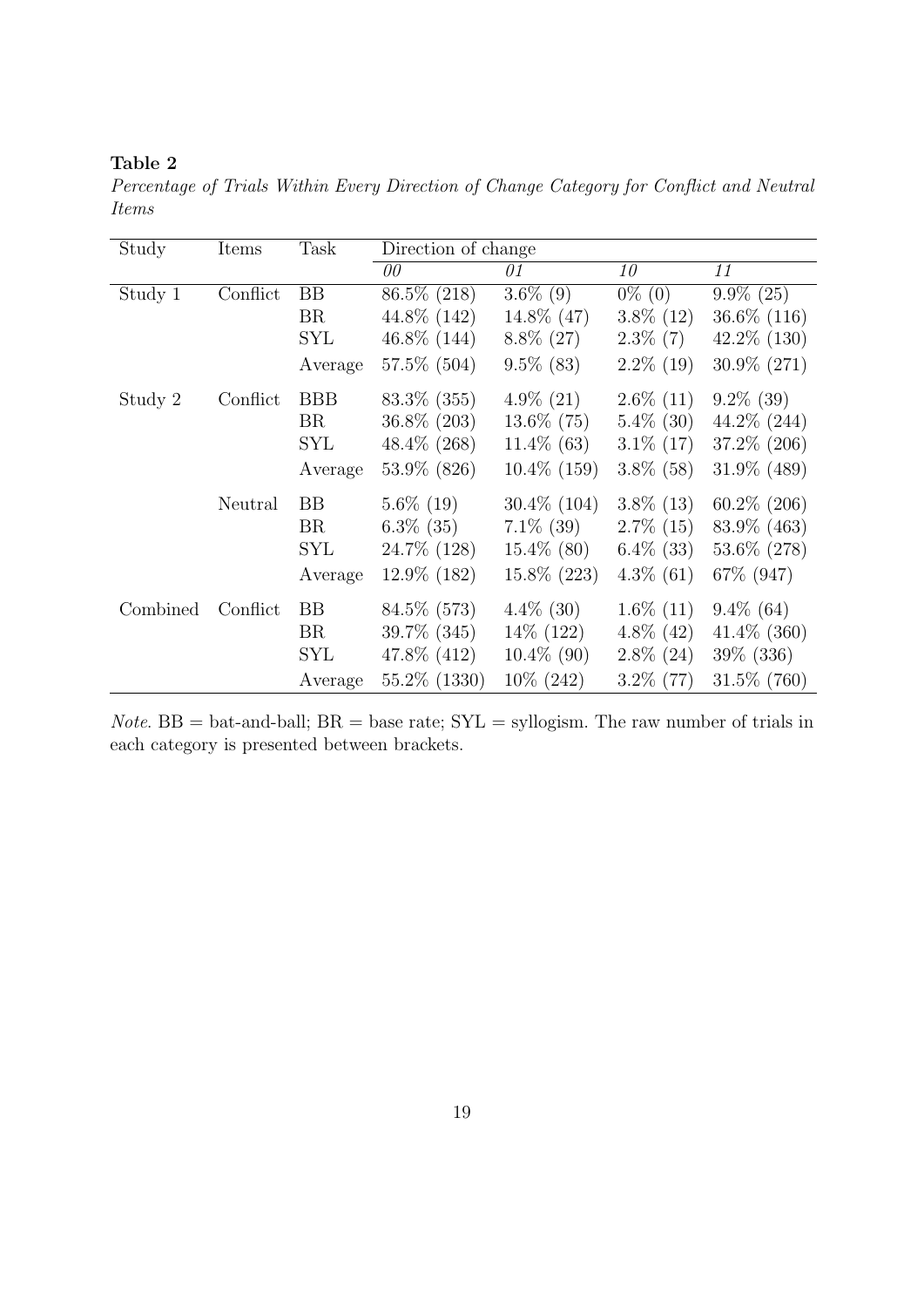**Table 2**

*Percentage of Trials Within Every Direction of Change Category for Conflict and Neutral Items*

| Study | Items | Task | Direction of change | | | |
|---|---|---|---|---|---|---|
| | | | *00* | *01* | *10* | *11* |
| Study 1 | Conflict | BB | 86.5% (218) | 3.6% (9) | 0% (0) | 9.9% (25) |
| | | BR | 44.8% (142) | 14.8% (47) | 3.8% (12) | 36.6% (116) |
| | | SYL | 46.8% (144) | 8.8% (27) | 2.3% (7) | 42.2% (130) |
| | | Average | 57.5% (504) | 9.5% (83) | 2.2% (19) | 30.9% (271) |
| Study 2 | Conflict | BBB | 83.3% (355) | 4.9% (21) | 2.6% (11) | 9.2% (39) |
| | | BR | 36.8% (203) | 13.6% (75) | 5.4% (30) | 44.2% (244) |
| | | SYL | 48.4% (268) | 11.4% (63) | 3.1% (17) | 37.2% (206) |
| | | Average | 53.9% (826) | 10.4% (159) | 3.8% (58) | 31.9% (489) |
| | Neutral | BB | 5.6% (19) | 30.4% (104) | 3.8% (13) | 60.2% (206) |
| | | BR | 6.3% (35) | 7.1% (39) | 2.7% (15) | 83.9% (463) |
| | | SYL | 24.7% (128) | 15.4% (80) | 6.4% (33) | 53.6% (278) |
| | | Average | 12.9% (182) | 15.8% (223) | 4.3% (61) | 67% (947) |
| Combined | Conflict | BB | 84.5% (573) | 4.4% (30) | 1.6% (11) | 9.4% (64) |
| | | BR | 39.7% (345) | 14% (122) | 4.8% (42) | 41.4% (360) |
| | | SYL | 47.8% (412) | 10.4% (90) | 2.8% (24) | 39% (336) |
| | | Average | 55.2% (1330) | 10% (242) | 3.2% (77) | 31.5% (760) |

*Note*. BB = bat-and-ball; BR = base rate; SYL = syllogism. The raw number of trials in each category is presented between brackets.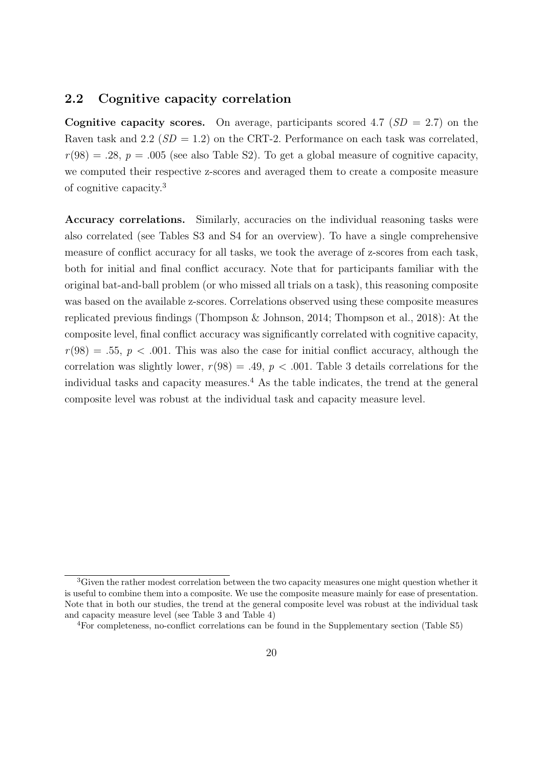## 2.2 Cognitive capacity correlation

**Cognitive capacity scores.** On average, participants scored 4.7 ($SD$ = 2.7) on the Raven task and 2.2 ($SD$ = 1.2) on the CRT-2. Performance on each task was correlated, $r(98) = .28$, $p = .005$ (see also Table S2). To get a global measure of cognitive capacity, we computed their respective z-scores and averaged them to create a composite measure of cognitive capacity.[3]

**Accuracy correlations.** Similarly, accuracies on the individual reasoning tasks were also correlated (see Tables S3 and S4 for an overview). To have a single comprehensive measure of conflict accuracy for all tasks, we took the average of z-scores from each task, both for initial and final conflict accuracy. Note that for participants familiar with the original bat-and-ball problem (or who missed all trials on a task), this reasoning composite was based on the available z-scores. Correlations observed using these composite measures replicated previous findings (Thompson & Johnson, 2014; Thompson et al., 2018): At the composite level, final conflict accuracy was significantly correlated with cognitive capacity, $r(98) = .55$, $p < .001$. This was also the case for initial conflict accuracy, although the correlation was slightly lower, $r(98) = .49$, $p < .001$. Table 3 details correlations for the individual tasks and capacity measures.[4] As the table indicates, the trend at the general composite level was robust at the individual task and capacity measure level.

[3] Given the rather modest correlation between the two capacity measures one might question whether it is useful to combine them into a composite. We use the composite measure mainly for ease of presentation. Note that in both our studies, the trend at the general composite level was robust at the individual task and capacity measure level (see Table 3 and Table 4)

[4] For completeness, no-conflict correlations can be found in the Supplementary section (Table S5)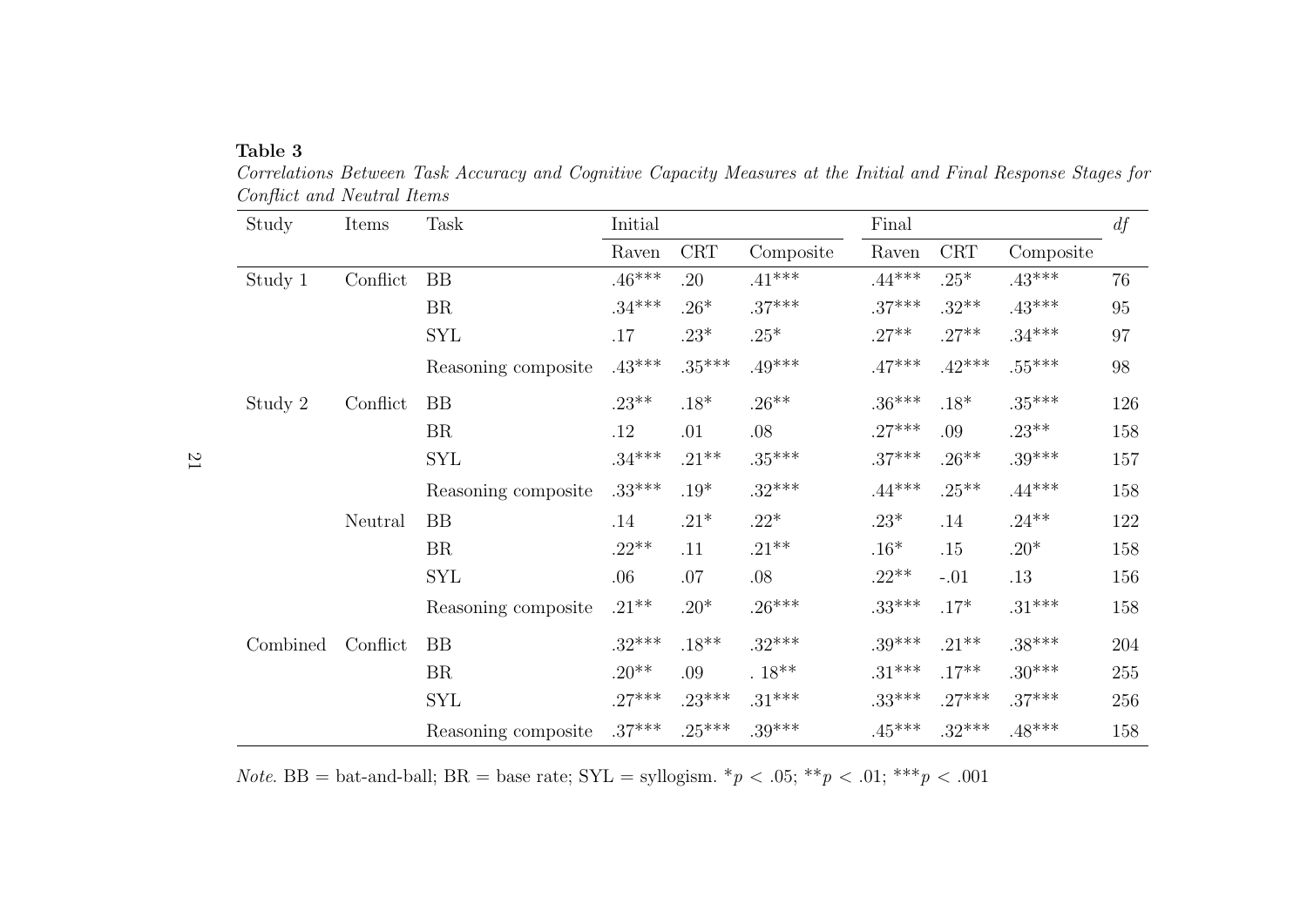**Table 3**

*Correlations Between Task Accuracy and Cognitive Capacity Measures at the Initial and Final Response Stages for Conflict and Neutral Items*

| Study | Items | Task | Initial | | | Final | | | *df* |
|---|---|---|---|---|---|---|---|---|---|
| | | | Raven | CRT | Composite | Raven | CRT | Composite | |
| Study 1 | Conflict | BB | .46*** | .20 | .41*** | .44*** | .25* | .43*** | 76 |
| | | BR | .34*** | .26* | .37*** | .37*** | .32** | .43*** | 95 |
| | | SYL | .17 | .23* | .25* | .27** | .27** | .34*** | 97 |
| | | Reasoning composite | .43*** | .35*** | .49*** | .47*** | .42*** | .55*** | 98 |
| Study 2 | Conflict | BB | .23** | .18* | .26** | .36*** | .18* | .35*** | 126 |
| | | BR | .12 | .01 | .08 | .27*** | .09 | .23** | 158 |
| | | SYL | .34*** | .21** | .35*** | .37*** | .26** | .39*** | 157 |
| | | Reasoning composite | .33*** | .19* | .32*** | .44*** | .25** | .44*** | 158 |
| | Neutral | BB | .14 | .21* | .22* | .23* | .14 | .24** | 122 |
| | | BR | .22** | .11 | .21** | .16* | .15 | .20* | 158 |
| | | SYL | .06 | .07 | .08 | .22** | -.01 | .13 | 156 |
| | | Reasoning composite | .21** | .20* | .26*** | .33*** | .17* | .31*** | 158 |
| Combined | Conflict | BB | .32*** | .18** | .32*** | .39*** | .21** | .38*** | 204 |
| | | BR | .20** | .09 | . 18** | .31*** | .17** | .30*** | 255 |
| | | SYL | .27*** | .23*** | .31*** | .33*** | .27*** | .37*** | 256 |
| | | Reasoning composite | .37*** | .25*** | .39*** | .45*** | .32*** | .48*** | 158 |

*Note*. BB = bat-and-ball; BR = base rate; SYL = syllogism. *$p < .05$; **$p < .01$; ***$p < .001$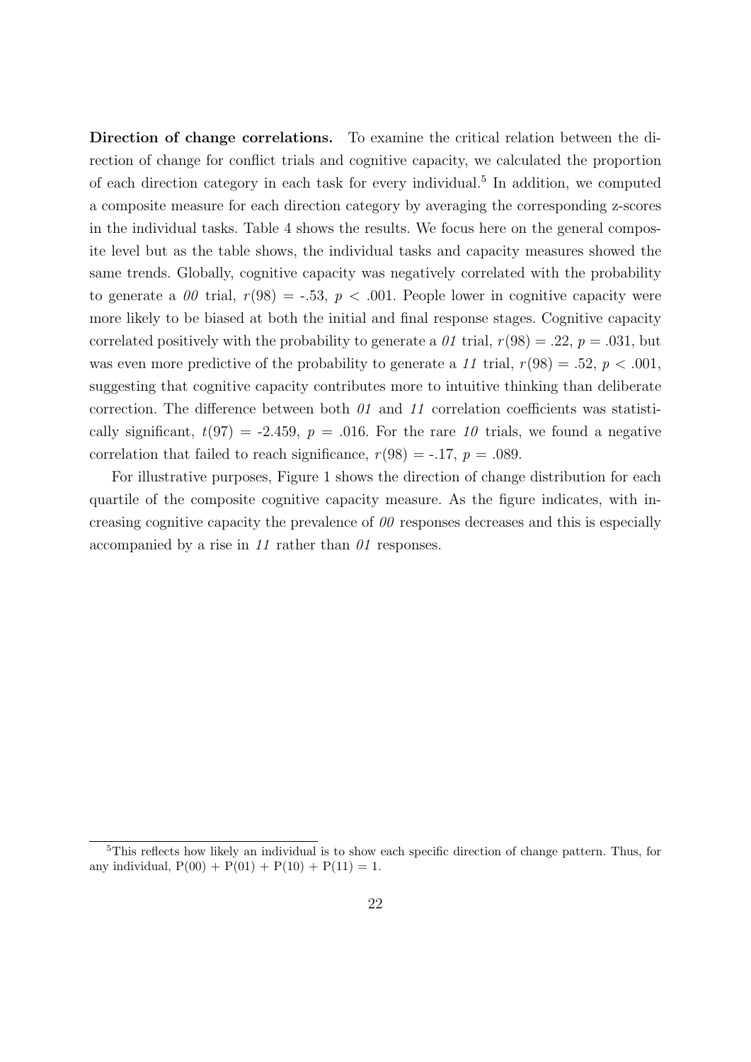**Direction of change correlations.** To examine the critical relation between the direction of change for conflict trials and cognitive capacity, we calculated the proportion of each direction category in each task for every individual.[5] In addition, we computed a composite measure for each direction category by averaging the corresponding z-scores in the individual tasks. Table 4 shows the results. We focus here on the general composite level but as the table shows, the individual tasks and capacity measures showed the same trends. Globally, cognitive capacity was negatively correlated with the probability to generate a *00* trial, $r(98) = -.53$, $p < .001$. People lower in cognitive capacity were more likely to be biased at both the initial and final response stages. Cognitive capacity correlated positively with the probability to generate a *01* trial, $r(98) = .22$, $p = .031$, but was even more predictive of the probability to generate a *11* trial, $r(98) = .52$, $p < .001$, suggesting that cognitive capacity contributes more to intuitive thinking than deliberate correction. The difference between both *01* and *11* correlation coefficients was statistically significant, $t(97) = -2.459$, $p = .016$. For the rare *10* trials, we found a negative correlation that failed to reach significance, $r(98) = -.17$, $p = .089$.

For illustrative purposes, Figure 1 shows the direction of change distribution for each quartile of the composite cognitive capacity measure. As the figure indicates, with increasing cognitive capacity the prevalence of *00* responses decreases and this is especially accompanied by a rise in *11* rather than *01* responses.

[5] This reflects how likely an individual is to show each specific direction of change pattern. Thus, for any individual, P(00) + P(01) + P(10) + P(11) = 1.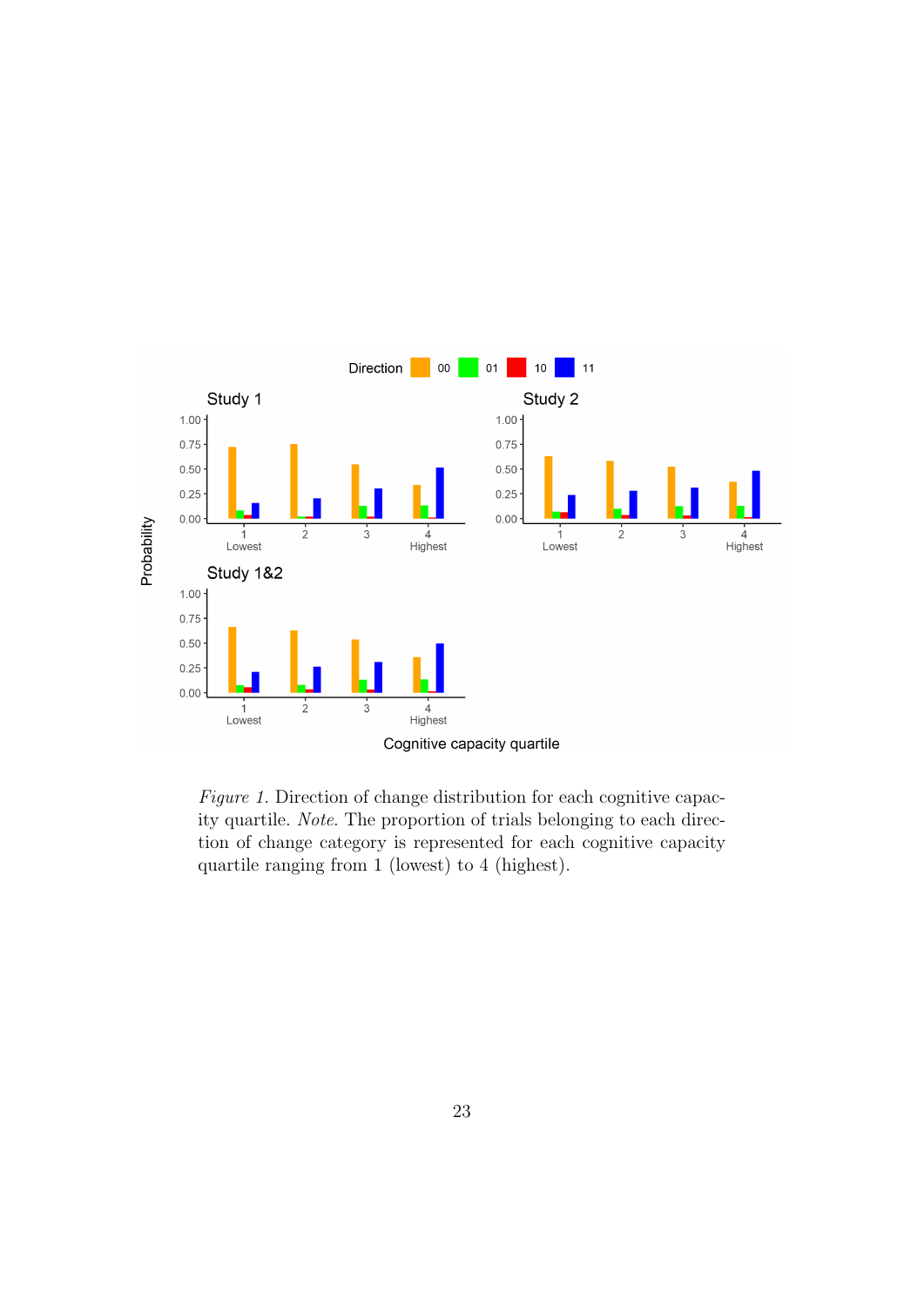*Figure 1*. Direction of change distribution for each cognitive capacity quartile. *Note*. The proportion of trials belonging to each direction of change category is represented for each cognitive capacity quartile ranging from 1 (lowest) to 4 (highest).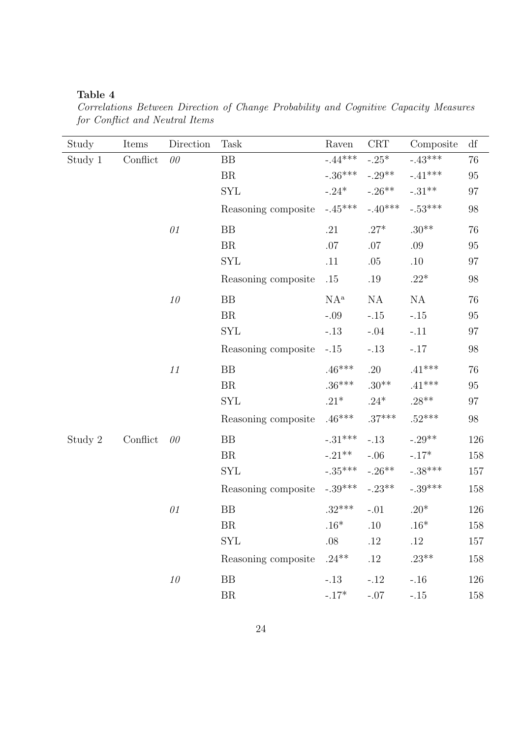**Table 4**

*Correlations Between Direction of Change Probability and Cognitive Capacity Measures for Conflict and Neutral Items*

| Study | Items | Direction | Task | Raven | CRT | Composite | df |
|---|---|---|---|---|---|---|---|
| Study 1 | Conflict | *00* | BB | -.44*** | -.25* | -.43*** | 76 |
| | | | BR | -.36*** | -.29** | -.41*** | 95 |
| | | | SYL | -.24* | -.26** | -.31** | 97 |
| | | | Reasoning composite | -.45*** | -.40*** | -.53*** | 98 |
| | | *01* | BB | .21 | .27* | .30** | 76 |
| | | | BR | .07 | .07 | .09 | 95 |
| | | | SYL | .11 | .05 | .10 | 97 |
| | | | Reasoning composite | .15 | .19 | .22* | 98 |
| | | *10* | BB | NA[a] | NA | NA | 76 |
| | | | BR | -.09 | -.15 | -.15 | 95 |
| | | | SYL | -.13 | -.04 | -.11 | 97 |
| | | | Reasoning composite | -.15 | -.13 | -.17 | 98 |
| | | *11* | BB | .46*** | .20 | .41*** | 76 |
| | | | BR | .36*** | .30** | .41*** | 95 |
| | | | SYL | .21* | .24* | .28** | 97 |
| | | | Reasoning composite | .46*** | .37*** | .52*** | 98 |
| Study 2 | Conflict | *00* | BB | -.31*** | -.13 | -.29** | 126 |
| | | | BR | -.21** | -.06 | -.17* | 158 |
| | | | SYL | -.35*** | -.26** | -.38*** | 157 |
| | | | Reasoning composite | -.39*** | -.23** | -.39*** | 158 |
| | | *01* | BB | .32*** | -.01 | .20* | 126 |
| | | | BR | .16* | .10 | .16* | 158 |
| | | | SYL | .08 | .12 | .12 | 157 |
| | | | Reasoning composite | .24** | .12 | .23** | 158 |
| | | *10* | BB | -.13 | -.12 | -.16 | 126 |
| | | | BR | -.17* | -.07 | -.15 | 158 |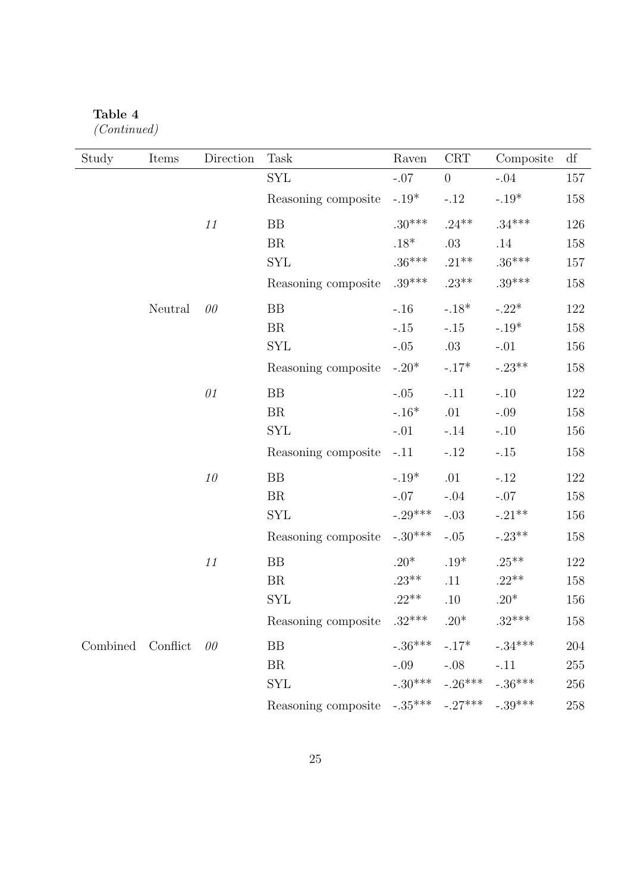**Table 4**
*(Continued)*

| Study | Items | Direction | Task | Raven | CRT | Composite | df |
|---|---|---|---|---|---|---|---|
| | | | SYL | -.07 | 0 | -.04 | 157 |
| | | | Reasoning composite | -.19* | -.12 | -.19* | 158 |
| | | *11* | BB | .30*** | .24** | .34*** | 126 |
| | | | BR | .18* | .03 | .14 | 158 |
| | | | SYL | .36*** | .21** | .36*** | 157 |
| | | | Reasoning composite | .39*** | .23** | .39*** | 158 |
| | Neutral | *00* | BB | -.16 | -.18* | -.22* | 122 |
| | | | BR | -.15 | -.15 | -.19* | 158 |
| | | | SYL | -.05 | .03 | -.01 | 156 |
| | | | Reasoning composite | -.20* | -.17* | -.23** | 158 |
| | | *01* | BB | -.05 | -.11 | -.10 | 122 |
| | | | BR | -.16* | .01 | -.09 | 158 |
| | | | SYL | -.01 | -.14 | -.10 | 156 |
| | | | Reasoning composite | -.11 | -.12 | -.15 | 158 |
| | | *10* | BB | -.19* | .01 | -.12 | 122 |
| | | | BR | -.07 | -.04 | -.07 | 158 |
| | | | SYL | -.29*** | -.03 | -.21** | 156 |
| | | | Reasoning composite | -.30*** | -.05 | -.23** | 158 |
| | | *11* | BB | .20* | .19* | .25** | 122 |
| | | | BR | .23** | .11 | .22** | 158 |
| | | | SYL | .22** | .10 | .20* | 156 |
| | | | Reasoning composite | .32*** | .20* | .32*** | 158 |
| Combined | Conflict | *00* | BB | -.36*** | -.17* | -.34*** | 204 |
| | | | BR | -.09 | -.08 | -.11 | 255 |
| | | | SYL | -.30*** | -.26*** | -.36*** | 256 |
| | | | Reasoning composite | -.35*** | -.27*** | -.39*** | 258 |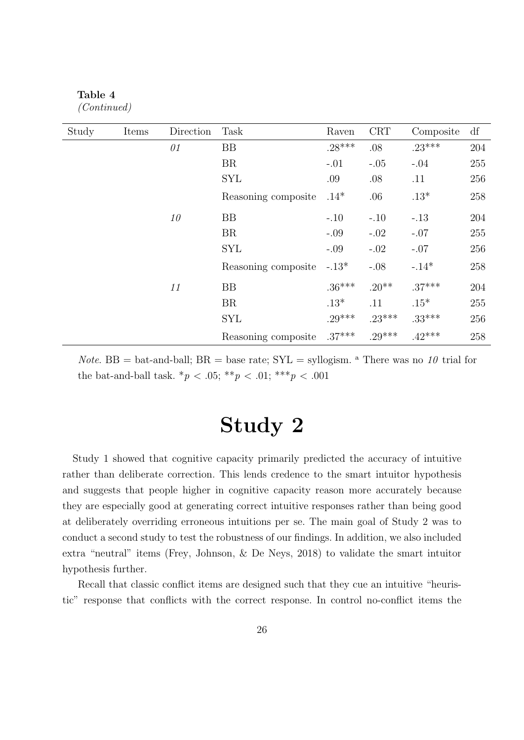**Table 4**
*(Continued)*

| Study | Items | Direction | Task | Raven | CRT | Composite | df |
|---|---|---|---|---|---|---|---|
| | | *01* | BB | .28*** | .08 | .23*** | 204 |
| | | | BR | -.01 | -.05 | -.04 | 255 |
| | | | SYL | .09 | .08 | .11 | 256 |
| | | | Reasoning composite | .14* | .06 | .13* | 258 |
| | | *10* | BB | -.10 | -.10 | -.13 | 204 |
| | | | BR | -.09 | -.02 | -.07 | 255 |
| | | | SYL | -.09 | -.02 | -.07 | 256 |
| | | | Reasoning composite | -.13* | -.08 | -.14* | 258 |
| | | *11* | BB | .36*** | .20** | .37*** | 204 |
| | | | BR | .13* | .11 | .15* | 255 |
| | | | SYL | .29*** | .23*** | .33*** | 256 |
| | | | Reasoning composite | .37*** | .29*** | .42*** | 258 |

*Note*. BB = bat-and-ball; BR = base rate; SYL = syllogism. [a] There was no *10* trial for the bat-and-ball task. *$p < .05$; **$p < .01$; ***$p < .001$

# Study 2

Study 1 showed that cognitive capacity primarily predicted the accuracy of intuitive rather than deliberate correction. This lends credence to the smart intuitor hypothesis and suggests that people higher in cognitive capacity reason more accurately because they are especially good at generating correct intuitive responses rather than being good at deliberately overriding erroneous intuitions per se. The main goal of Study 2 was to conduct a second study to test the robustness of our findings. In addition, we also included extra "neutral" items (Frey, Johnson, & De Neys, 2018) to validate the smart intuitor hypothesis further.

Recall that classic conflict items are designed such that they cue an intuitive "heuristic" response that conflicts with the correct response. In control no-conflict items the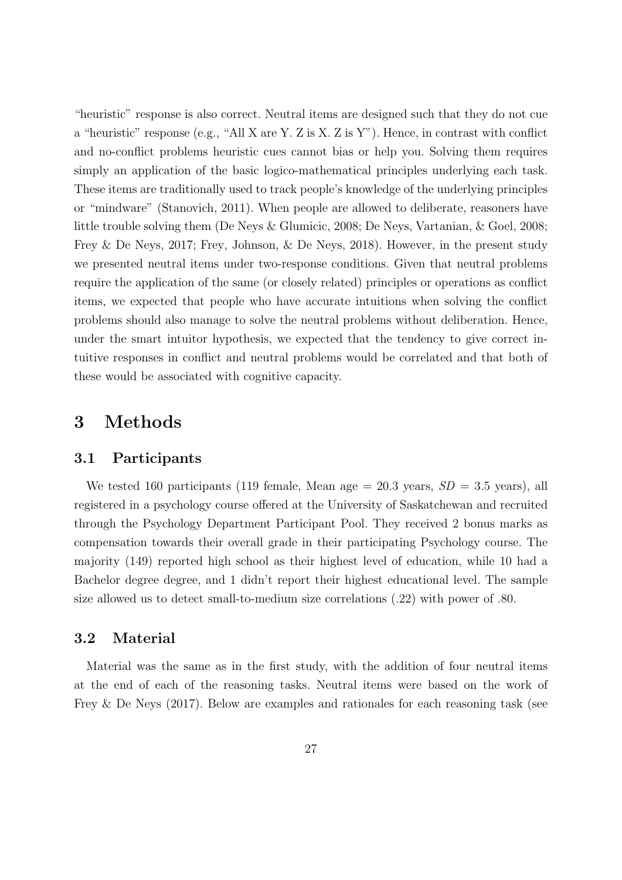"heuristic" response is also correct. Neutral items are designed such that they do not cue a "heuristic" response (e.g., "All X are Y. Z is X. Z is Y"). Hence, in contrast with conflict and no-conflict problems heuristic cues cannot bias or help you. Solving them requires simply an application of the basic logico-mathematical principles underlying each task. These items are traditionally used to track people's knowledge of the underlying principles or "mindware" (Stanovich, 2011). When people are allowed to deliberate, reasoners have little trouble solving them (De Neys & Glumicic, 2008; De Neys, Vartanian, & Goel, 2008; Frey & De Neys, 2017; Frey, Johnson, & De Neys, 2018). However, in the present study we presented neutral items under two-response conditions. Given that neutral problems require the application of the same (or closely related) principles or operations as conflict items, we expected that people who have accurate intuitions when solving the conflict problems should also manage to solve the neutral problems without deliberation. Hence, under the smart intuitor hypothesis, we expected that the tendency to give correct intuitive responses in conflict and neutral problems would be correlated and that both of these would be associated with cognitive capacity.

# 3 Methods

## 3.1 Participants

We tested 160 participants (119 female, Mean age = 20.3 years, $SD$ = 3.5 years), all registered in a psychology course offered at the University of Saskatchewan and recruited through the Psychology Department Participant Pool. They received 2 bonus marks as compensation towards their overall grade in their participating Psychology course. The majority (149) reported high school as their highest level of education, while 10 had a Bachelor degree degree, and 1 didn't report their highest educational level. The sample size allowed us to detect small-to-medium size correlations (.22) with power of .80.

## 3.2 Material

Material was the same as in the first study, with the addition of four neutral items at the end of each of the reasoning tasks. Neutral items were based on the work of Frey & De Neys (2017). Below are examples and rationales for each reasoning task (see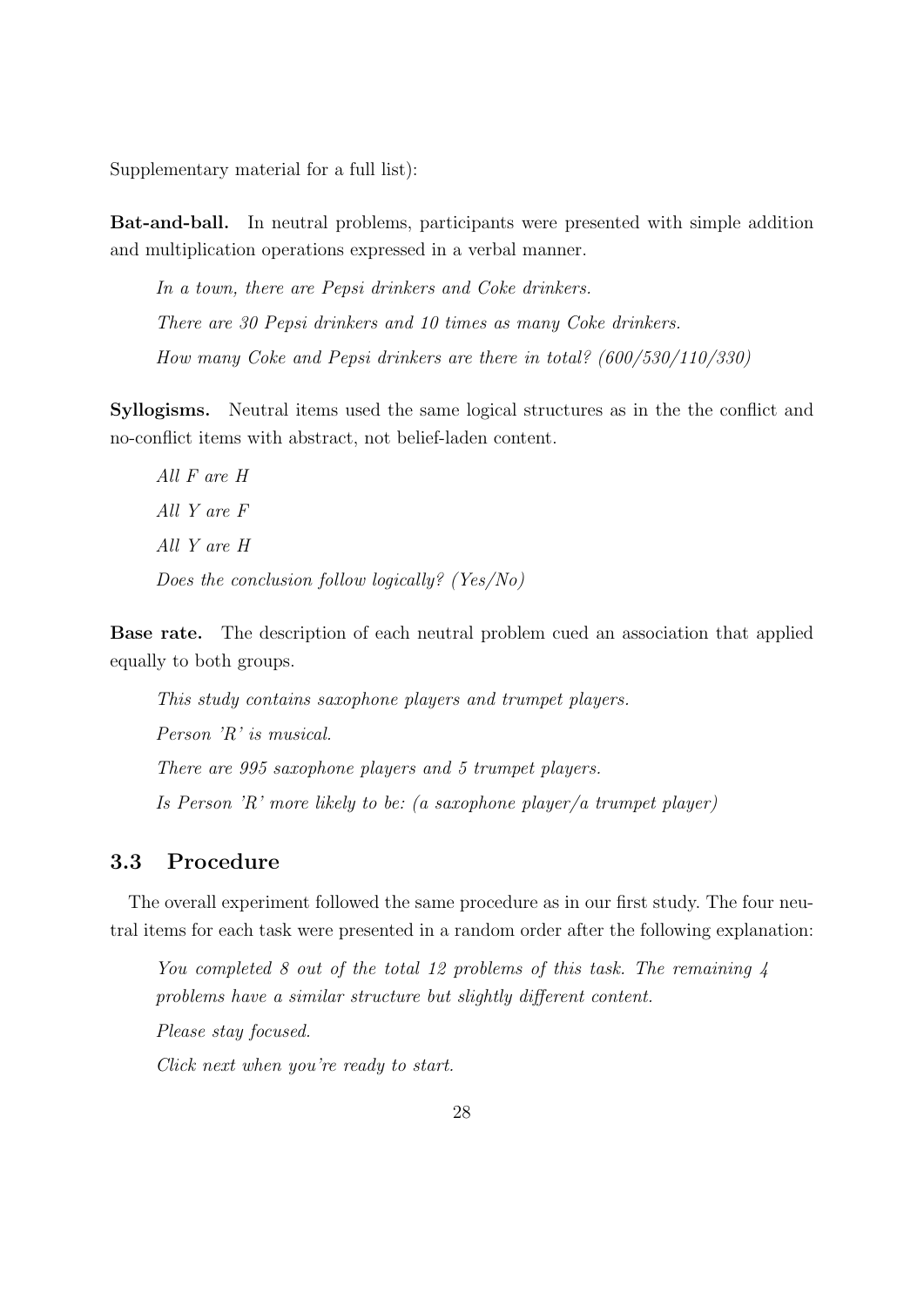Supplementary material for a full list):

**Bat-and-ball.** In neutral problems, participants were presented with simple addition and multiplication operations expressed in a verbal manner.

*In a town, there are Pepsi drinkers and Coke drinkers.*

*There are 30 Pepsi drinkers and 10 times as many Coke drinkers.*

*How many Coke and Pepsi drinkers are there in total? (600/530/110/330)*

**Syllogisms.** Neutral items used the same logical structures as in the the conflict and no-conflict items with abstract, not belief-laden content.

*All F are H*

*All Y are F*

*All Y are H*

*Does the conclusion follow logically? (Yes/No)*

**Base rate.** The description of each neutral problem cued an association that applied equally to both groups.

*This study contains saxophone players and trumpet players.*

*Person 'R' is musical.*

*There are 995 saxophone players and 5 trumpet players.*

*Is Person 'R' more likely to be: (a saxophone player/a trumpet player)*

## 3.3 Procedure

The overall experiment followed the same procedure as in our first study. The four neutral items for each task were presented in a random order after the following explanation:

*You completed 8 out of the total 12 problems of this task. The remaining 4 problems have a similar structure but slightly different content.*

*Please stay focused.*

*Click next when you're ready to start.*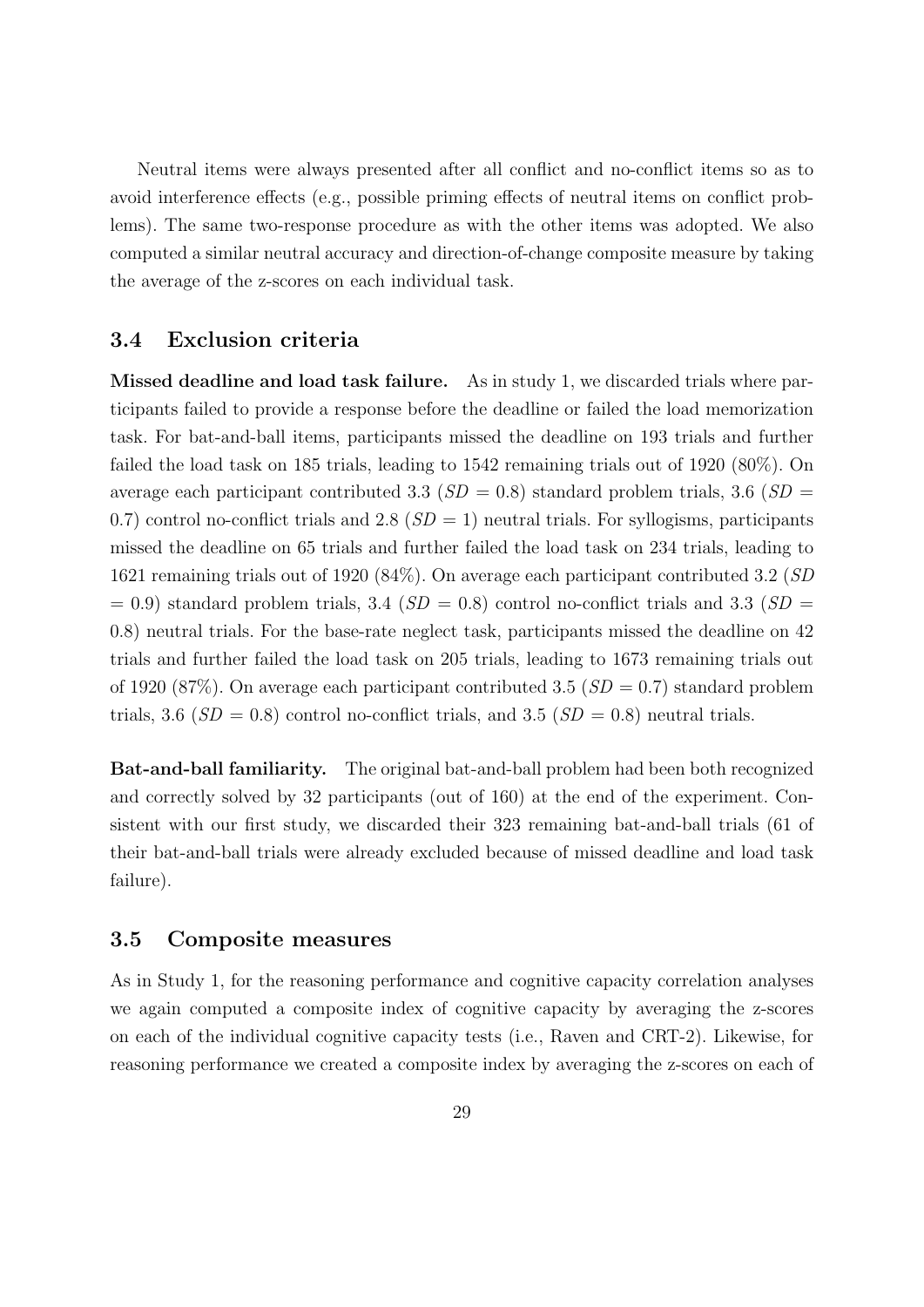Neutral items were always presented after all conflict and no-conflict items so as to avoid interference effects (e.g., possible priming effects of neutral items on conflict problems). The same two-response procedure as with the other items was adopted. We also computed a similar neutral accuracy and direction-of-change composite measure by taking the average of the z-scores on each individual task.

### 3.4 Exclusion criteria

**Missed deadline and load task failure.** As in study 1, we discarded trials where participants failed to provide a response before the deadline or failed the load memorization task. For bat-and-ball items, participants missed the deadline on 193 trials and further failed the load task on 185 trials, leading to 1542 remaining trials out of 1920 (80%). On average each participant contributed 3.3 ($SD$ = 0.8) standard problem trials, 3.6 ($SD$ = 0.7) control no-conflict trials and 2.8 ($SD$ = 1) neutral trials. For syllogisms, participants missed the deadline on 65 trials and further failed the load task on 234 trials, leading to 1621 remaining trials out of 1920 (84%). On average each participant contributed 3.2 ($SD$ = 0.9) standard problem trials, 3.4 ($SD$ = 0.8) control no-conflict trials and 3.3 ($SD$ = 0.8) neutral trials. For the base-rate neglect task, participants missed the deadline on 42 trials and further failed the load task on 205 trials, leading to 1673 remaining trials out of 1920 (87%). On average each participant contributed 3.5 ($SD$ = 0.7) standard problem trials, 3.6 ($SD$ = 0.8) control no-conflict trials, and 3.5 ($SD$ = 0.8) neutral trials.

**Bat-and-ball familiarity.** The original bat-and-ball problem had been both recognized and correctly solved by 32 participants (out of 160) at the end of the experiment. Consistent with our first study, we discarded their 323 remaining bat-and-ball trials (61 of their bat-and-ball trials were already excluded because of missed deadline and load task failure).

### 3.5 Composite measures

As in Study 1, for the reasoning performance and cognitive capacity correlation analyses we again computed a composite index of cognitive capacity by averaging the z-scores on each of the individual cognitive capacity tests (i.e., Raven and CRT-2). Likewise, for reasoning performance we created a composite index by averaging the z-scores on each of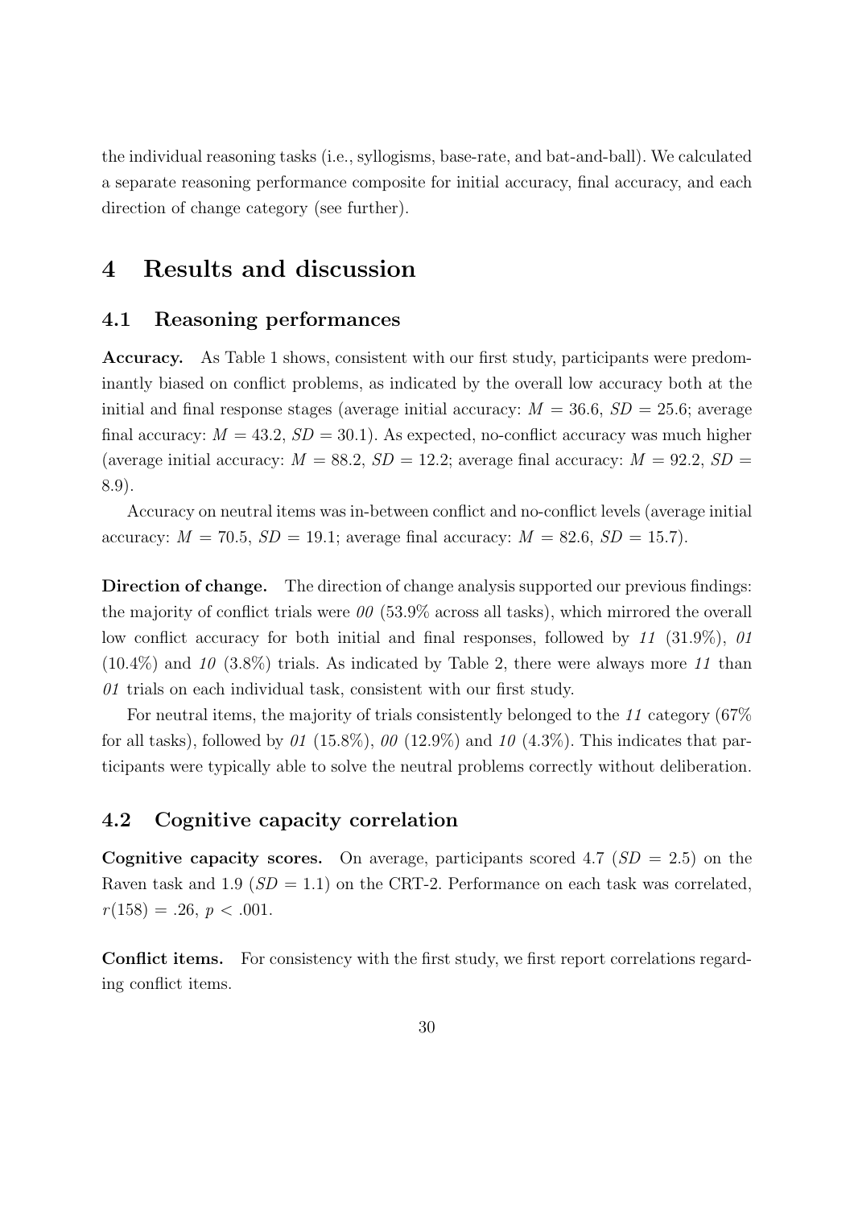the individual reasoning tasks (i.e., syllogisms, base-rate, and bat-and-ball). We calculated a separate reasoning performance composite for initial accuracy, final accuracy, and each direction of change category (see further).

# 4 Results and discussion

## 4.1 Reasoning performances

**Accuracy.** As Table 1 shows, consistent with our first study, participants were predominantly biased on conflict problems, as indicated by the overall low accuracy both at the initial and final response stages (average initial accuracy: $M$ = 36.6, $SD$ = 25.6; average final accuracy: $M$ = 43.2, $SD$ = 30.1). As expected, no-conflict accuracy was much higher (average initial accuracy: $M$ = 88.2, $SD$ = 12.2; average final accuracy: $M$ = 92.2, $SD$ = 8.9).

Accuracy on neutral items was in-between conflict and no-conflict levels (average initial accuracy: $M$ = 70.5, $SD$ = 19.1; average final accuracy: $M$ = 82.6, $SD$ = 15.7).

**Direction of change.** The direction of change analysis supported our previous findings: the majority of conflict trials were *00* (53.9% across all tasks), which mirrored the overall low conflict accuracy for both initial and final responses, followed by *11* (31.9%), *01* (10.4%) and *10* (3.8%) trials. As indicated by Table 2, there were always more *11* than *01* trials on each individual task, consistent with our first study.

For neutral items, the majority of trials consistently belonged to the *11* category (67% for all tasks), followed by *01* (15.8%), *00* (12.9%) and *10* (4.3%). This indicates that participants were typically able to solve the neutral problems correctly without deliberation.

## 4.2 Cognitive capacity correlation

**Cognitive capacity scores.** On average, participants scored 4.7 ($SD$ = 2.5) on the Raven task and 1.9 ($SD$ = 1.1) on the CRT-2. Performance on each task was correlated, $r(158) = .26$, $p < .001$.

**Conflict items.** For consistency with the first study, we first report correlations regarding conflict items.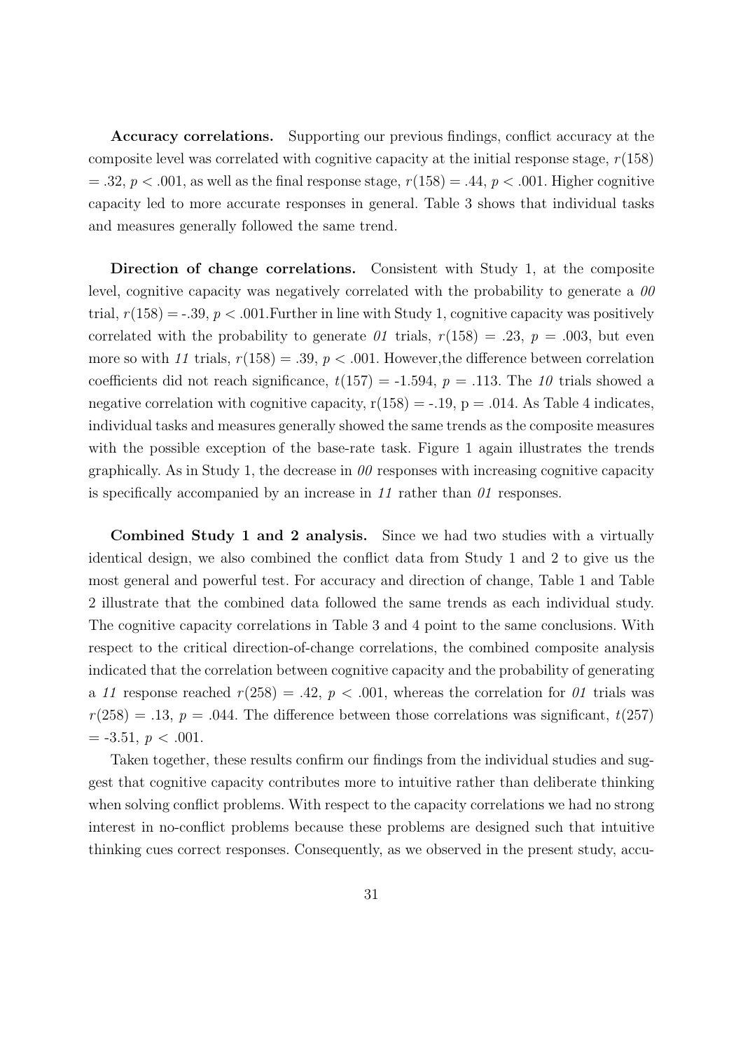**Accuracy correlations.** Supporting our previous findings, conflict accuracy at the composite level was correlated with cognitive capacity at the initial response stage, $r(158) = .32$, $p < .001$, as well as the final response stage, $r(158) = .44$, $p < .001$. Higher cognitive capacity led to more accurate responses in general. Table 3 shows that individual tasks and measures generally followed the same trend.

**Direction of change correlations.** Consistent with Study 1, at the composite level, cognitive capacity was negatively correlated with the probability to generate a *00* trial, $r(158) = -.39$, $p < .001$.Further in line with Study 1, cognitive capacity was positively correlated with the probability to generate *01* trials, $r(158) = .23$, $p = .003$, but even more so with *11* trials, $r(158) = .39$, $p < .001$. However,the difference between correlation coefficients did not reach significance, $t(157) = -1.594$, $p = .113$. The *10* trials showed a negative correlation with cognitive capacity, $r(158) = -.19$, $p = .014$. As Table 4 indicates, individual tasks and measures generally showed the same trends as the composite measures with the possible exception of the base-rate task. Figure 1 again illustrates the trends graphically. As in Study 1, the decrease in *00* responses with increasing cognitive capacity is specifically accompanied by an increase in *11* rather than *01* responses.

**Combined Study 1 and 2 analysis.** Since we had two studies with a virtually identical design, we also combined the conflict data from Study 1 and 2 to give us the most general and powerful test. For accuracy and direction of change, Table 1 and Table 2 illustrate that the combined data followed the same trends as each individual study. The cognitive capacity correlations in Table 3 and 4 point to the same conclusions. With respect to the critical direction-of-change correlations, the combined composite analysis indicated that the correlation between cognitive capacity and the probability of generating a *11* response reached $r(258) = .42$, $p < .001$, whereas the correlation for *01* trials was $r(258) = .13$, $p = .044$. The difference between those correlations was significant, $t(257) = -3.51$, $p < .001$.

Taken together, these results confirm our findings from the individual studies and suggest that cognitive capacity contributes more to intuitive rather than deliberate thinking when solving conflict problems. With respect to the capacity correlations we had no strong interest in no-conflict problems because these problems are designed such that intuitive thinking cues correct responses. Consequently, as we observed in the present study, accu-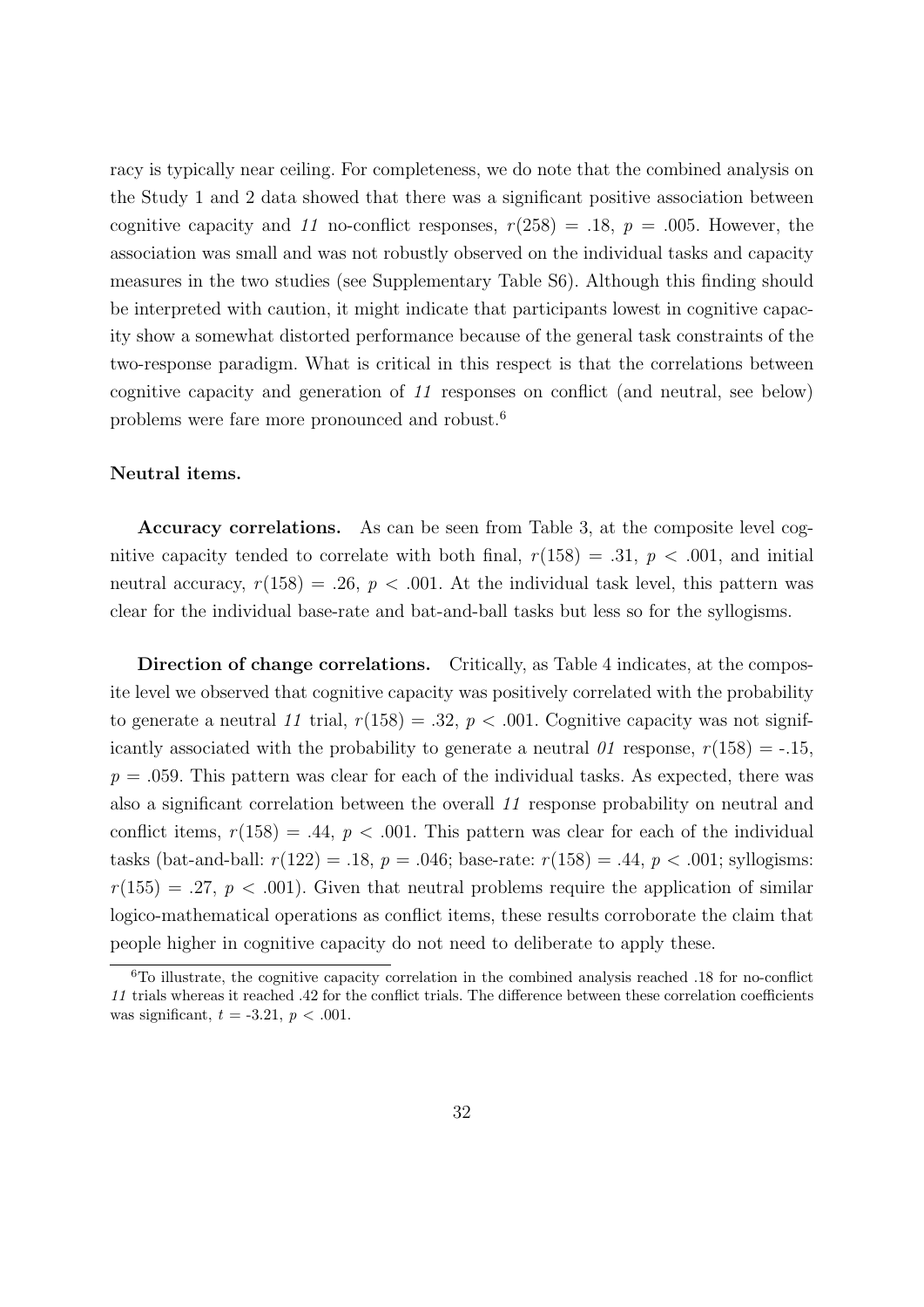racy is typically near ceiling. For completeness, we do note that the combined analysis on the Study 1 and 2 data showed that there was a significant positive association between cognitive capacity and *11* no-conflict responses, $r(258) = .18$, $p = .005$. However, the association was small and was not robustly observed on the individual tasks and capacity measures in the two studies (see Supplementary Table S6). Although this finding should be interpreted with caution, it might indicate that participants lowest in cognitive capacity show a somewhat distorted performance because of the general task constraints of the two-response paradigm. What is critical in this respect is that the correlations between cognitive capacity and generation of *11* responses on conflict (and neutral, see below) problems were fare more pronounced and robust.[6]

**Neutral items.**

**Accuracy correlations.** As can be seen from Table 3, at the composite level cognitive capacity tended to correlate with both final, $r(158) = .31$, $p < .001$, and initial neutral accuracy, $r(158) = .26$, $p < .001$. At the individual task level, this pattern was clear for the individual base-rate and bat-and-ball tasks but less so for the syllogisms.

**Direction of change correlations.** Critically, as Table 4 indicates, at the composite level we observed that cognitive capacity was positively correlated with the probability to generate a neutral *11* trial, $r(158) = .32$, $p < .001$. Cognitive capacity was not significantly associated with the probability to generate a neutral *01* response, $r(158) = -.15$, $p = .059$. This pattern was clear for each of the individual tasks. As expected, there was also a significant correlation between the overall *11* response probability on neutral and conflict items, $r(158) = .44$, $p < .001$. This pattern was clear for each of the individual tasks (bat-and-ball: $r(122) = .18$, $p = .046$; base-rate: $r(158) = .44$, $p < .001$; syllogisms: $r(155) = .27$, $p < .001$). Given that neutral problems require the application of similar logico-mathematical operations as conflict items, these results corroborate the claim that people higher in cognitive capacity do not need to deliberate to apply these.

[6]To illustrate, the cognitive capacity correlation in the combined analysis reached .18 for no-conflict *11* trials whereas it reached .42 for the conflict trials. The difference between these correlation coefficients was significant, $t = -3.21$, $p < .001$.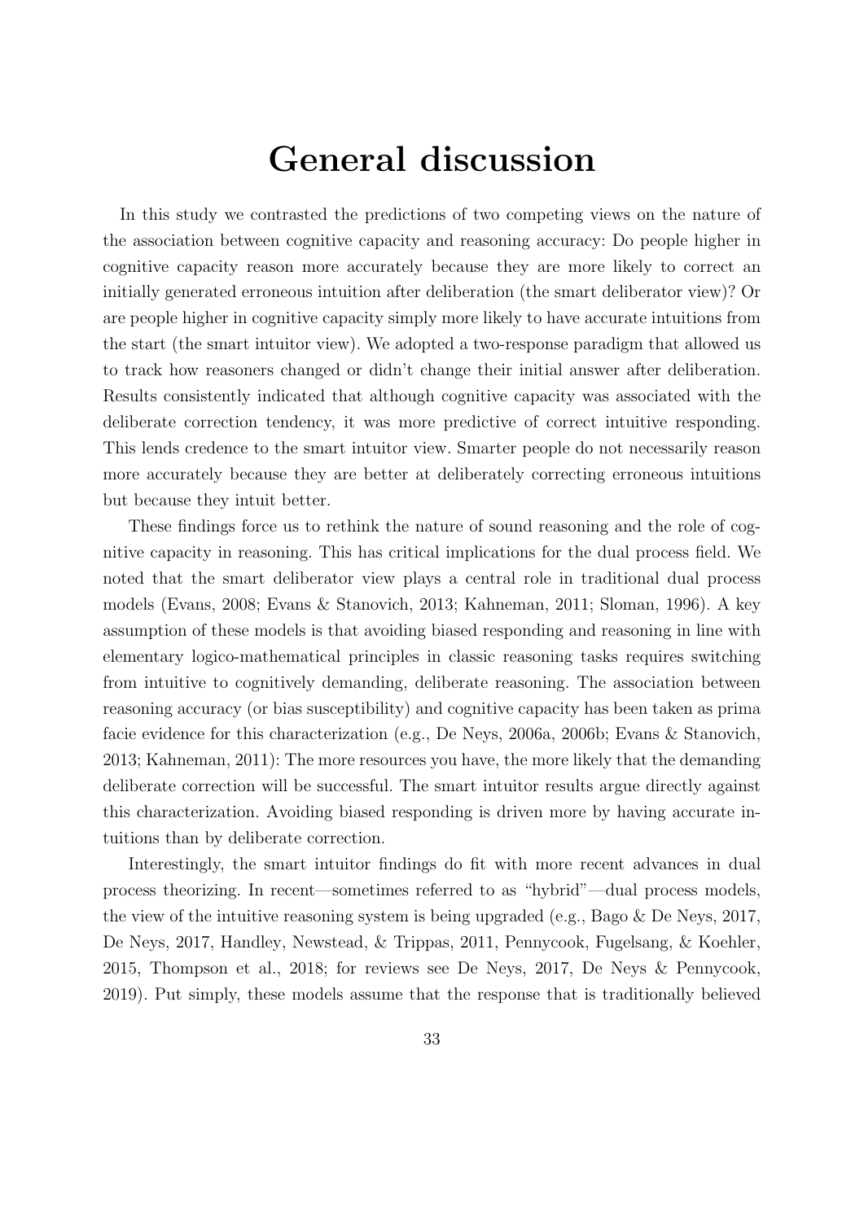# General discussion

In this study we contrasted the predictions of two competing views on the nature of the association between cognitive capacity and reasoning accuracy: Do people higher in cognitive capacity reason more accurately because they are more likely to correct an initially generated erroneous intuition after deliberation (the smart deliberator view)? Or are people higher in cognitive capacity simply more likely to have accurate intuitions from the start (the smart intuitor view). We adopted a two-response paradigm that allowed us to track how reasoners changed or didn't change their initial answer after deliberation. Results consistently indicated that although cognitive capacity was associated with the deliberate correction tendency, it was more predictive of correct intuitive responding. This lends credence to the smart intuitor view. Smarter people do not necessarily reason more accurately because they are better at deliberately correcting erroneous intuitions but because they intuit better.

These findings force us to rethink the nature of sound reasoning and the role of cognitive capacity in reasoning. This has critical implications for the dual process field. We noted that the smart deliberator view plays a central role in traditional dual process models (Evans, 2008; Evans & Stanovich, 2013; Kahneman, 2011; Sloman, 1996). A key assumption of these models is that avoiding biased responding and reasoning in line with elementary logico-mathematical principles in classic reasoning tasks requires switching from intuitive to cognitively demanding, deliberate reasoning. The association between reasoning accuracy (or bias susceptibility) and cognitive capacity has been taken as prima facie evidence for this characterization (e.g., De Neys, 2006a, 2006b; Evans & Stanovich, 2013; Kahneman, 2011): The more resources you have, the more likely that the demanding deliberate correction will be successful. The smart intuitor results argue directly against this characterization. Avoiding biased responding is driven more by having accurate intuitions than by deliberate correction.

Interestingly, the smart intuitor findings do fit with more recent advances in dual process theorizing. In recent—sometimes referred to as "hybrid"—dual process models, the view of the intuitive reasoning system is being upgraded (e.g., Bago & De Neys, 2017, De Neys, 2017, Handley, Newstead, & Trippas, 2011, Pennycook, Fugelsang, & Koehler, 2015, Thompson et al., 2018; for reviews see De Neys, 2017, De Neys & Pennycook, 2019). Put simply, these models assume that the response that is traditionally believed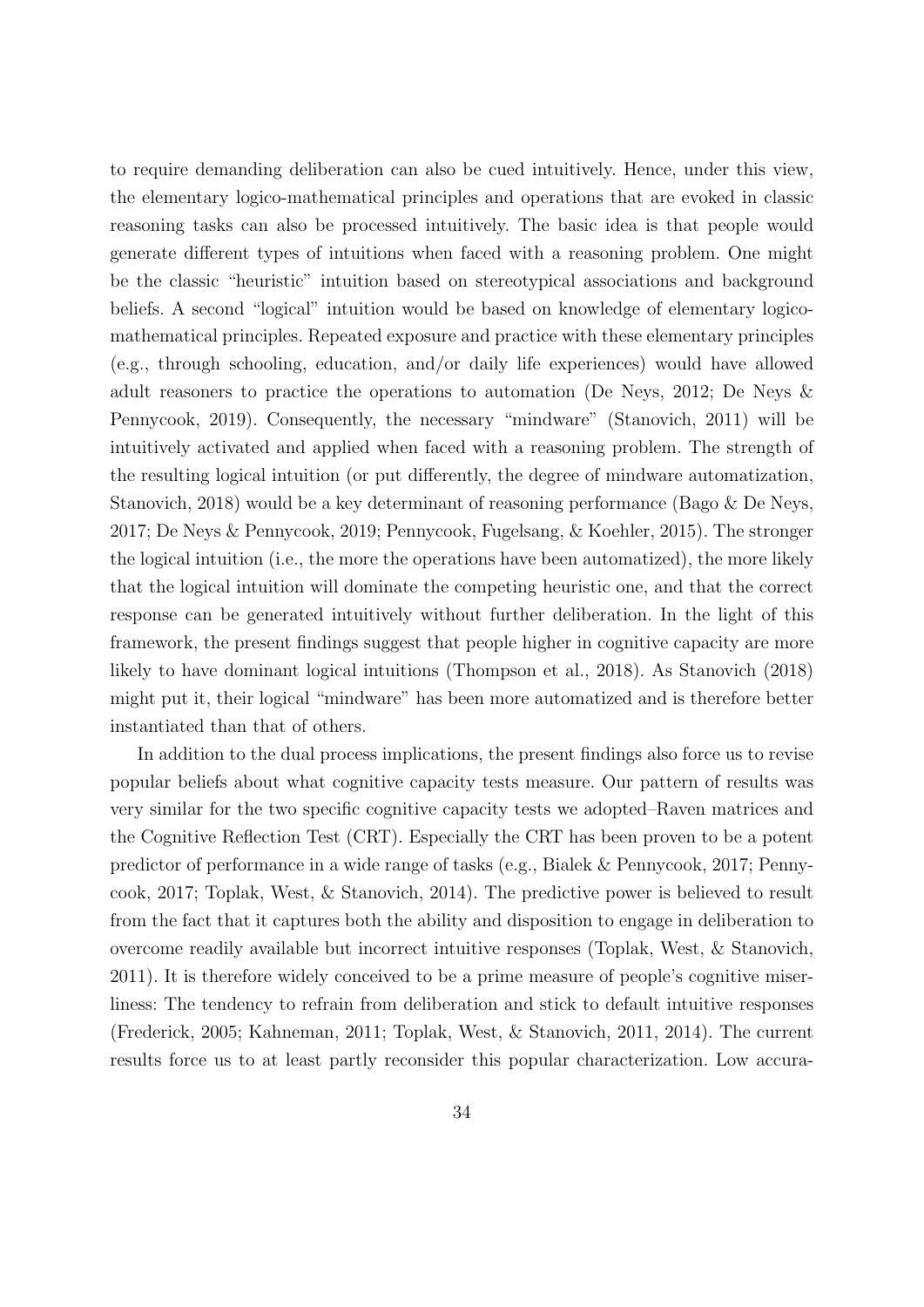to require demanding deliberation can also be cued intuitively. Hence, under this view, the elementary logico-mathematical principles and operations that are evoked in classic reasoning tasks can also be processed intuitively. The basic idea is that people would generate different types of intuitions when faced with a reasoning problem. One might be the classic "heuristic" intuition based on stereotypical associations and background beliefs. A second "logical" intuition would be based on knowledge of elementary logico-mathematical principles. Repeated exposure and practice with these elementary principles (e.g., through schooling, education, and/or daily life experiences) would have allowed adult reasoners to practice the operations to automation (De Neys, 2012; De Neys & Pennycook, 2019). Consequently, the necessary "mindware" (Stanovich, 2011) will be intuitively activated and applied when faced with a reasoning problem. The strength of the resulting logical intuition (or put differently, the degree of mindware automatization, Stanovich, 2018) would be a key determinant of reasoning performance (Bago & De Neys, 2017; De Neys & Pennycook, 2019; Pennycook, Fugelsang, & Koehler, 2015). The stronger the logical intuition (i.e., the more the operations have been automatized), the more likely that the logical intuition will dominate the competing heuristic one, and that the correct response can be generated intuitively without further deliberation. In the light of this framework, the present findings suggest that people higher in cognitive capacity are more likely to have dominant logical intuitions (Thompson et al., 2018). As Stanovich (2018) might put it, their logical "mindware" has been more automatized and is therefore better instantiated than that of others.

In addition to the dual process implications, the present findings also force us to revise popular beliefs about what cognitive capacity tests measure. Our pattern of results was very similar for the two specific cognitive capacity tests we adopted–Raven matrices and the Cognitive Reflection Test (CRT). Especially the CRT has been proven to be a potent predictor of performance in a wide range of tasks (e.g., Bialek & Pennycook, 2017; Pennycook, 2017; Toplak, West, & Stanovich, 2014). The predictive power is believed to result from the fact that it captures both the ability and disposition to engage in deliberation to overcome readily available but incorrect intuitive responses (Toplak, West, & Stanovich, 2011). It is therefore widely conceived to be a prime measure of people's cognitive miserliness: The tendency to refrain from deliberation and stick to default intuitive responses (Frederick, 2005; Kahneman, 2011; Toplak, West, & Stanovich, 2011, 2014). The current results force us to at least partly reconsider this popular characterization. Low accura-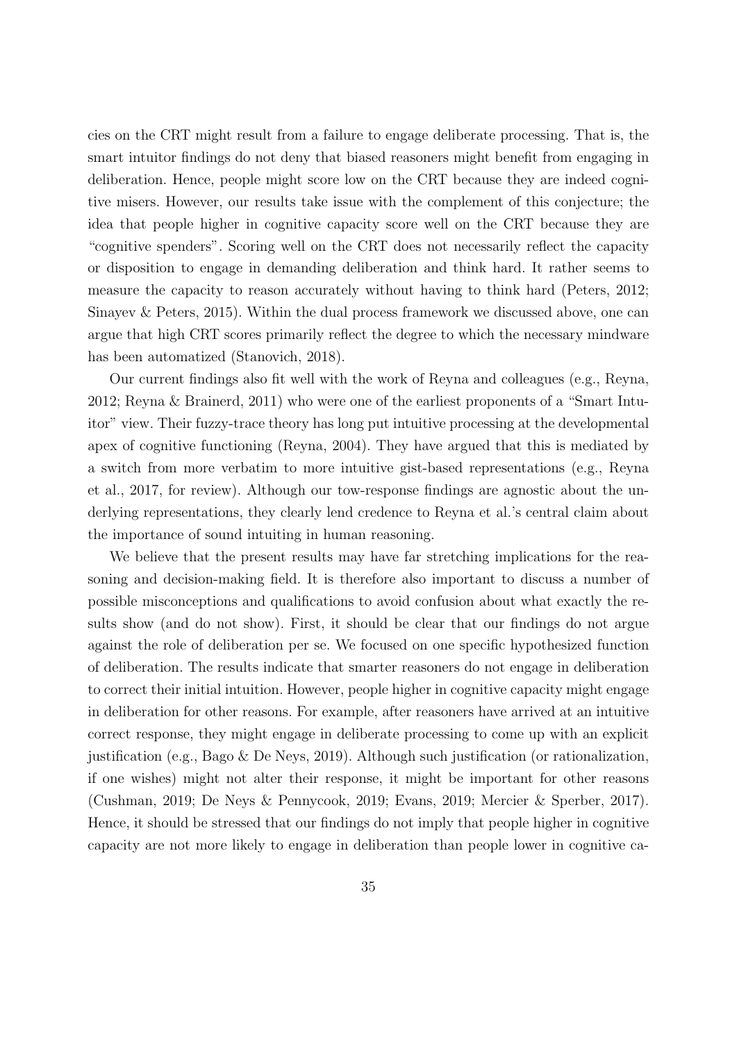cies on the CRT might result from a failure to engage deliberate processing. That is, the smart intuitor findings do not deny that biased reasoners might benefit from engaging in deliberation. Hence, people might score low on the CRT because they are indeed cognitive misers. However, our results take issue with the complement of this conjecture; the idea that people higher in cognitive capacity score well on the CRT because they are "cognitive spenders". Scoring well on the CRT does not necessarily reflect the capacity or disposition to engage in demanding deliberation and think hard. It rather seems to measure the capacity to reason accurately without having to think hard (Peters, 2012; Sinayev & Peters, 2015). Within the dual process framework we discussed above, one can argue that high CRT scores primarily reflect the degree to which the necessary mindware has been automatized (Stanovich, 2018).

Our current findings also fit well with the work of Reyna and colleagues (e.g., Reyna, 2012; Reyna & Brainerd, 2011) who were one of the earliest proponents of a "Smart Intuitor" view. Their fuzzy-trace theory has long put intuitive processing at the developmental apex of cognitive functioning (Reyna, 2004). They have argued that this is mediated by a switch from more verbatim to more intuitive gist-based representations (e.g., Reyna et al., 2017, for review). Although our tow-response findings are agnostic about the underlying representations, they clearly lend credence to Reyna et al.'s central claim about the importance of sound intuiting in human reasoning.

We believe that the present results may have far stretching implications for the reasoning and decision-making field. It is therefore also important to discuss a number of possible misconceptions and qualifications to avoid confusion about what exactly the results show (and do not show). First, it should be clear that our findings do not argue against the role of deliberation per se. We focused on one specific hypothesized function of deliberation. The results indicate that smarter reasoners do not engage in deliberation to correct their initial intuition. However, people higher in cognitive capacity might engage in deliberation for other reasons. For example, after reasoners have arrived at an intuitive correct response, they might engage in deliberate processing to come up with an explicit justification (e.g., Bago & De Neys, 2019). Although such justification (or rationalization, if one wishes) might not alter their response, it might be important for other reasons (Cushman, 2019; De Neys & Pennycook, 2019; Evans, 2019; Mercier & Sperber, 2017). Hence, it should be stressed that our findings do not imply that people higher in cognitive capacity are not more likely to engage in deliberation than people lower in cognitive ca-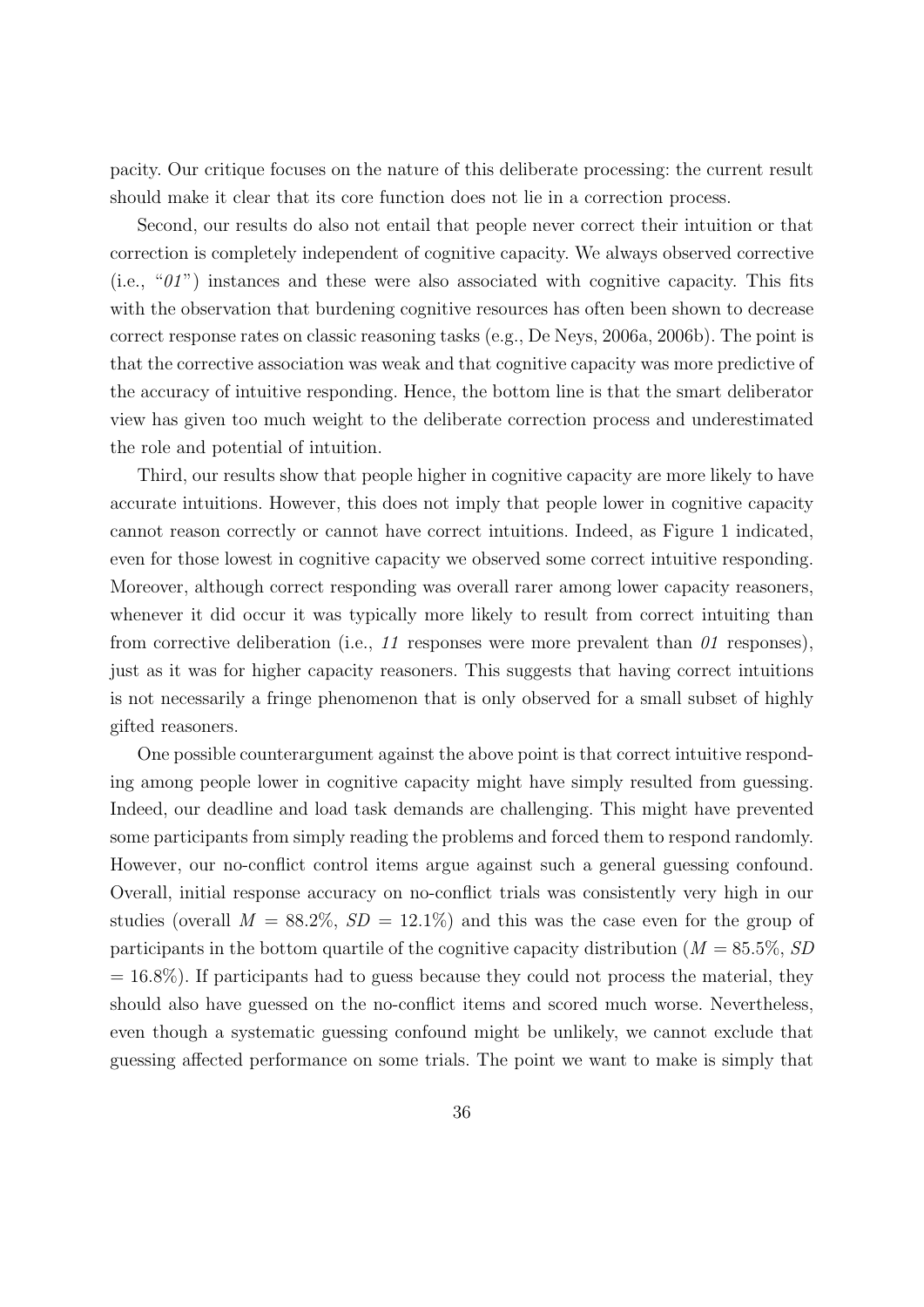pacity. Our critique focuses on the nature of this deliberate processing: the current result should make it clear that its core function does not lie in a correction process.

Second, our results do also not entail that people never correct their intuition or that correction is completely independent of cognitive capacity. We always observed corrective (i.e., "*01*") instances and these were also associated with cognitive capacity. This fits with the observation that burdening cognitive resources has often been shown to decrease correct response rates on classic reasoning tasks (e.g., De Neys, 2006a, 2006b). The point is that the corrective association was weak and that cognitive capacity was more predictive of the accuracy of intuitive responding. Hence, the bottom line is that the smart deliberator view has given too much weight to the deliberate correction process and underestimated the role and potential of intuition.

Third, our results show that people higher in cognitive capacity are more likely to have accurate intuitions. However, this does not imply that people lower in cognitive capacity cannot reason correctly or cannot have correct intuitions. Indeed, as Figure 1 indicated, even for those lowest in cognitive capacity we observed some correct intuitive responding. Moreover, although correct responding was overall rarer among lower capacity reasoners, whenever it did occur it was typically more likely to result from correct intuiting than from corrective deliberation (i.e., *11* responses were more prevalent than *01* responses), just as it was for higher capacity reasoners. This suggests that having correct intuitions is not necessarily a fringe phenomenon that is only observed for a small subset of highly gifted reasoners.

One possible counterargument against the above point is that correct intuitive responding among people lower in cognitive capacity might have simply resulted from guessing. Indeed, our deadline and load task demands are challenging. This might have prevented some participants from simply reading the problems and forced them to respond randomly. However, our no-conflict control items argue against such a general guessing confound. Overall, initial response accuracy on no-conflict trials was consistently very high in our studies (overall $M$ = 88.2%, $SD$ = 12.1%) and this was the case even for the group of participants in the bottom quartile of the cognitive capacity distribution ($M$ = 85.5%, $SD$ = 16.8%). If participants had to guess because they could not process the material, they should also have guessed on the no-conflict items and scored much worse. Nevertheless, even though a systematic guessing confound might be unlikely, we cannot exclude that guessing affected performance on some trials. The point we want to make is simply that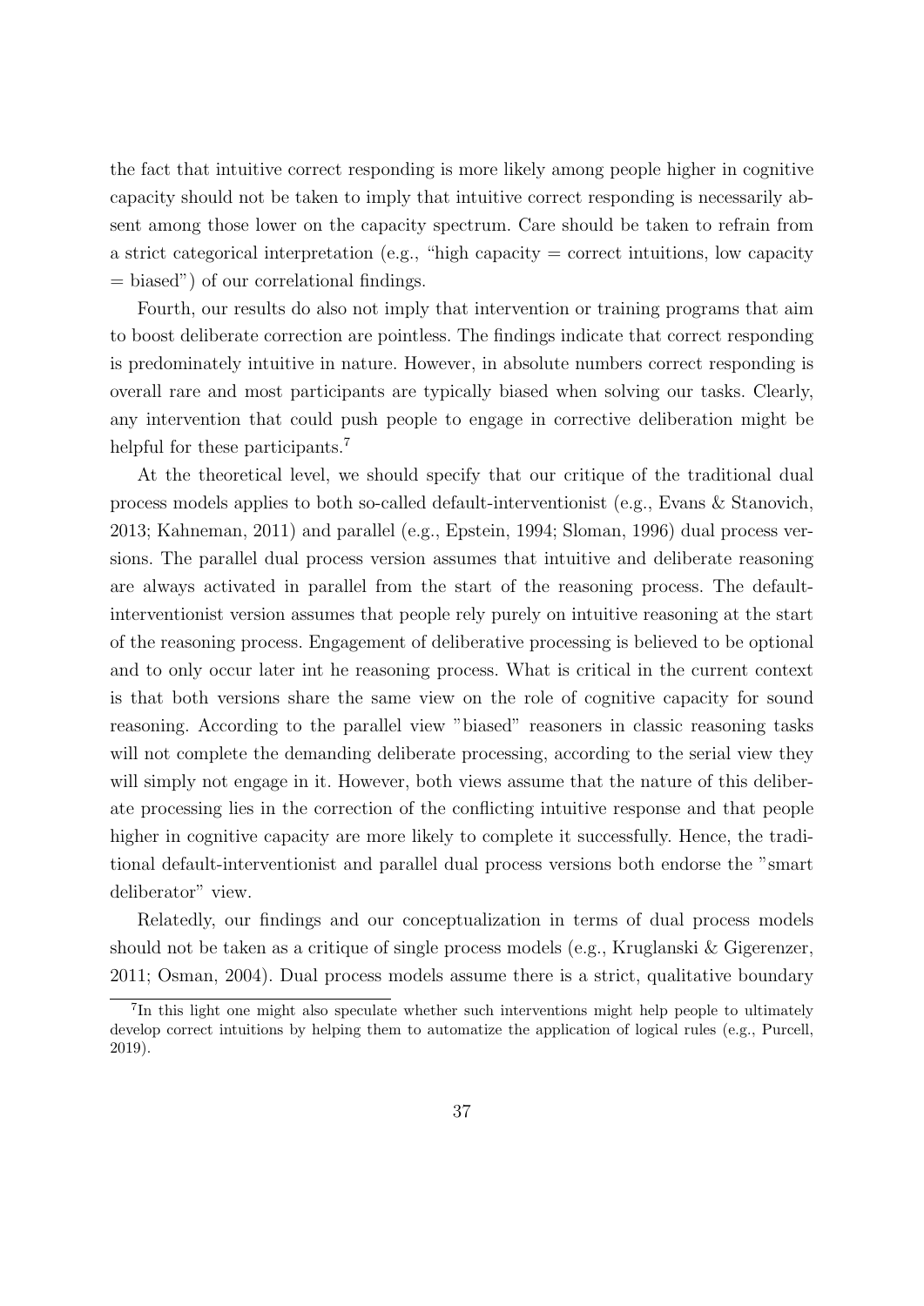the fact that intuitive correct responding is more likely among people higher in cognitive capacity should not be taken to imply that intuitive correct responding is necessarily absent among those lower on the capacity spectrum. Care should be taken to refrain from a strict categorical interpretation (e.g., "high capacity = correct intuitions, low capacity = biased") of our correlational findings.

Fourth, our results do also not imply that intervention or training programs that aim to boost deliberate correction are pointless. The findings indicate that correct responding is predominately intuitive in nature. However, in absolute numbers correct responding is overall rare and most participants are typically biased when solving our tasks. Clearly, any intervention that could push people to engage in corrective deliberation might be helpful for these participants.[7]

At the theoretical level, we should specify that our critique of the traditional dual process models applies to both so-called default-interventionist (e.g., Evans & Stanovich, 2013; Kahneman, 2011) and parallel (e.g., Epstein, 1994; Sloman, 1996) dual process versions. The parallel dual process version assumes that intuitive and deliberate reasoning are always activated in parallel from the start of the reasoning process. The default-interventionist version assumes that people rely purely on intuitive reasoning at the start of the reasoning process. Engagement of deliberative processing is believed to be optional and to only occur later int he reasoning process. What is critical in the current context is that both versions share the same view on the role of cognitive capacity for sound reasoning. According to the parallel view "biased" reasoners in classic reasoning tasks will not complete the demanding deliberate processing, according to the serial view they will simply not engage in it. However, both views assume that the nature of this deliberate processing lies in the correction of the conflicting intuitive response and that people higher in cognitive capacity are more likely to complete it successfully. Hence, the traditional default-interventionist and parallel dual process versions both endorse the "smart deliberator" view.

Relatedly, our findings and our conceptualization in terms of dual process models should not be taken as a critique of single process models (e.g., Kruglanski & Gigerenzer, 2011; Osman, 2004). Dual process models assume there is a strict, qualitative boundary

[7] In this light one might also speculate whether such interventions might help people to ultimately develop correct intuitions by helping them to automatize the application of logical rules (e.g., Purcell, 2019).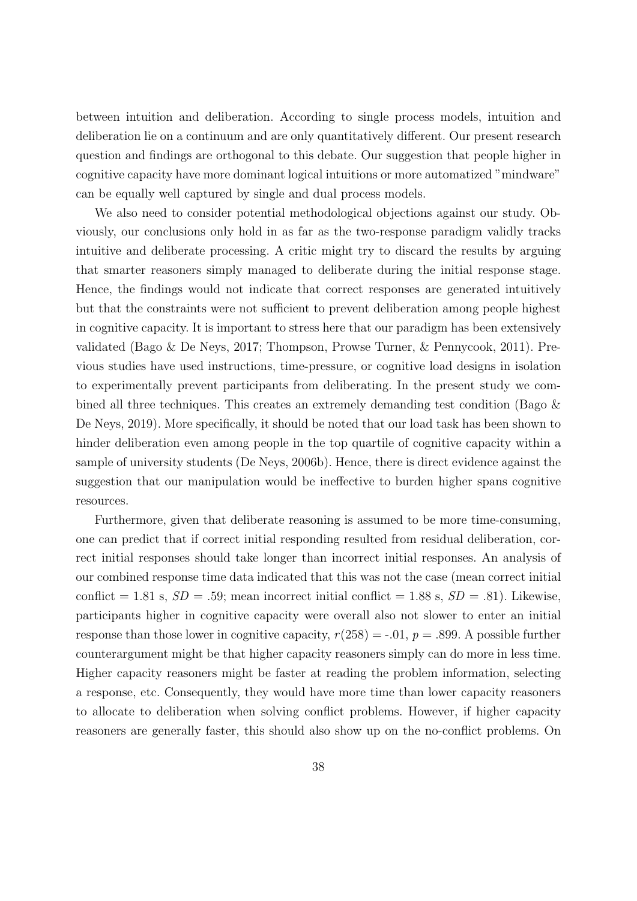between intuition and deliberation. According to single process models, intuition and deliberation lie on a continuum and are only quantitatively different. Our present research question and findings are orthogonal to this debate. Our suggestion that people higher in cognitive capacity have more dominant logical intuitions or more automatized "mindware" can be equally well captured by single and dual process models.

We also need to consider potential methodological objections against our study. Obviously, our conclusions only hold in as far as the two-response paradigm validly tracks intuitive and deliberate processing. A critic might try to discard the results by arguing that smarter reasoners simply managed to deliberate during the initial response stage. Hence, the findings would not indicate that correct responses are generated intuitively but that the constraints were not sufficient to prevent deliberation among people highest in cognitive capacity. It is important to stress here that our paradigm has been extensively validated (Bago & De Neys, 2017; Thompson, Prowse Turner, & Pennycook, 2011). Previous studies have used instructions, time-pressure, or cognitive load designs in isolation to experimentally prevent participants from deliberating. In the present study we combined all three techniques. This creates an extremely demanding test condition (Bago & De Neys, 2019). More specifically, it should be noted that our load task has been shown to hinder deliberation even among people in the top quartile of cognitive capacity within a sample of university students (De Neys, 2006b). Hence, there is direct evidence against the suggestion that our manipulation would be ineffective to burden higher spans cognitive resources.

Furthermore, given that deliberate reasoning is assumed to be more time-consuming, one can predict that if correct initial responding resulted from residual deliberation, correct initial responses should take longer than incorrect initial responses. An analysis of our combined response time data indicated that this was not the case (mean correct initial conflict = 1.81 s, $SD$ = .59; mean incorrect initial conflict = 1.88 s, $SD$ = .81). Likewise, participants higher in cognitive capacity were overall also not slower to enter an initial response than those lower in cognitive capacity, $r(258) = -.01$, $p = .899$. A possible further counterargument might be that higher capacity reasoners simply can do more in less time. Higher capacity reasoners might be faster at reading the problem information, selecting a response, etc. Consequently, they would have more time than lower capacity reasoners to allocate to deliberation when solving conflict problems. However, if higher capacity reasoners are generally faster, this should also show up on the no-conflict problems. On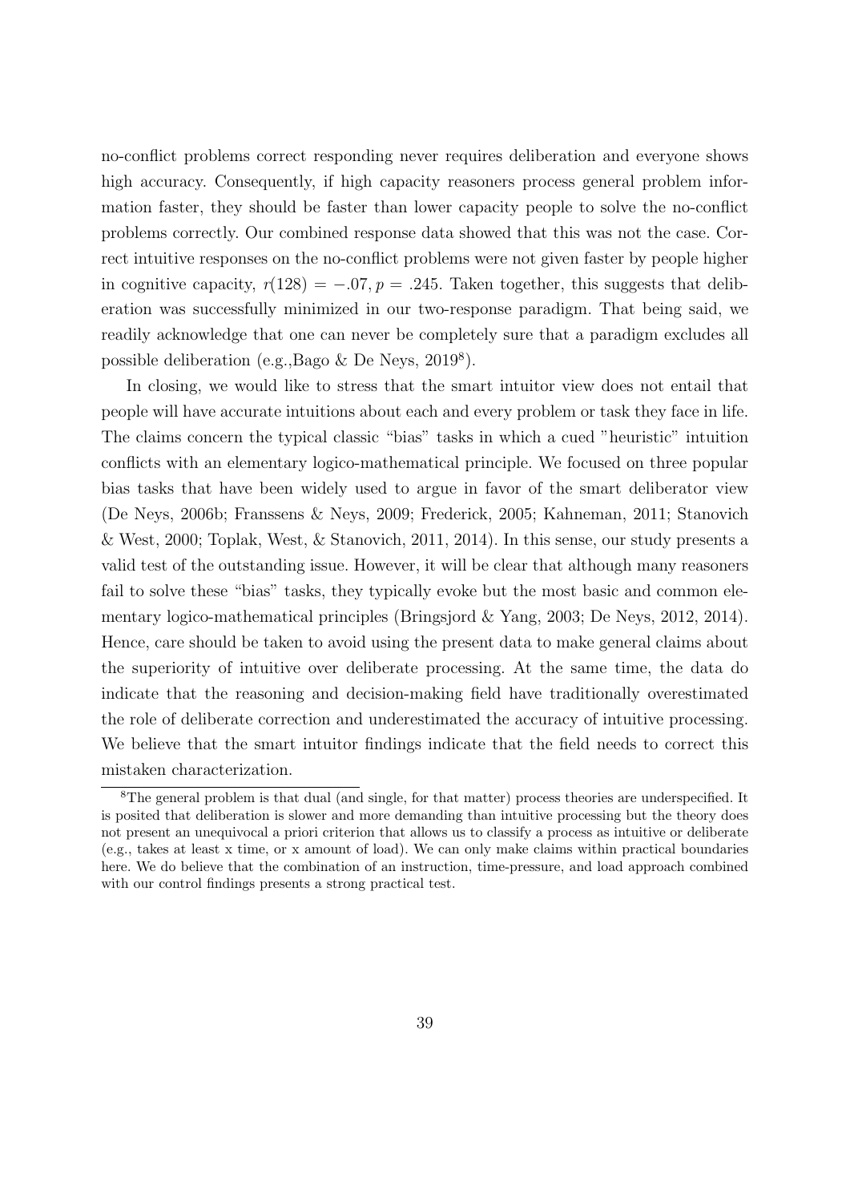no-conflict problems correct responding never requires deliberation and everyone shows high accuracy. Consequently, if high capacity reasoners process general problem information faster, they should be faster than lower capacity people to solve the no-conflict problems correctly. Our combined response data showed that this was not the case. Correct intuitive responses on the no-conflict problems were not given faster by people higher in cognitive capacity, $r(128) = -.07, p = .245$. Taken together, this suggests that deliberation was successfully minimized in our two-response paradigm. That being said, we readily acknowledge that one can never be completely sure that a paradigm excludes all possible deliberation (e.g.,Bago & De Neys, 2019[8]).

In closing, we would like to stress that the smart intuitor view does not entail that people will have accurate intuitions about each and every problem or task they face in life. The claims concern the typical classic "bias" tasks in which a cued "heuristic" intuition conflicts with an elementary logico-mathematical principle. We focused on three popular bias tasks that have been widely used to argue in favor of the smart deliberator view (De Neys, 2006b; Franssens & Neys, 2009; Frederick, 2005; Kahneman, 2011; Stanovich & West, 2000; Toplak, West, & Stanovich, 2011, 2014). In this sense, our study presents a valid test of the outstanding issue. However, it will be clear that although many reasoners fail to solve these "bias" tasks, they typically evoke but the most basic and common elementary logico-mathematical principles (Bringsjord & Yang, 2003; De Neys, 2012, 2014). Hence, care should be taken to avoid using the present data to make general claims about the superiority of intuitive over deliberate processing. At the same time, the data do indicate that the reasoning and decision-making field have traditionally overestimated the role of deliberate correction and underestimated the accuracy of intuitive processing. We believe that the smart intuitor findings indicate that the field needs to correct this mistaken characterization.

[8]The general problem is that dual (and single, for that matter) process theories are underspecified. It is posited that deliberation is slower and more demanding than intuitive processing but the theory does not present an unequivocal a priori criterion that allows us to classify a process as intuitive or deliberate (e.g., takes at least x time, or x amount of load). We can only make claims within practical boundaries here. We do believe that the combination of an instruction, time-pressure, and load approach combined with our control findings presents a strong practical test.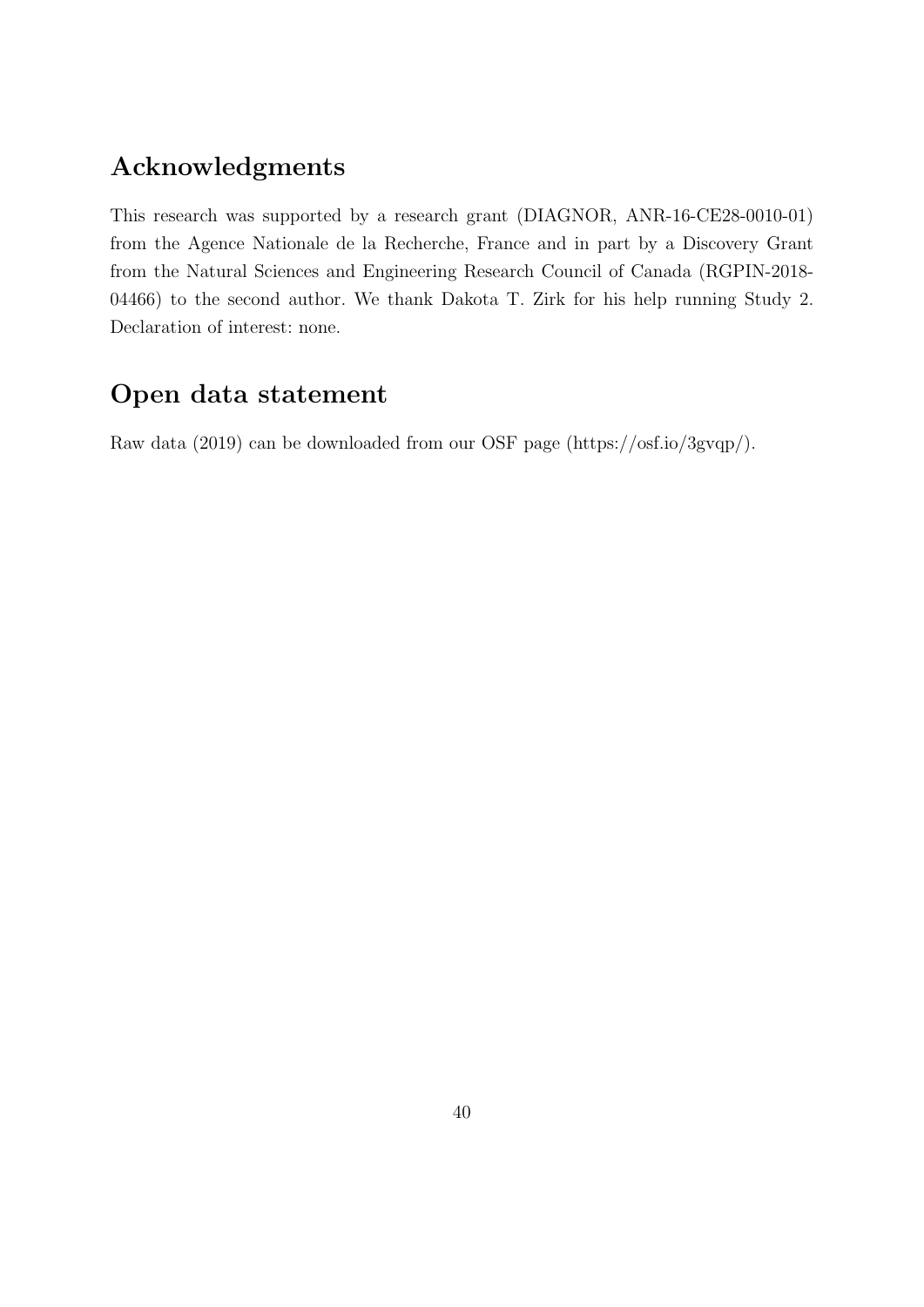## Acknowledgments

This research was supported by a research grant (DIAGNOR, ANR-16-CE28-0010-01) from the Agence Nationale de la Recherche, France and in part by a Discovery Grant from the Natural Sciences and Engineering Research Council of Canada (RGPIN-2018-04466) to the second author. We thank Dakota T. Zirk for his help running Study 2. Declaration of interest: none.

## Open data statement

Raw data (2019) can be downloaded from our OSF page (https://osf.io/3gvqp/).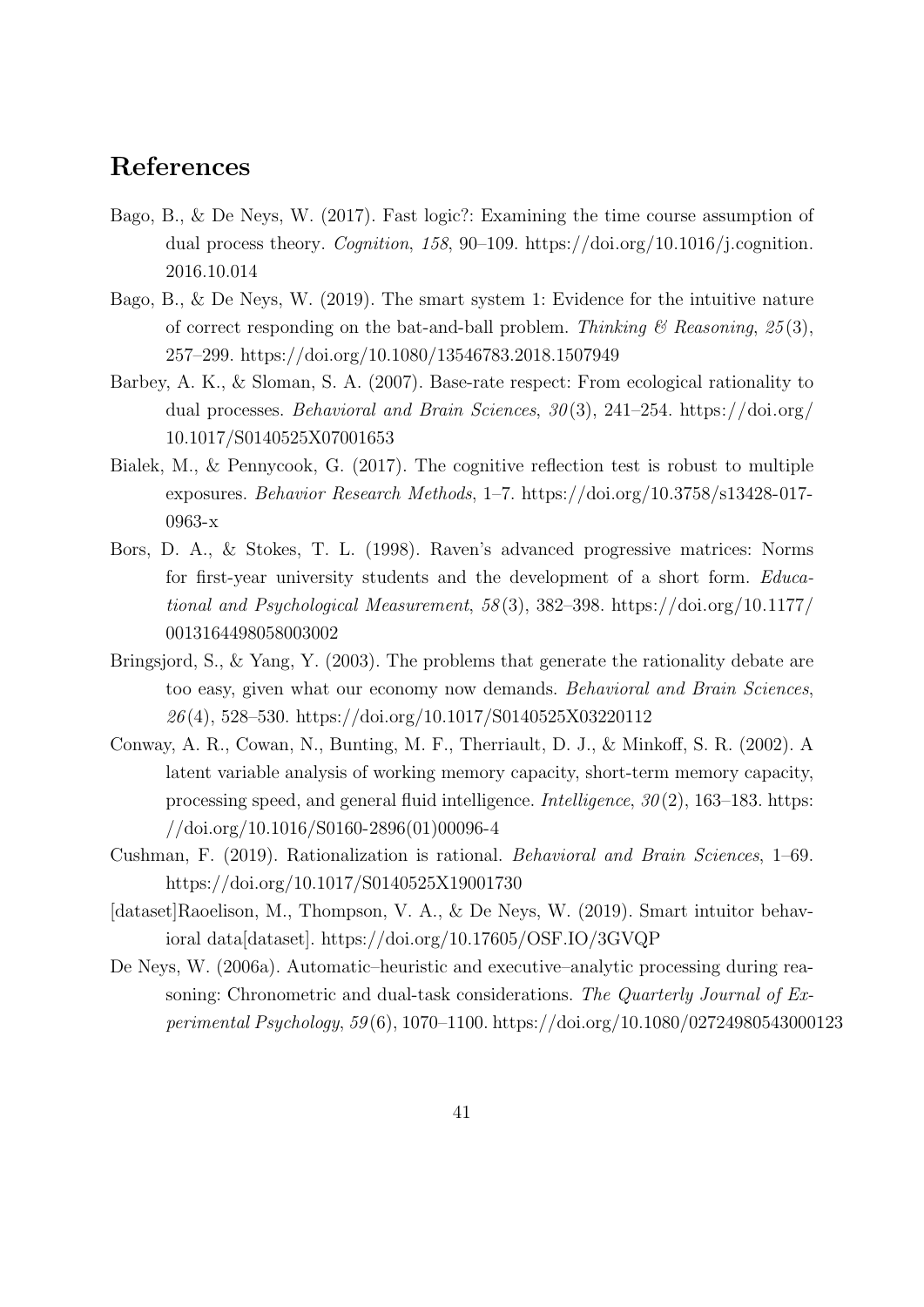## References

Bago, B., & De Neys, W. (2017). Fast logic?: Examining the time course assumption of dual process theory. *Cognition*, *158*, 90–109. https://doi.org/10.1016/j.cognition.2016.10.014

Bago, B., & De Neys, W. (2019). The smart system 1: Evidence for the intuitive nature of correct responding on the bat-and-ball problem. *Thinking & Reasoning*, *25*(3), 257–299. https://doi.org/10.1080/13546783.2018.1507949

Barbey, A. K., & Sloman, S. A. (2007). Base-rate respect: From ecological rationality to dual processes. *Behavioral and Brain Sciences*, *30*(3), 241–254. https://doi.org/10.1017/S0140525X07001653

Bialek, M., & Pennycook, G. (2017). The cognitive reflection test is robust to multiple exposures. *Behavior Research Methods*, 1–7. https://doi.org/10.3758/s13428-017-0963-x

Bors, D. A., & Stokes, T. L. (1998). Raven's advanced progressive matrices: Norms for first-year university students and the development of a short form. *Educational and Psychological Measurement*, *58*(3), 382–398. https://doi.org/10.1177/0013164498058003002

Bringsjord, S., & Yang, Y. (2003). The problems that generate the rationality debate are too easy, given what our economy now demands. *Behavioral and Brain Sciences*, *26*(4), 528–530. https://doi.org/10.1017/S0140525X03220112

Conway, A. R., Cowan, N., Bunting, M. F., Therriault, D. J., & Minkoff, S. R. (2002). A latent variable analysis of working memory capacity, short-term memory capacity, processing speed, and general fluid intelligence. *Intelligence*, *30*(2), 163–183. https://doi.org/10.1016/S0160-2896(01)00096-4

Cushman, F. (2019). Rationalization is rational. *Behavioral and Brain Sciences*, 1–69. https://doi.org/10.1017/S0140525X19001730

[dataset]Raoelison, M., Thompson, V. A., & De Neys, W. (2019). Smart intuitor behavioral data[dataset]. https://doi.org/10.17605/OSF.IO/3GVQP

De Neys, W. (2006a). Automatic–heuristic and executive–analytic processing during reasoning: Chronometric and dual-task considerations. *The Quarterly Journal of Experimental Psychology*, *59*(6), 1070–1100. https://doi.org/10.1080/02724980543000123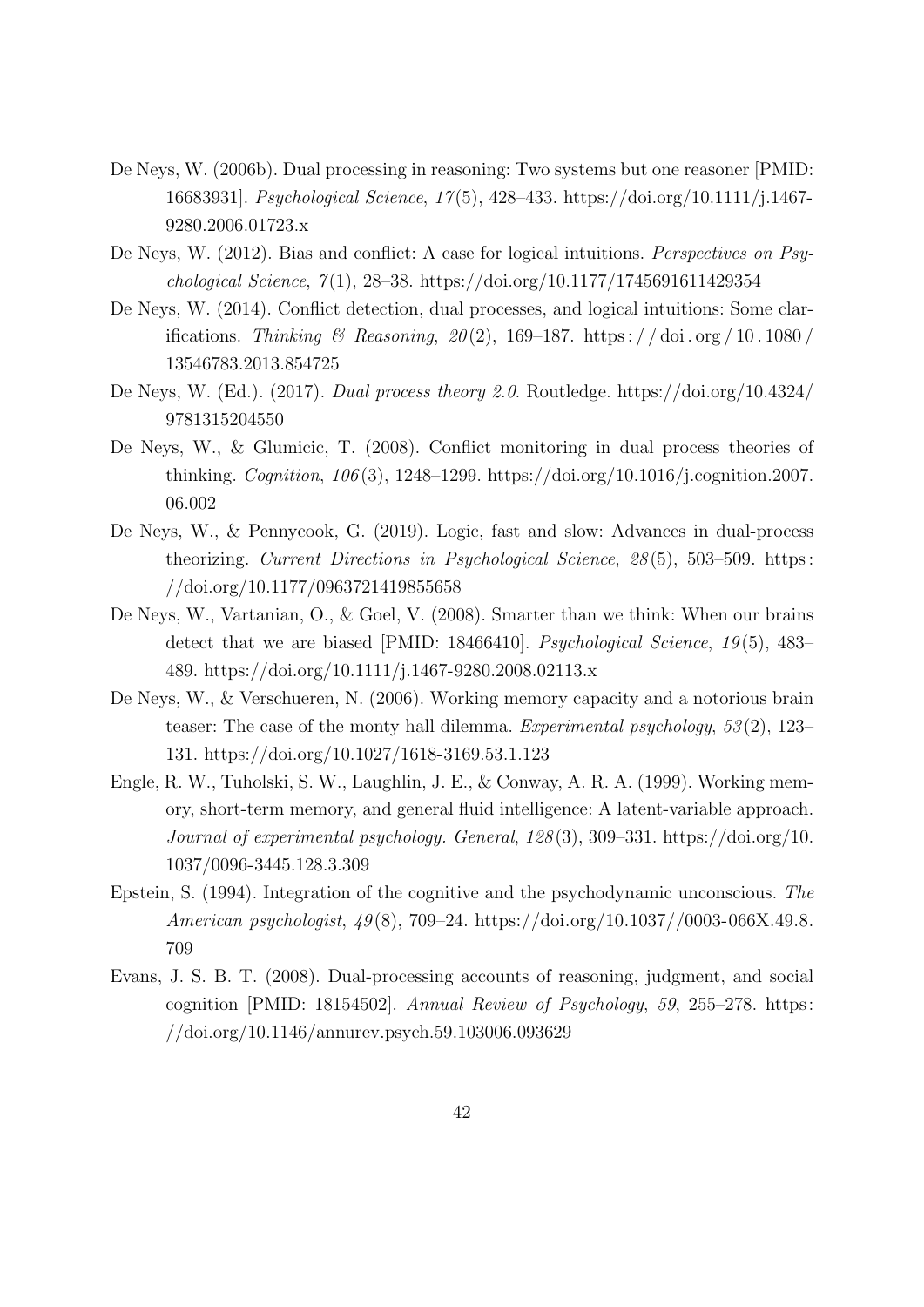De Neys, W. (2006b). Dual processing in reasoning: Two systems but one reasoner [PMID: 16683931]. *Psychological Science*, *17*(5), 428–433. https://doi.org/10.1111/j.1467-9280.2006.01723.x

De Neys, W. (2012). Bias and conflict: A case for logical intuitions. *Perspectives on Psychological Science*, *7*(1), 28–38. https://doi.org/10.1177/1745691611429354

De Neys, W. (2014). Conflict detection, dual processes, and logical intuitions: Some clarifications. *Thinking & Reasoning*, *20*(2), 169–187. https://doi.org/10.1080/13546783.2013.854725

De Neys, W. (Ed.). (2017). *Dual process theory 2.0*. Routledge. https://doi.org/10.4324/9781315204550

De Neys, W., & Glumicic, T. (2008). Conflict monitoring in dual process theories of thinking. *Cognition*, *106*(3), 1248–1299. https://doi.org/10.1016/j.cognition.2007.06.002

De Neys, W., & Pennycook, G. (2019). Logic, fast and slow: Advances in dual-process theorizing. *Current Directions in Psychological Science*, *28*(5), 503–509. https://doi.org/10.1177/0963721419855658

De Neys, W., Vartanian, O., & Goel, V. (2008). Smarter than we think: When our brains detect that we are biased [PMID: 18466410]. *Psychological Science*, *19*(5), 483–489. https://doi.org/10.1111/j.1467-9280.2008.02113.x

De Neys, W., & Verschueren, N. (2006). Working memory capacity and a notorious brain teaser: The case of the monty hall dilemma. *Experimental psychology*, *53*(2), 123–131. https://doi.org/10.1027/1618-3169.53.1.123

Engle, R. W., Tuholski, S. W., Laughlin, J. E., & Conway, A. R. A. (1999). Working memory, short-term memory, and general fluid intelligence: A latent-variable approach. *Journal of experimental psychology. General*, *128*(3), 309–331. https://doi.org/10.1037/0096-3445.128.3.309

Epstein, S. (1994). Integration of the cognitive and the psychodynamic unconscious. *The American psychologist*, *49*(8), 709–24. https://doi.org/10.1037//0003-066X.49.8.709

Evans, J. S. B. T. (2008). Dual-processing accounts of reasoning, judgment, and social cognition [PMID: 18154502]. *Annual Review of Psychology*, *59*, 255–278. https://doi.org/10.1146/annurev.psych.59.103006.093629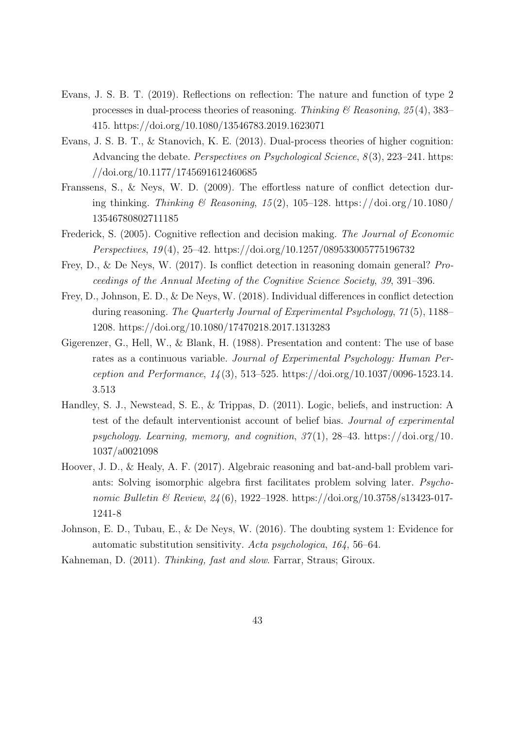Evans, J. S. B. T. (2019). Reflections on reflection: The nature and function of type 2 processes in dual-process theories of reasoning. *Thinking & Reasoning*, *25*(4), 383–415. https://doi.org/10.1080/13546783.2019.1623071

Evans, J. S. B. T., & Stanovich, K. E. (2013). Dual-process theories of higher cognition: Advancing the debate. *Perspectives on Psychological Science*, *8*(3), 223–241. https://doi.org/10.1177/1745691612460685

Franssens, S., & Neys, W. D. (2009). The effortless nature of conflict detection during thinking. *Thinking & Reasoning*, *15*(2), 105–128. https://doi.org/10.1080/13546780802711185

Frederick, S. (2005). Cognitive reflection and decision making. *The Journal of Economic Perspectives*, *19*(4), 25–42. https://doi.org/10.1257/089533005775196732

Frey, D., & De Neys, W. (2017). Is conflict detection in reasoning domain general? *Proceedings of the Annual Meeting of the Cognitive Science Society*, *39*, 391–396.

Frey, D., Johnson, E. D., & De Neys, W. (2018). Individual differences in conflict detection during reasoning. *The Quarterly Journal of Experimental Psychology*, *71*(5), 1188–1208. https://doi.org/10.1080/17470218.2017.1313283

Gigerenzer, G., Hell, W., & Blank, H. (1988). Presentation and content: The use of base rates as a continuous variable. *Journal of Experimental Psychology: Human Perception and Performance*, *14*(3), 513–525. https://doi.org/10.1037/0096-1523.14.3.513

Handley, S. J., Newstead, S. E., & Trippas, D. (2011). Logic, beliefs, and instruction: A test of the default interventionist account of belief bias. *Journal of experimental psychology. Learning, memory, and cognition*, *37*(1), 28–43. https://doi.org/10.1037/a0021098

Hoover, J. D., & Healy, A. F. (2017). Algebraic reasoning and bat-and-ball problem variants: Solving isomorphic algebra first facilitates problem solving later. *Psychonomic Bulletin & Review*, *24*(6), 1922–1928. https://doi.org/10.3758/s13423-017-1241-8

Johnson, E. D., Tubau, E., & De Neys, W. (2016). The doubting system 1: Evidence for automatic substitution sensitivity. *Acta psychologica*, *164*, 56–64.

Kahneman, D. (2011). *Thinking, fast and slow*. Farrar, Straus; Giroux.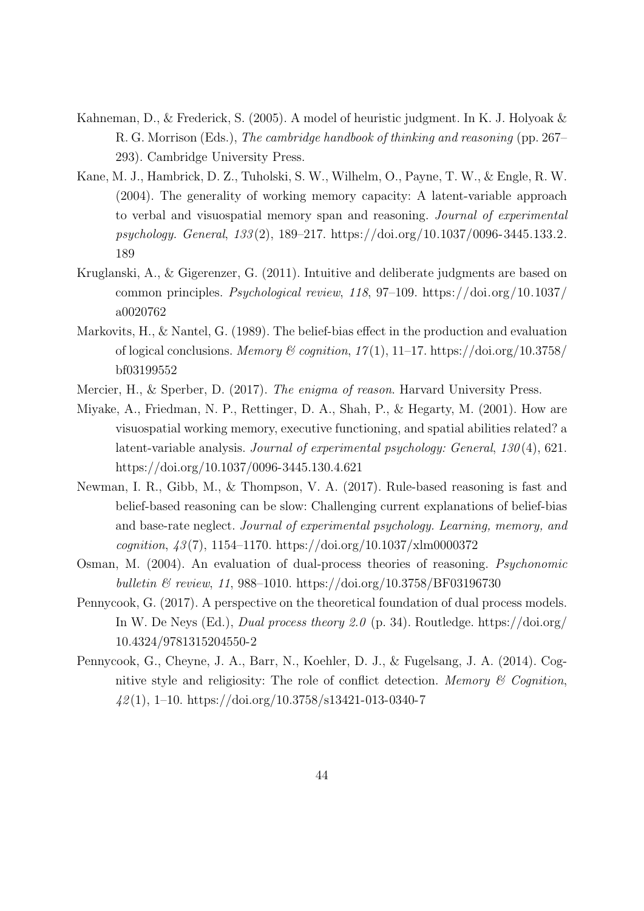Kahneman, D., & Frederick, S. (2005). A model of heuristic judgment. In K. J. Holyoak & R. G. Morrison (Eds.), *The cambridge handbook of thinking and reasoning* (pp. 267–293). Cambridge University Press.

Kane, M. J., Hambrick, D. Z., Tuholski, S. W., Wilhelm, O., Payne, T. W., & Engle, R. W. (2004). The generality of working memory capacity: A latent-variable approach to verbal and visuospatial memory span and reasoning. *Journal of experimental psychology. General*, *133*(2), 189–217. https://doi.org/10.1037/0096-3445.133.2.189

Kruglanski, A., & Gigerenzer, G. (2011). Intuitive and deliberate judgments are based on common principles. *Psychological review*, *118*, 97–109. https://doi.org/10.1037/a0020762

Markovits, H., & Nantel, G. (1989). The belief-bias effect in the production and evaluation of logical conclusions. *Memory & cognition*, *17*(1), 11–17. https://doi.org/10.3758/bf03199552

Mercier, H., & Sperber, D. (2017). *The enigma of reason*. Harvard University Press.

Miyake, A., Friedman, N. P., Rettinger, D. A., Shah, P., & Hegarty, M. (2001). How are visuospatial working memory, executive functioning, and spatial abilities related? a latent-variable analysis. *Journal of experimental psychology: General*, *130*(4), 621. https://doi.org/10.1037/0096-3445.130.4.621

Newman, I. R., Gibb, M., & Thompson, V. A. (2017). Rule-based reasoning is fast and belief-based reasoning can be slow: Challenging current explanations of belief-bias and base-rate neglect. *Journal of experimental psychology. Learning, memory, and cognition*, *43*(7), 1154–1170. https://doi.org/10.1037/xlm0000372

Osman, M. (2004). An evaluation of dual-process theories of reasoning. *Psychonomic bulletin & review*, *11*, 988–1010. https://doi.org/10.3758/BF03196730

Pennycook, G. (2017). A perspective on the theoretical foundation of dual process models. In W. De Neys (Ed.), *Dual process theory 2.0* (p. 34). Routledge. https://doi.org/10.4324/9781315204550-2

Pennycook, G., Cheyne, J. A., Barr, N., Koehler, D. J., & Fugelsang, J. A. (2014). Cognitive style and religiosity: The role of conflict detection. *Memory & Cognition*, *42*(1), 1–10. https://doi.org/10.3758/s13421-013-0340-7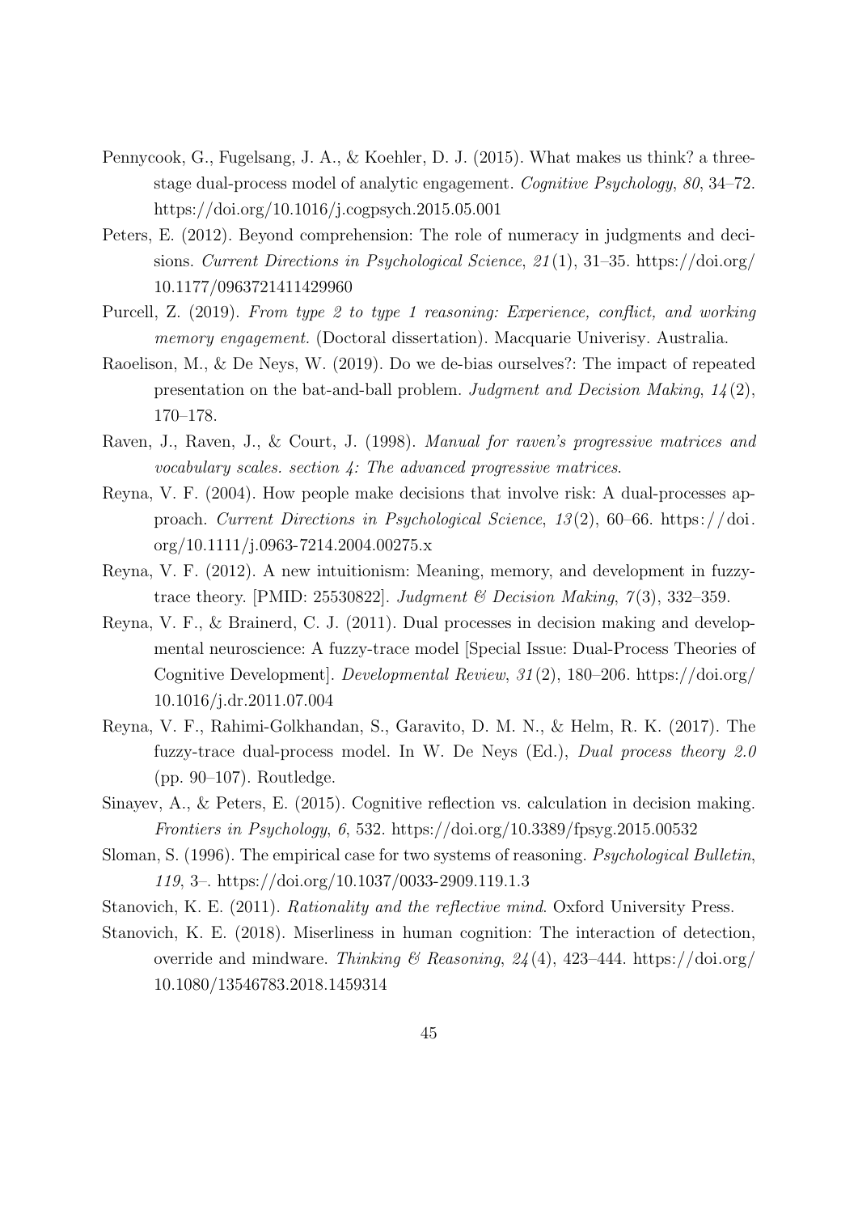Pennycook, G., Fugelsang, J. A., & Koehler, D. J. (2015). What makes us think? a three-stage dual-process model of analytic engagement. *Cognitive Psychology*, *80*, 34–72. https://doi.org/10.1016/j.cogpsych.2015.05.001

Peters, E. (2012). Beyond comprehension: The role of numeracy in judgments and decisions. *Current Directions in Psychological Science*, *21*(1), 31–35. https://doi.org/10.1177/0963721411429960

Purcell, Z. (2019). *From type 2 to type 1 reasoning: Experience, conflict, and working memory engagement.* (Doctoral dissertation). Macquarie Univerisy. Australia.

Raoelison, M., & De Neys, W. (2019). Do we de-bias ourselves?: The impact of repeated presentation on the bat-and-ball problem. *Judgment and Decision Making*, *14*(2), 170–178.

Raven, J., Raven, J., & Court, J. (1998). *Manual for raven's progressive matrices and vocabulary scales. section 4: The advanced progressive matrices.*

Reyna, V. F. (2004). How people make decisions that involve risk: A dual-processes approach. *Current Directions in Psychological Science*, *13*(2), 60–66. https://doi.org/10.1111/j.0963-7214.2004.00275.x

Reyna, V. F. (2012). A new intuitionism: Meaning, memory, and development in fuzzy-trace theory. [PMID: 25530822]. *Judgment & Decision Making*, *7*(3), 332–359.

Reyna, V. F., & Brainerd, C. J. (2011). Dual processes in decision making and developmental neuroscience: A fuzzy-trace model [Special Issue: Dual-Process Theories of Cognitive Development]. *Developmental Review*, *31*(2), 180–206. https://doi.org/10.1016/j.dr.2011.07.004

Reyna, V. F., Rahimi-Golkhandan, S., Garavito, D. M. N., & Helm, R. K. (2017). The fuzzy-trace dual-process model. In W. De Neys (Ed.), *Dual process theory 2.0* (pp. 90–107). Routledge.

Sinayev, A., & Peters, E. (2015). Cognitive reflection vs. calculation in decision making. *Frontiers in Psychology*, *6*, 532. https://doi.org/10.3389/fpsyg.2015.00532

Sloman, S. (1996). The empirical case for two systems of reasoning. *Psychological Bulletin*, *119*, 3–. https://doi.org/10.1037/0033-2909.119.1.3

Stanovich, K. E. (2011). *Rationality and the reflective mind*. Oxford University Press.

Stanovich, K. E. (2018). Miserliness in human cognition: The interaction of detection, override and mindware. *Thinking & Reasoning*, *24*(4), 423–444. https://doi.org/10.1080/13546783.2018.1459314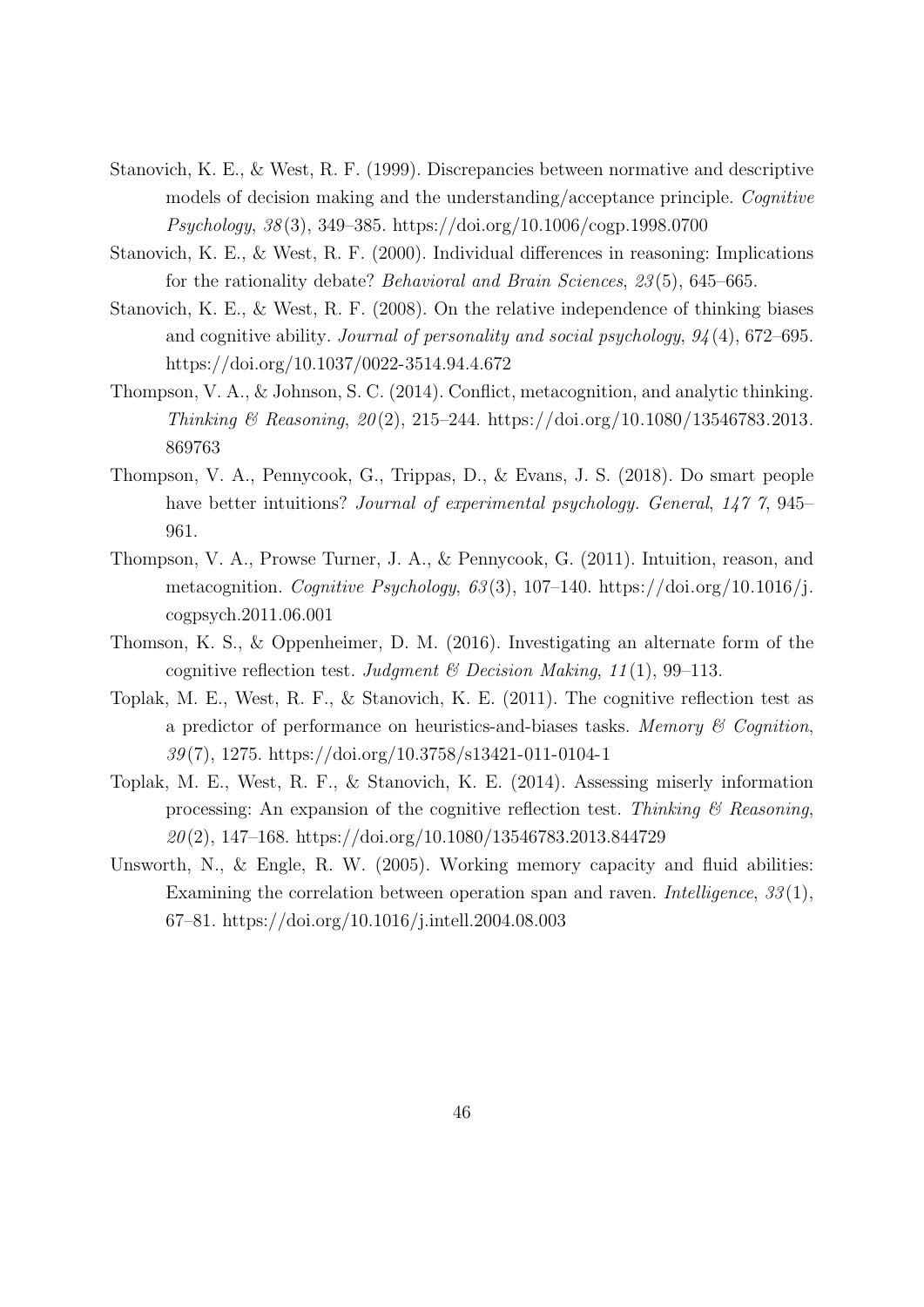Stanovich, K. E., & West, R. F. (1999). Discrepancies between normative and descriptive models of decision making and the understanding/acceptance principle. *Cognitive Psychology*, *38*(3), 349–385. https://doi.org/10.1006/cogp.1998.0700

Stanovich, K. E., & West, R. F. (2000). Individual differences in reasoning: Implications for the rationality debate? *Behavioral and Brain Sciences*, *23*(5), 645–665.

Stanovich, K. E., & West, R. F. (2008). On the relative independence of thinking biases and cognitive ability. *Journal of personality and social psychology*, *94*(4), 672–695. https://doi.org/10.1037/0022-3514.94.4.672

Thompson, V. A., & Johnson, S. C. (2014). Conflict, metacognition, and analytic thinking. *Thinking & Reasoning*, *20*(2), 215–244. https://doi.org/10.1080/13546783.2013.869763

Thompson, V. A., Pennycook, G., Trippas, D., & Evans, J. S. (2018). Do smart people have better intuitions? *Journal of experimental psychology. General*, *147 7*, 945–961.

Thompson, V. A., Prowse Turner, J. A., & Pennycook, G. (2011). Intuition, reason, and metacognition. *Cognitive Psychology*, *63*(3), 107–140. https://doi.org/10.1016/j.cogpsych.2011.06.001

Thomson, K. S., & Oppenheimer, D. M. (2016). Investigating an alternate form of the cognitive reflection test. *Judgment & Decision Making*, *11*(1), 99–113.

Toplak, M. E., West, R. F., & Stanovich, K. E. (2011). The cognitive reflection test as a predictor of performance on heuristics-and-biases tasks. *Memory & Cognition*, *39*(7), 1275. https://doi.org/10.3758/s13421-011-0104-1

Toplak, M. E., West, R. F., & Stanovich, K. E. (2014). Assessing miserly information processing: An expansion of the cognitive reflection test. *Thinking & Reasoning*, *20*(2), 147–168. https://doi.org/10.1080/13546783.2013.844729

Unsworth, N., & Engle, R. W. (2005). Working memory capacity and fluid abilities: Examining the correlation between operation span and raven. *Intelligence*, *33*(1), 67–81. https://doi.org/10.1016/j.intell.2004.08.003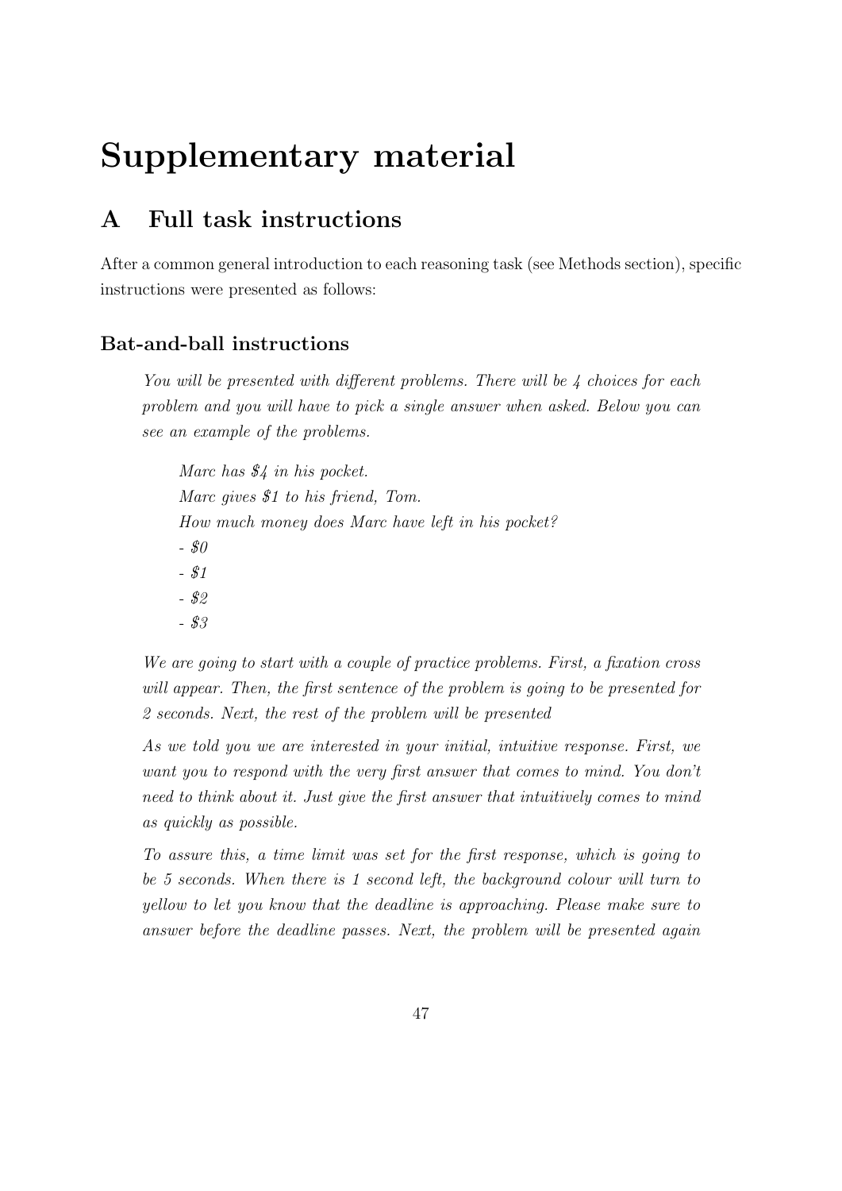# Supplementary material

## A Full task instructions

After a common general introduction to each reasoning task (see Methods section), specific instructions were presented as follows:

### Bat-and-ball instructions

*You will be presented with different problems. There will be 4 choices for each problem and you will have to pick a single answer when asked. Below you can see an example of the problems.*

> *Marc has $4 in his pocket.*
> *Marc gives $1 to his friend, Tom.*
> *How much money does Marc have left in his pocket?*
> *- $0*
> *- $1*
> *- $2*
> *- $3*

*We are going to start with a couple of practice problems. First, a fixation cross will appear. Then, the first sentence of the problem is going to be presented for 2 seconds. Next, the rest of the problem will be presented*

*As we told you we are interested in your initial, intuitive response. First, we want you to respond with the very first answer that comes to mind. You don't need to think about it. Just give the first answer that intuitively comes to mind as quickly as possible.*

*To assure this, a time limit was set for the first response, which is going to be 5 seconds. When there is 1 second left, the background colour will turn to yellow to let you know that the deadline is approaching. Please make sure to answer before the deadline passes. Next, the problem will be presented again*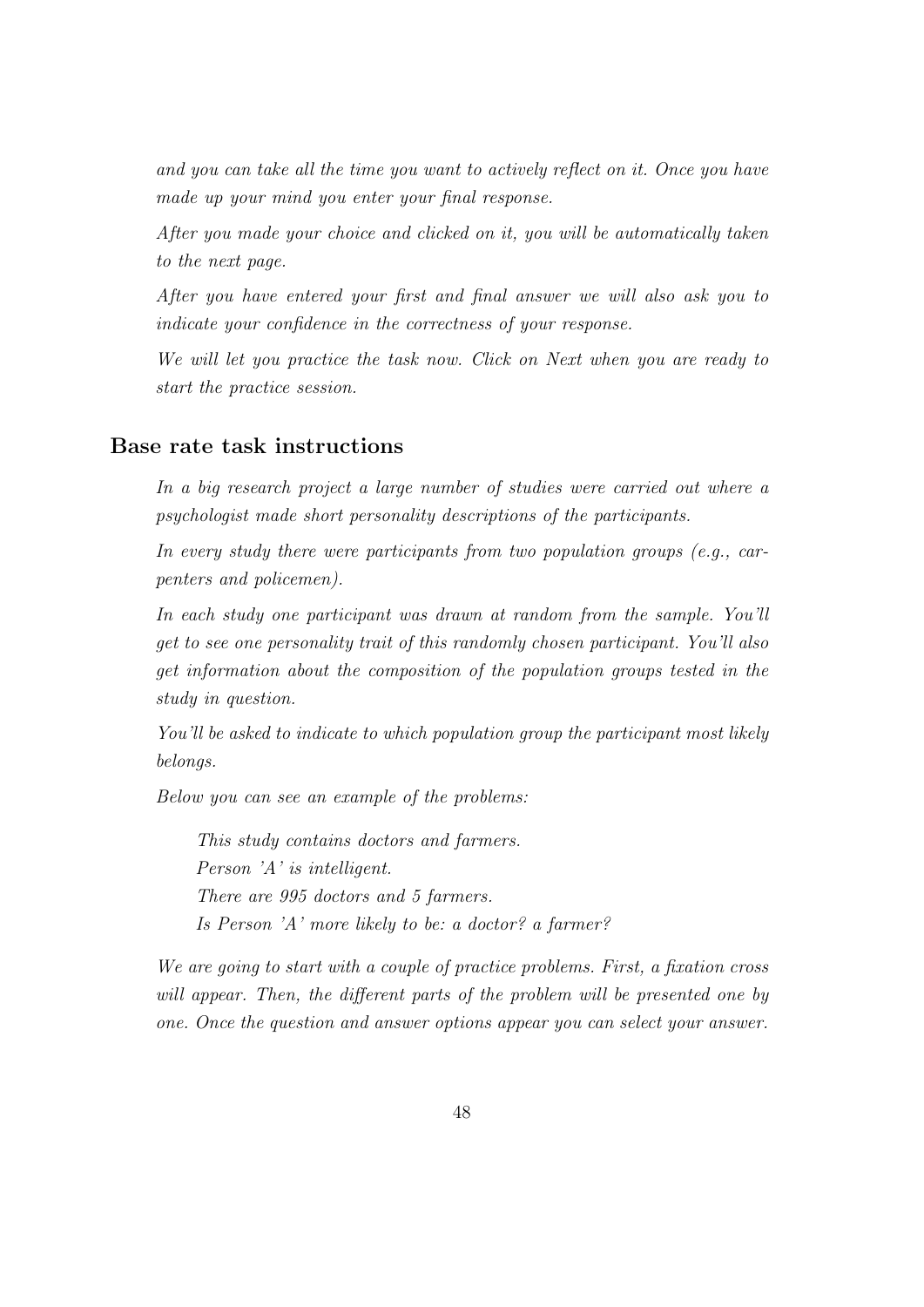*and you can take all the time you want to actively reflect on it. Once you have made up your mind you enter your final response.*

*After you made your choice and clicked on it, you will be automatically taken to the next page.*

*After you have entered your first and final answer we will also ask you to indicate your confidence in the correctness of your response.*

*We will let you practice the task now. Click on Next when you are ready to start the practice session.*

## Base rate task instructions

*In a big research project a large number of studies were carried out where a psychologist made short personality descriptions of the participants.*

*In every study there were participants from two population groups (e.g., carpenters and policemen).*

*In each study one participant was drawn at random from the sample. You'll get to see one personality trait of this randomly chosen participant. You'll also get information about the composition of the population groups tested in the study in question.*

*You'll be asked to indicate to which population group the participant most likely belongs.*

*Below you can see an example of the problems:*

> *This study contains doctors and farmers.*
> *Person 'A' is intelligent.*
> *There are 995 doctors and 5 farmers.*
> *Is Person 'A' more likely to be: a doctor? a farmer?*

*We are going to start with a couple of practice problems. First, a fixation cross will appear. Then, the different parts of the problem will be presented one by one. Once the question and answer options appear you can select your answer.*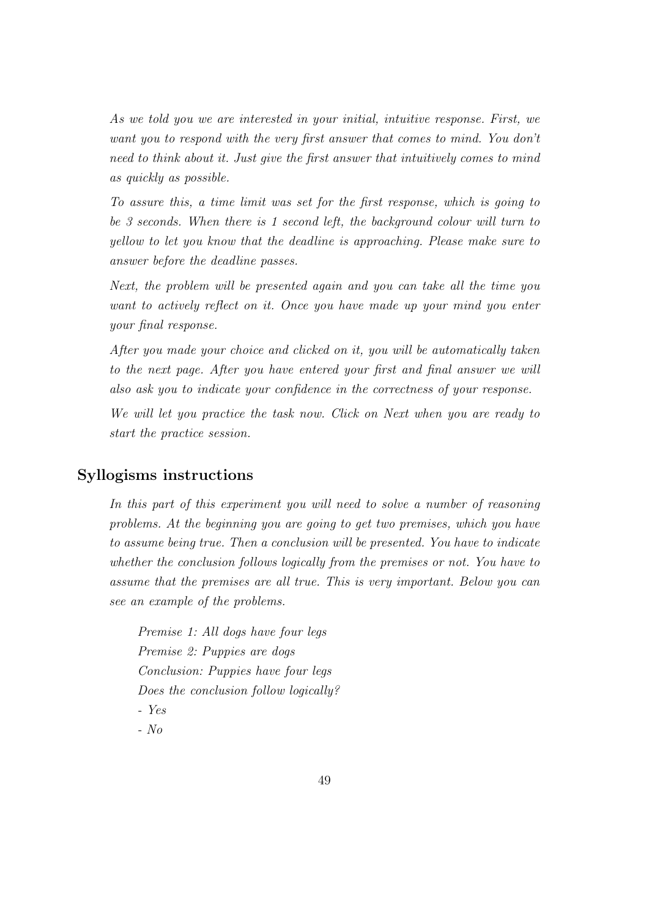*As we told you we are interested in your initial, intuitive response. First, we want you to respond with the very first answer that comes to mind. You don't need to think about it. Just give the first answer that intuitively comes to mind as quickly as possible.*

*To assure this, a time limit was set for the first response, which is going to be 3 seconds. When there is 1 second left, the background colour will turn to yellow to let you know that the deadline is approaching. Please make sure to answer before the deadline passes.*

*Next, the problem will be presented again and you can take all the time you want to actively reflect on it. Once you have made up your mind you enter your final response.*

*After you made your choice and clicked on it, you will be automatically taken to the next page. After you have entered your first and final answer we will also ask you to indicate your confidence in the correctness of your response.*

*We will let you practice the task now. Click on Next when you are ready to start the practice session.*

## Syllogisms instructions

*In this part of this experiment you will need to solve a number of reasoning problems. At the beginning you are going to get two premises, which you have to assume being true. Then a conclusion will be presented. You have to indicate whether the conclusion follows logically from the premises or not. You have to assume that the premises are all true. This is very important. Below you can see an example of the problems.*

*Premise 1: All dogs have four legs*
*Premise 2: Puppies are dogs*
*Conclusion: Puppies have four legs*
*Does the conclusion follow logically?*
*- Yes*
*- No*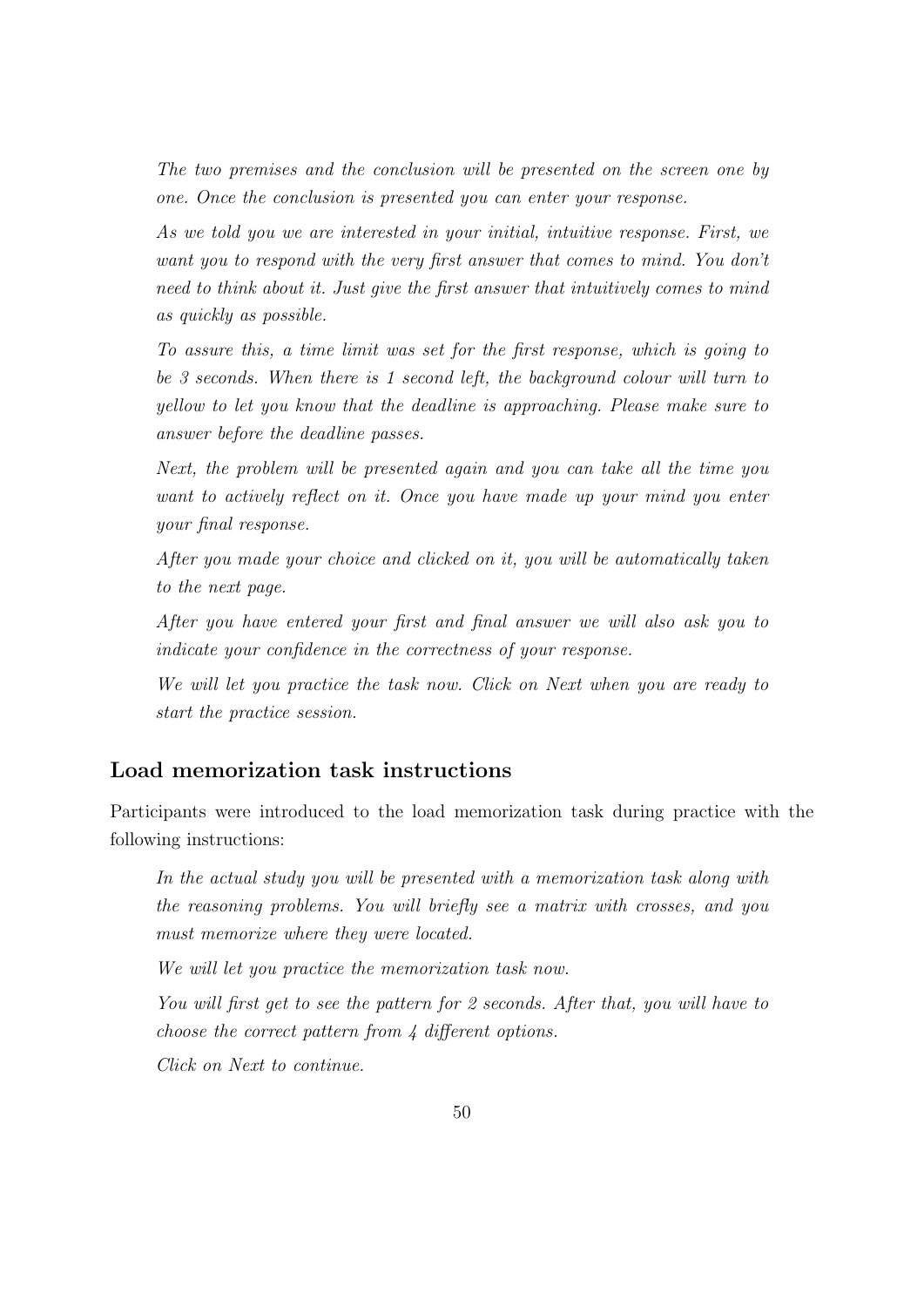*The two premises and the conclusion will be presented on the screen one by one. Once the conclusion is presented you can enter your response.*

*As we told you we are interested in your initial, intuitive response. First, we want you to respond with the very first answer that comes to mind. You don't need to think about it. Just give the first answer that intuitively comes to mind as quickly as possible.*

*To assure this, a time limit was set for the first response, which is going to be 3 seconds. When there is 1 second left, the background colour will turn to yellow to let you know that the deadline is approaching. Please make sure to answer before the deadline passes.*

*Next, the problem will be presented again and you can take all the time you want to actively reflect on it. Once you have made up your mind you enter your final response.*

*After you made your choice and clicked on it, you will be automatically taken to the next page.*

*After you have entered your first and final answer we will also ask you to indicate your confidence in the correctness of your response.*

*We will let you practice the task now. Click on Next when you are ready to start the practice session.*

## Load memorization task instructions

Participants were introduced to the load memorization task during practice with the following instructions:

*In the actual study you will be presented with a memorization task along with the reasoning problems. You will briefly see a matrix with crosses, and you must memorize where they were located.*

*We will let you practice the memorization task now.*

*You will first get to see the pattern for 2 seconds. After that, you will have to choose the correct pattern from 4 different options.*

*Click on Next to continue.*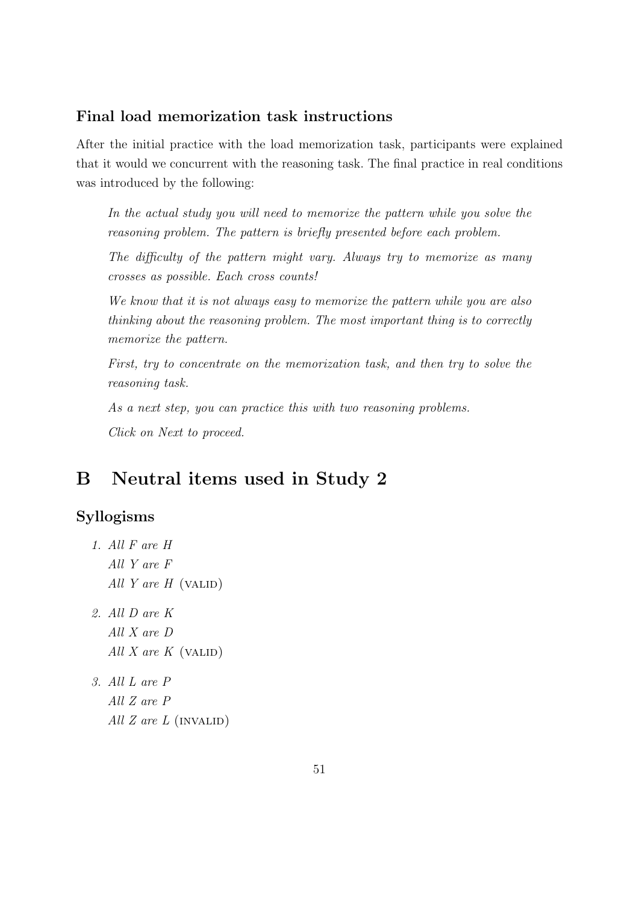### Final load memorization task instructions

After the initial practice with the load memorization task, participants were explained that it would we concurrent with the reasoning task. The final practice in real conditions was introduced by the following:

> *In the actual study you will need to memorize the pattern while you solve the reasoning problem. The pattern is briefly presented before each problem.*
>
> *The difficulty of the pattern might vary. Always try to memorize as many crosses as possible. Each cross counts!*
>
> *We know that it is not always easy to memorize the pattern while you are also thinking about the reasoning problem. The most important thing is to correctly memorize the pattern.*
>
> *First, try to concentrate on the memorization task, and then try to solve the reasoning task.*
>
> *As a next step, you can practice this with two reasoning problems.*
>
> *Click on Next to proceed.*

## B Neutral items used in Study 2

### Syllogisms

1. *All F are H*
   *All Y are F*
   *All Y are H* (VALID)
2. *All D are K*
   *All X are D*
   *All X are K* (VALID)
3. *All L are P*
   *All Z are P*
   *All Z are L* (INVALID)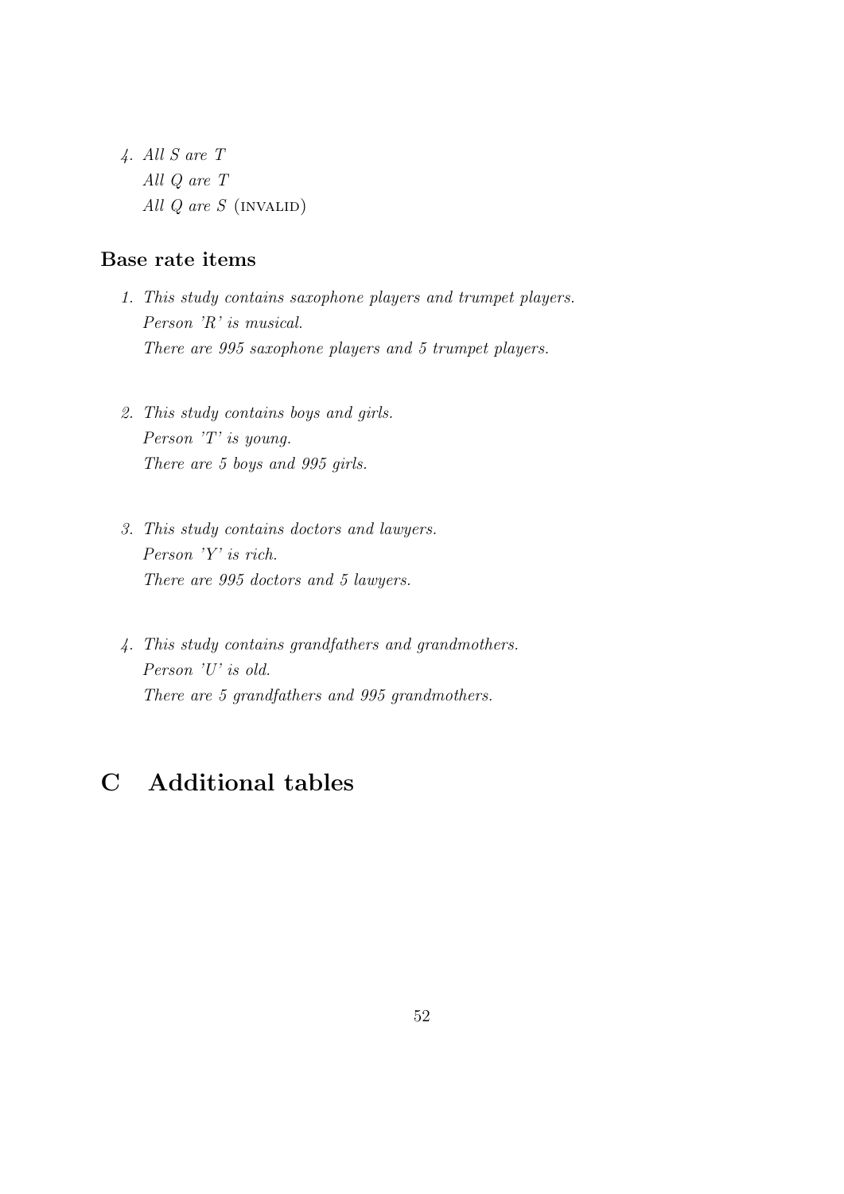4. *All S are T*
   *All Q are T*
   *All Q are S* (INVALID)

### Base rate items

1. *This study contains saxophone players and trumpet players.*
   *Person 'R' is musical.*
   *There are 995 saxophone players and 5 trumpet players.*

2. *This study contains boys and girls.*
   *Person 'T' is young.*
   *There are 5 boys and 995 girls.*

3. *This study contains doctors and lawyers.*
   *Person 'Y' is rich.*
   *There are 995 doctors and 5 lawyers.*

4. *This study contains grandfathers and grandmothers.*
   *Person 'U' is old.*
   *There are 5 grandfathers and 995 grandmothers.*

# C Additional tables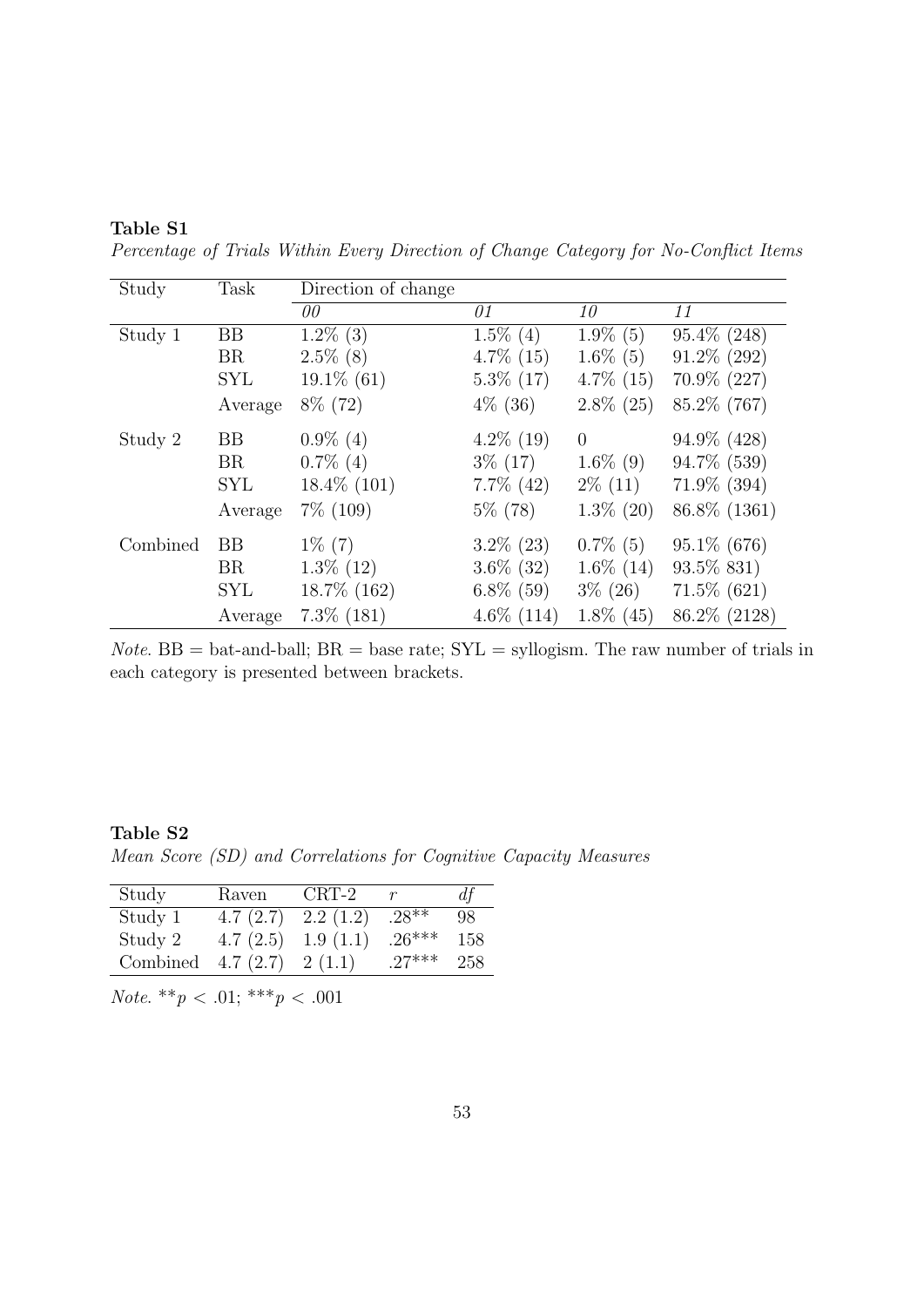**Table S1**

*Percentage of Trials Within Every Direction of Change Category for No-Conflict Items*

| Study | Task | Direction of change | | | |
|---|---|---|---|---|---|
| | | *00* | *01* | *10* | *11* |
| Study 1 | BB | 1.2% (3) | 1.5% (4) | 1.9% (5) | 95.4% (248) |
| | BR | 2.5% (8) | 4.7% (15) | 1.6% (5) | 91.2% (292) |
| | SYL | 19.1% (61) | 5.3% (17) | 4.7% (15) | 70.9% (227) |
| | Average | 8% (72) | 4% (36) | 2.8% (25) | 85.2% (767) |
| Study 2 | BB | 0.9% (4) | 4.2% (19) | 0 | 94.9% (428) |
| | BR | 0.7% (4) | 3% (17) | 1.6% (9) | 94.7% (539) |
| | SYL | 18.4% (101) | 7.7% (42) | 2% (11) | 71.9% (394) |
| | Average | 7% (109) | 5% (78) | 1.3% (20) | 86.8% (1361) |
| Combined | BB | 1% (7) | 3.2% (23) | 0.7% (5) | 95.1% (676) |
| | BR | 1.3% (12) | 3.6% (32) | 1.6% (14) | 93.5% 831) |
| | SYL | 18.7% (162) | 6.8% (59) | 3% (26) | 71.5% (621) |
| | Average | 7.3% (181) | 4.6% (114) | 1.8% (45) | 86.2% (2128) |

*Note.* BB = bat-and-ball; BR = base rate; SYL = syllogism. The raw number of trials in each category is presented between brackets.

**Table S2**

*Mean Score (SD) and Correlations for Cognitive Capacity Measures*

| Study | Raven | CRT-2 | *r* | *df* |
|---|---|---|---|---|
| Study 1 | 4.7 (2.7) | 2.2 (1.2) | .28** | 98 |
| Study 2 | 4.7 (2.5) | 1.9 (1.1) | .26*** | 158 |
| Combined | 4.7 (2.7) | 2 (1.1) | .27*** | 258 |

*Note.* $^{**}p < .01$; $^{***}p < .001$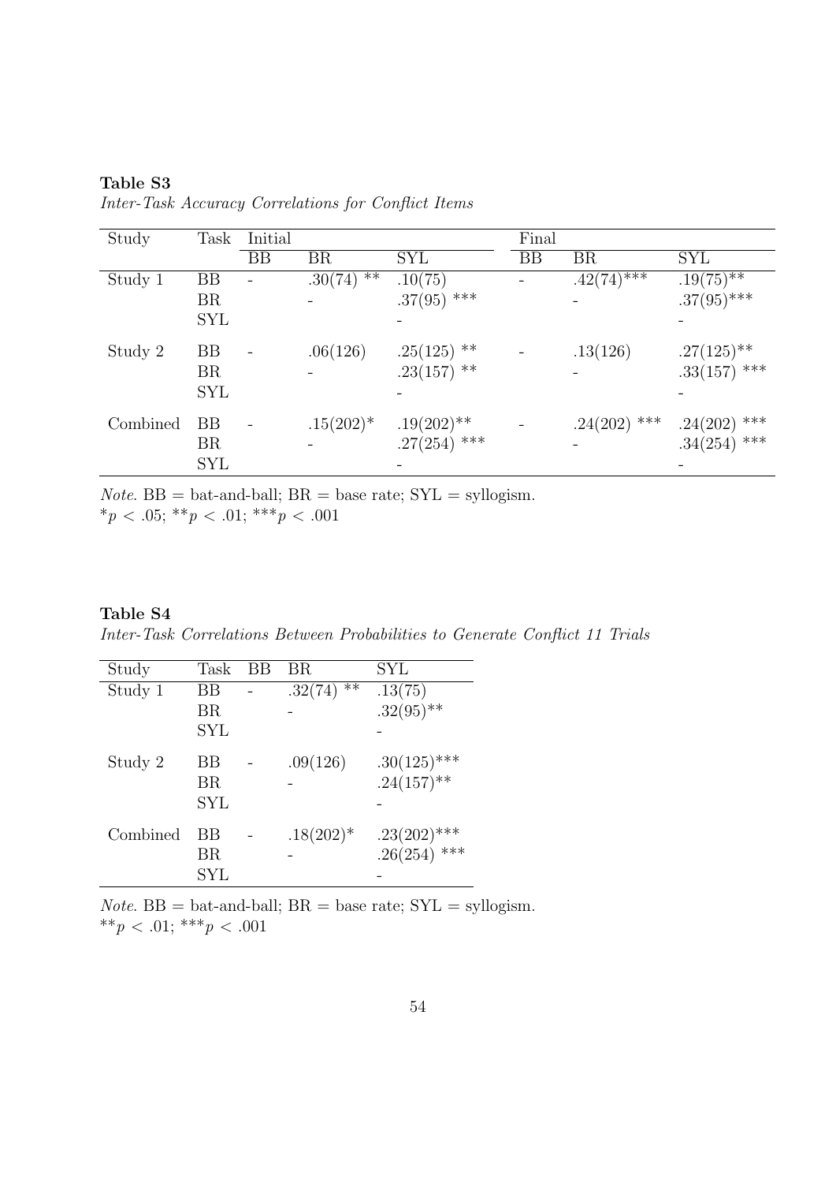**Table S3**

*Inter-Task Accuracy Correlations for Conflict Items*

| Study | Task | Initial | | | Final | | |
|---|---|---|---|---|---|---|---|
| | | BB | BR | SYL | BB | BR | SYL |
| Study 1 | BB | - | .30(74) ** | .10(75) | - | .42(74)*** | .19(75)** |
| | BR | | - | .37(95) *** | | - | .37(95)*** |
| | SYL | | | - | | | - |
| Study 2 | BB | - | .06(126) | .25(125) ** | - | .13(126) | .27(125)** |
| | BR | | - | .23(157) ** | | - | .33(157) *** |
| | SYL | | | - | | | - |
| Combined | BB | - | .15(202)* | .19(202)** | - | .24(202) *** | .24(202) *** |
| | BR | | - | .27(254) *** | | - | .34(254) *** |
| | SYL | | | - | | | - |

*Note.* BB = bat-and-ball; BR = base rate; SYL = syllogism.
*$p < .05$; **$p < .01$; ***$p < .001$

**Table S4**

*Inter-Task Correlations Between Probabilities to Generate Conflict 11 Trials*

| Study | Task | BB | BR | SYL |
|---|---|---|---|---|
| Study 1 | BB | - | .32(74) ** | .13(75) |
| | BR | | - | .32(95)** |
| | SYL | | | - |
| Study 2 | BB | - | .09(126) | .30(125)*** |
| | BR | | - | .24(157)** |
| | SYL | | | - |
| Combined | BB | - | .18(202)* | .23(202)*** |
| | BR | | - | .26(254) *** |
| | SYL | | | - |

*Note.* BB = bat-and-ball; BR = base rate; SYL = syllogism.
**$p < .01$; ***$p < .001$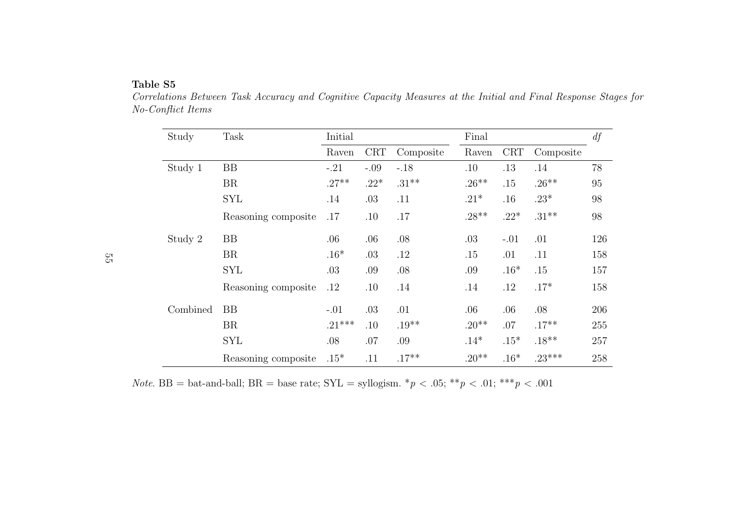**Table S5**

*Correlations Between Task Accuracy and Cognitive Capacity Measures at the Initial and Final Response Stages for No-Conflict Items*

| Study | Task | Initial | | | Final | | | *df* |
|---|---|---|---|---|---|---|---|---|
| | | Raven | CRT | Composite | Raven | CRT | Composite | |
| Study 1 | BB | -.21 | -.09 | -.18 | .10 | .13 | .14 | 78 |
| | BR | .27** | .22* | .31** | .26** | .15 | .26** | 95 |
| | SYL | .14 | .03 | .11 | .21* | .16 | .23* | 98 |
| | Reasoning composite | .17 | .10 | .17 | .28** | .22* | .31** | 98 |
| Study 2 | BB | .06 | .06 | .08 | .03 | -.01 | .01 | 126 |
| | BR | .16* | .03 | .12 | .15 | .01 | .11 | 158 |
| | SYL | .03 | .09 | .08 | .09 | .16* | .15 | 157 |
| | Reasoning composite | .12 | .10 | .14 | .14 | .12 | .17* | 158 |
| Combined | BB | -.01 | .03 | .01 | .06 | .06 | .08 | 206 |
| | BR | .21*** | .10 | .19** | .20** | .07 | .17** | 255 |
| | SYL | .08 | .07 | .09 | .14* | .15* | .18** | 257 |
| | Reasoning composite | .15* | .11 | .17** | .20** | .16* | .23*** | 258 |

*Note.* BB = bat-and-ball; BR = base rate; SYL = syllogism. *$p < .05$; **$p < .01$; ***$p < .001$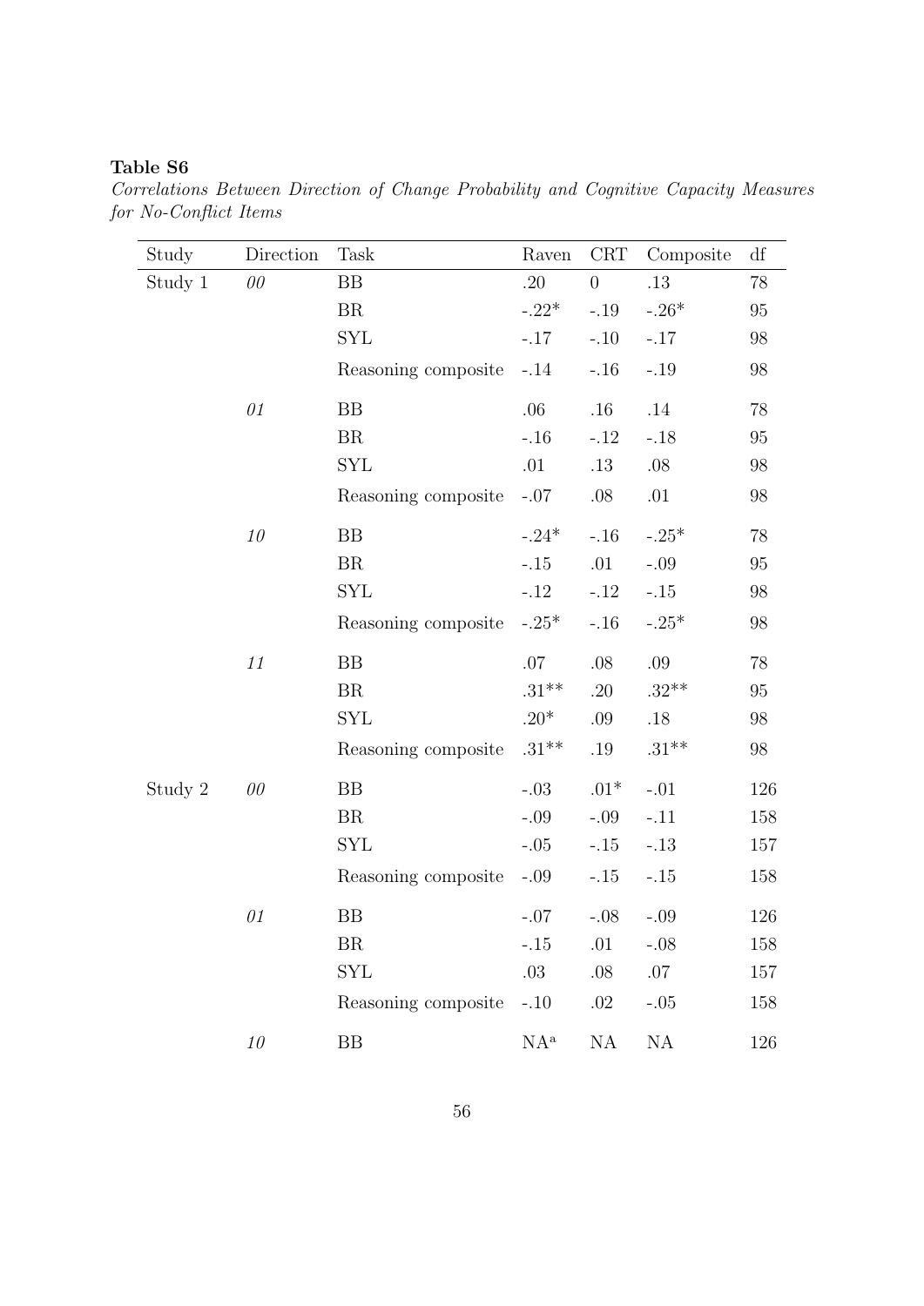**Table S6**

*Correlations Between Direction of Change Probability and Cognitive Capacity Measures for No-Conflict Items*

| Study | Direction | Task | Raven | CRT | Composite | df |
|---|---|---|---|---|---|---|
| Study 1 | *00* | BB | .20 | 0 | .13 | 78 |
| | | BR | -.22* | -.19 | -.26* | 95 |
| | | SYL | -.17 | -.10 | -.17 | 98 |
| | | Reasoning composite | -.14 | -.16 | -.19 | 98 |
| | *01* | BB | .06 | .16 | .14 | 78 |
| | | BR | -.16 | -.12 | -.18 | 95 |
| | | SYL | .01 | .13 | .08 | 98 |
| | | Reasoning composite | -.07 | .08 | .01 | 98 |
| | *10* | BB | -.24* | -.16 | -.25* | 78 |
| | | BR | -.15 | .01 | -.09 | 95 |
| | | SYL | -.12 | -.12 | -.15 | 98 |
| | | Reasoning composite | -.25* | -.16 | -.25* | 98 |
| | *11* | BB | .07 | .08 | .09 | 78 |
| | | BR | .31** | .20 | .32** | 95 |
| | | SYL | .20* | .09 | .18 | 98 |
| | | Reasoning composite | .31** | .19 | .31** | 98 |
| Study 2 | *00* | BB | -.03 | .01* | -.01 | 126 |
| | | BR | -.09 | -.09 | -.11 | 158 |
| | | SYL | -.05 | -.15 | -.13 | 157 |
| | | Reasoning composite | -.09 | -.15 | -.15 | 158 |
| | *01* | BB | -.07 | -.08 | -.09 | 126 |
| | | BR | -.15 | .01 | -.08 | 158 |
| | | SYL | .03 | .08 | .07 | 157 |
| | | Reasoning composite | -.10 | .02 | -.05 | 158 |
| | *10* | BB | NA[a] | NA | NA | 126 |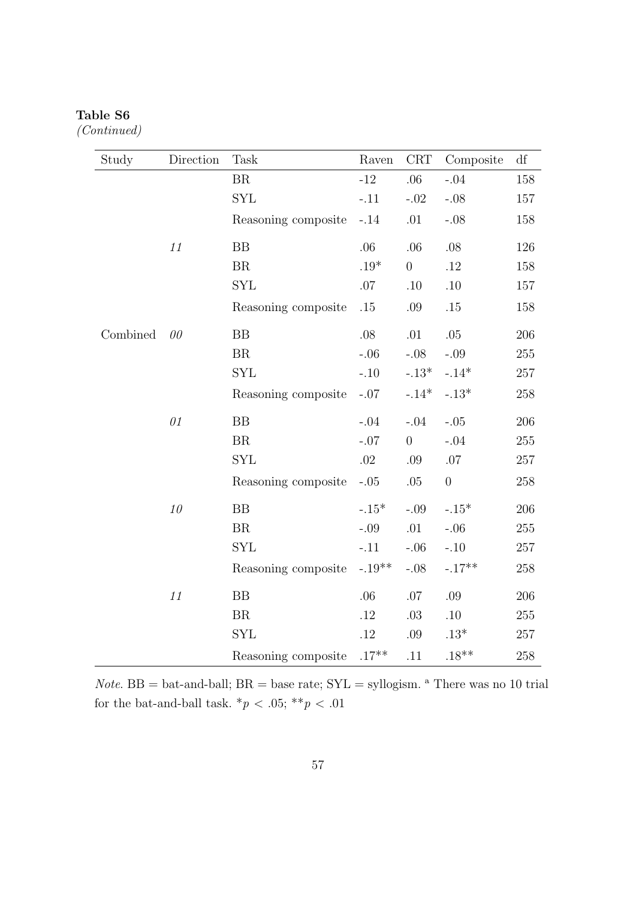**Table S6**
*(Continued)*

| Study | Direction | Task | Raven | CRT | Composite | df |
|---|---|---|---|---|---|---|
| | | BR | -12 | .06 | -.04 | 158 |
| | | SYL | -.11 | -.02 | -.08 | 157 |
| | | Reasoning composite | -.14 | .01 | -.08 | 158 |
| | *11* | BB | .06 | .06 | .08 | 126 |
| | | BR | .19* | 0 | .12 | 158 |
| | | SYL | .07 | .10 | .10 | 157 |
| | | Reasoning composite | .15 | .09 | .15 | 158 |
| Combined | *00* | BB | .08 | .01 | .05 | 206 |
| | | BR | -.06 | -.08 | -.09 | 255 |
| | | SYL | -.10 | -.13* | -.14* | 257 |
| | | Reasoning composite | -.07 | -.14* | -.13* | 258 |
| | *01* | BB | -.04 | -.04 | -.05 | 206 |
| | | BR | -.07 | 0 | -.04 | 255 |
| | | SYL | .02 | .09 | .07 | 257 |
| | | Reasoning composite | -.05 | .05 | 0 | 258 |
| | *10* | BB | -.15* | -.09 | -.15* | 206 |
| | | BR | -.09 | .01 | -.06 | 255 |
| | | SYL | -.11 | -.06 | -.10 | 257 |
| | | Reasoning composite | -.19** | -.08 | -.17** | 258 |
| | *11* | BB | .06 | .07 | .09 | 206 |
| | | BR | .12 | .03 | .10 | 255 |
| | | SYL | .12 | .09 | .13* | 257 |
| | | Reasoning composite | .17** | .11 | .18** | 258 |

*Note.* BB = bat-and-ball; BR = base rate; SYL = syllogism. [a] There was no 10 trial for the bat-and-ball task. *$p < .05$; **$p < .01$